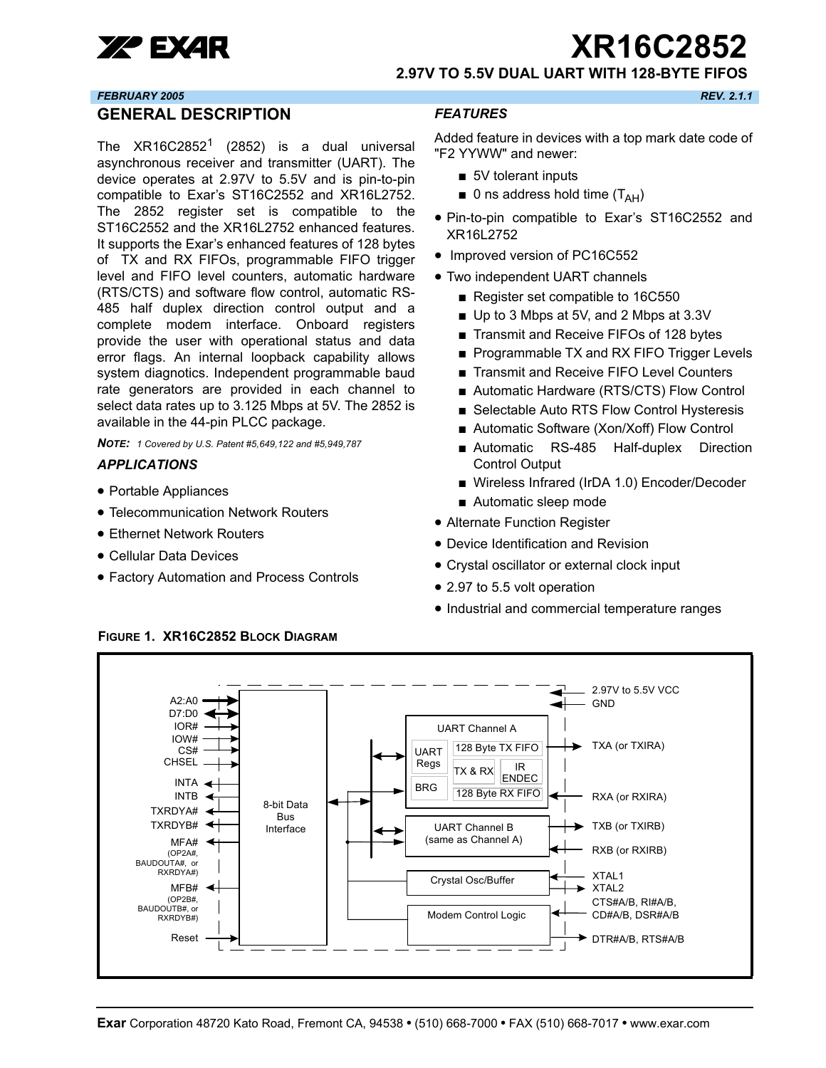# XR16C2852

## 2.97V TO 5.5V DUAL UART WITH 128-BYTE FIFOS

*FEBRUARY 2005* *REV. 2.1.1*

## GENERAL DESCRIPTION

The XR16C2852[1] (2852) is a dual universal asynchronous receiver and transmitter (UART). The device operates at 2.97V to 5.5V and is pin-to-pin compatible to Exar's ST16C2552 and XR16L2752. The 2852 register set is compatible to the ST16C2552 and the XR16L2752 enhanced features. It supports the Exar's enhanced features of 128 bytes of TX and RX FIFOs, programmable FIFO trigger level and FIFO level counters, automatic hardware (RTS/CTS) and software flow control, automatic RS-485 half duplex direction control output and a complete modem interface. Onboard registers provide the user with operational status and data error flags. An internal loopback capability allows system diagnotics. Independent programmable baud rate generators are provided in each channel to select data rates up to 3.125 Mbps at 5V. The 2852 is available in the 44-pin PLCC package.

***NOTE:*** *1 Covered by U.S. Patent #5,649,122 and #5,949,787*

### *APPLICATIONS*

- Portable Appliances
- Telecommunication Network Routers
- Ethernet Network Routers
- Cellular Data Devices
- Factory Automation and Process Controls

### *FEATURES*

Added feature in devices with a top mark date code of "F2 YYWW" and newer:

- 5V tolerant inputs
- 0 ns address hold time ($T_{AH}$)

- Pin-to-pin compatible to Exar's ST16C2552 and XR16L2752
- Improved version of PC16C552
- Two independent UART channels
  - Register set compatible to 16C550
  - Up to 3 Mbps at 5V, and 2 Mbps at 3.3V
  - Transmit and Receive FIFOs of 128 bytes
  - Programmable TX and RX FIFO Trigger Levels
  - Transmit and Receive FIFO Level Counters
  - Automatic Hardware (RTS/CTS) Flow Control
  - Selectable Auto RTS Flow Control Hysteresis
  - Automatic Software (Xon/Xoff) Flow Control
  - Automatic RS-485 Half-duplex Direction Control Output
  - Wireless Infrared (IrDA 1.0) Encoder/Decoder
  - Automatic sleep mode
- Alternate Function Register
- Device Identification and Revision
- Crystal oscillator or external clock input
- 2.97 to 5.5 volt operation
- Industrial and commercial temperature ranges

**FIGURE 1. XR16C2852 BLOCK DIAGRAM**

A2:A0, D7:D0, IOR#, IOW#, CS#, CHSEL, INTA, INTB, TXRDYA#, TXRDYB#, MFA# (OP2A#, BAUDOUTA#, or RXRDYA#), MFB# (OP2B#, BAUDOUTB#, or RXRDYB#), Reset

8-bit Data Bus Interface

UART Channel A: UART Regs, BRG, 128 Byte TX FIFO, TX & RX, IR ENDEC, 128 Byte RX FIFO

UART Channel B (same as Channel A)

Crystal Osc/Buffer

Modem Control Logic

2.97V to 5.5V VCC, GND, TXA (or TXIRA), RXA (or RXIRA), TXB (or TXIRB), RXB (or RXIRB), XTAL1, XTAL2, CTS#A/B, RI#A/B, CD#A/B, DSR#A/B, DTR#A/B, RTS#A/B

**Exar** Corporation 48720 Kato Road, Fremont CA, 94538 • (510) 668-7000 • FAX (510) 668-7017 • www.exar.com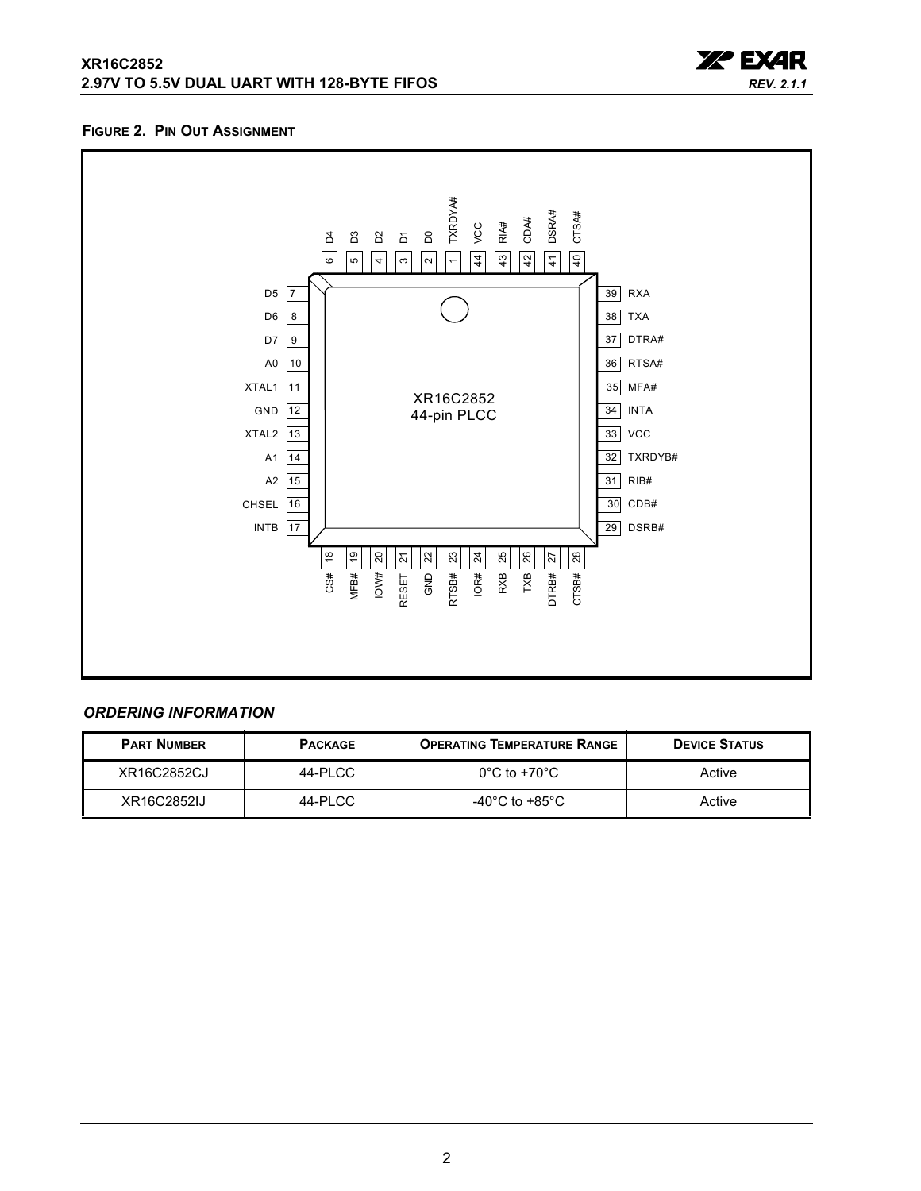**FIGURE 2. PIN OUT ASSIGNMENT**

XR16C2852
44-pin PLCC

| Pin | Name | Pin | Name |
|---|---|---|---|
| 1 | TXRDYA# | 23 | RTSB# |
| 2 | D0 | 24 | IOR# |
| 3 | D1 | 25 | RXB |
| 4 | D2 | 26 | TXB |
| 5 | D3 | 27 | DTRB# |
| 6 | D4 | 28 | CTSB# |
| 7 | D5 | 29 | DSRB# |
| 8 | D6 | 30 | CDB# |
| 9 | D7 | 31 | RIB# |
| 10 | A0 | 32 | TXRDYB# |
| 11 | XTAL1 | 33 | VCC |
| 12 | GND | 34 | INTA |
| 13 | XTAL2 | 35 | MFA# |
| 14 | A1 | 36 | RTSA# |
| 15 | A2 | 37 | DTRA# |
| 16 | CHSEL | 38 | TXA |
| 17 | INTB | 39 | RXA |
| 18 | CS# | 40 | CTSA# |
| 19 | MFB# | 41 | DSRA# |
| 20 | IOW# | 42 | CDA# |
| 21 | RESET | 43 | RIA# |
| 22 | GND | 44 | VCC |

## *ORDERING INFORMATION*

| PART NUMBER | PACKAGE | OPERATING TEMPERATURE RANGE | DEVICE STATUS |
|---|---|---|---|
| XR16C2852CJ | 44-PLCC | 0°C to +70°C | Active |
| XR16C2852IJ | 44-PLCC | -40°C to +85°C | Active |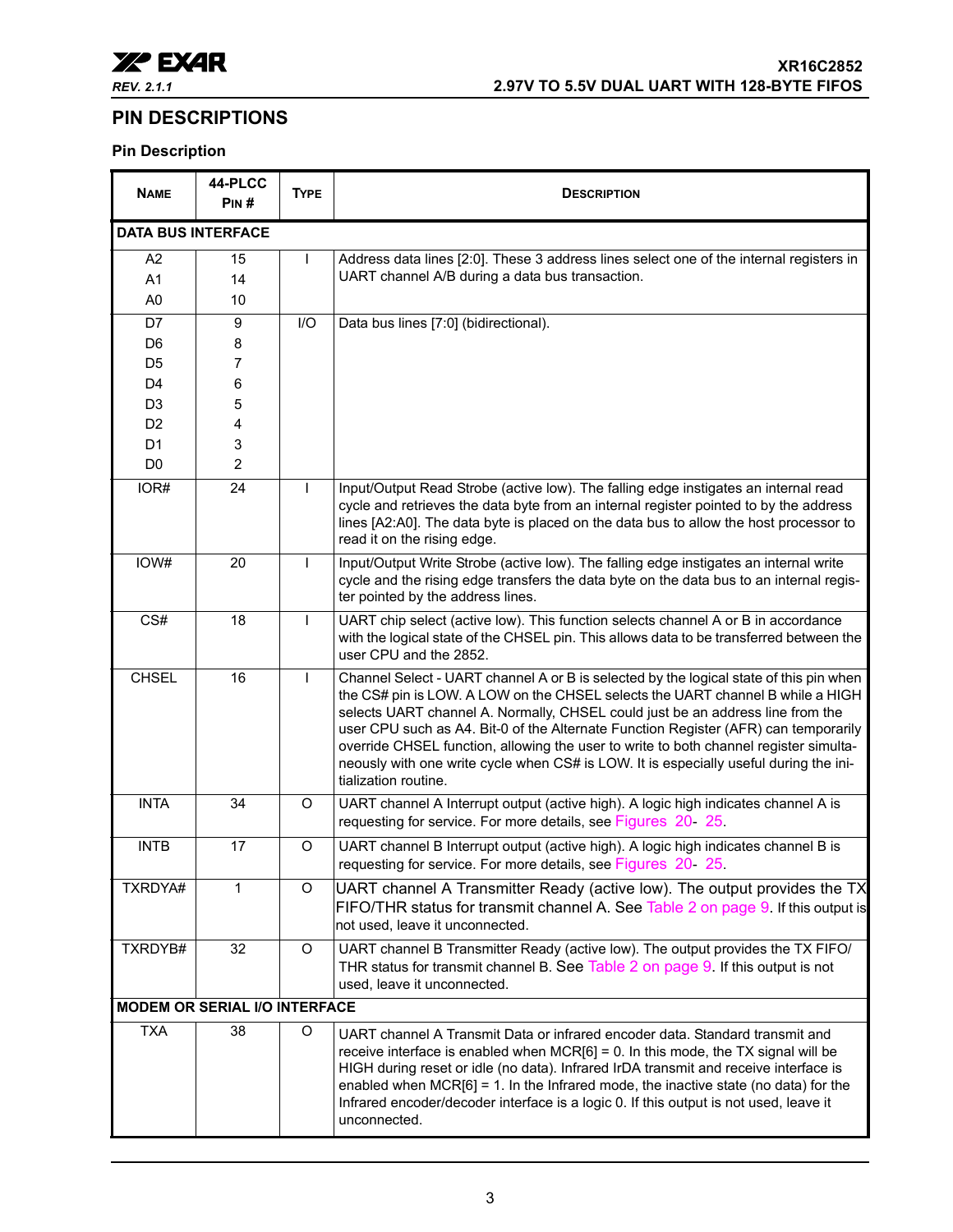## PIN DESCRIPTIONS

### Pin Description

| Name | 44-PLCC Pin # | Type | Description |
|---|---|---|---|
| **DATA BUS INTERFACE** | | | |
| A2<br>A1<br>A0 | 15<br>14<br>10 | I | Address data lines [2:0]. These 3 address lines select one of the internal registers in UART channel A/B during a data bus transaction. |
| D7<br>D6<br>D5<br>D4<br>D3<br>D2<br>D1<br>D0 | 9<br>8<br>7<br>6<br>5<br>4<br>3<br>2 | I/O | Data bus lines [7:0] (bidirectional). |
| IOR# | 24 | I | Input/Output Read Strobe (active low). The falling edge instigates an internal read cycle and retrieves the data byte from an internal register pointed to by the address lines [A2:A0]. The data byte is placed on the data bus to allow the host processor to read it on the rising edge. |
| IOW# | 20 | I | Input/Output Write Strobe (active low). The falling edge instigates an internal write cycle and the rising edge transfers the data byte on the data bus to an internal register pointed by the address lines. |
| CS# | 18 | I | UART chip select (active low). This function selects channel A or B in accordance with the logical state of the CHSEL pin. This allows data to be transferred between the user CPU and the 2852. |
| CHSEL | 16 | I | Channel Select - UART channel A or B is selected by the logical state of this pin when the CS# pin is LOW. A LOW on the CHSEL selects the UART channel B while a HIGH selects UART channel A. Normally, CHSEL could just be an address line from the user CPU such as A4. Bit-0 of the Alternate Function Register (AFR) can temporarily override CHSEL function, allowing the user to write to both channel register simultaneously with one write cycle when CS# is LOW. It is especially useful during the initialization routine. |
| INTA | 34 | O | UART channel A Interrupt output (active high). A logic high indicates channel A is requesting for service. For more details, see Figures 20- 25. |
| INTB | 17 | O | UART channel B Interrupt output (active high). A logic high indicates channel B is requesting for service. For more details, see Figures 20- 25. |
| TXRDYA# | 1 | O | UART channel A Transmitter Ready (active low). The output provides the TX FIFO/THR status for transmit channel A. See Table 2 on page 9. If this output is not used, leave it unconnected. |
| TXRDYB# | 32 | O | UART channel B Transmitter Ready (active low). The output provides the TX FIFO/THR status for transmit channel B. See Table 2 on page 9. If this output is not used, leave it unconnected. |
| **MODEM OR SERIAL I/O INTERFACE** | | | |
| TXA | 38 | O | UART channel A Transmit Data or infrared encoder data. Standard transmit and receive interface is enabled when MCR[6] = 0. In this mode, the TX signal will be HIGH during reset or idle (no data). Infrared IrDA transmit and receive interface is enabled when MCR[6] = 1. In the Infrared mode, the inactive state (no data) for the Infrared encoder/decoder interface is a logic 0. If this output is not used, leave it unconnected. |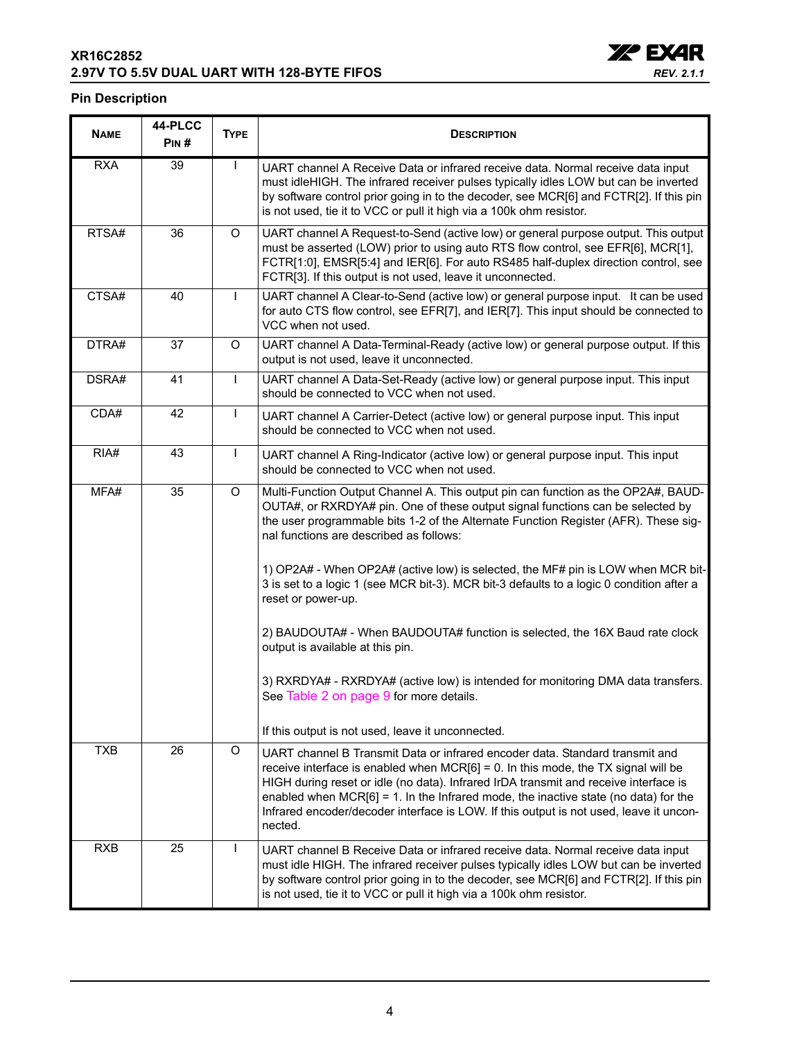## Pin Description

| Name | 44-PLCC Pin # | Type | Description |
|---|---|---|---|
| RXA | 39 | I | UART channel A Receive Data or infrared receive data. Normal receive data input must idleHIGH. The infrared receiver pulses typically idles LOW but can be inverted by software control prior going in to the decoder, see MCR[6] and FCTR[2]. If this pin is not used, tie it to VCC or pull it high via a 100k ohm resistor. |
| RTSA# | 36 | O | UART channel A Request-to-Send (active low) or general purpose output. This output must be asserted (LOW) prior to using auto RTS flow control, see EFR[6], MCR[1], FCTR[1:0], EMSR[5:4] and IER[6]. For auto RS485 half-duplex direction control, see FCTR[3]. If this output is not used, leave it unconnected. |
| CTSA# | 40 | I | UART channel A Clear-to-Send (active low) or general purpose input. It can be used for auto CTS flow control, see EFR[7], and IER[7]. This input should be connected to VCC when not used. |
| DTRA# | 37 | O | UART channel A Data-Terminal-Ready (active low) or general purpose output. If this output is not used, leave it unconnected. |
| DSRA# | 41 | I | UART channel A Data-Set-Ready (active low) or general purpose input. This input should be connected to VCC when not used. |
| CDA# | 42 | I | UART channel A Carrier-Detect (active low) or general purpose input. This input should be connected to VCC when not used. |
| RIA# | 43 | I | UART channel A Ring-Indicator (active low) or general purpose input. This input should be connected to VCC when not used. |
| MFA# | 35 | O | Multi-Function Output Channel A. This output pin can function as the OP2A#, BAUDOUTA#, or RXRDYA# pin. One of these output signal functions can be selected by the user programmable bits 1-2 of the Alternate Function Register (AFR). These signal functions are described as follows:<br><br>1) OP2A# - When OP2A# (active low) is selected, the MF# pin is LOW when MCR bit-3 is set to a logic 1 (see MCR bit-3). MCR bit-3 defaults to a logic 0 condition after a reset or power-up.<br><br>2) BAUDOUTA# - When BAUDOUTA# function is selected, the 16X Baud rate clock output is available at this pin.<br><br>3) RXRDYA# - RXRDYA# (active low) is intended for monitoring DMA data transfers. See Table 2 on page 9 for more details.<br><br>If this output is not used, leave it unconnected. |
| TXB | 26 | O | UART channel B Transmit Data or infrared encoder data. Standard transmit and receive interface is enabled when MCR[6] = 0. In this mode, the TX signal will be HIGH during reset or idle (no data). Infrared IrDA transmit and receive interface is enabled when MCR[6] = 1. In the Infrared mode, the inactive state (no data) for the Infrared encoder/decoder interface is LOW. If this output is not used, leave it unconnected. |
| RXB | 25 | I | UART channel B Receive Data or infrared receive data. Normal receive data input must idle HIGH. The infrared receiver pulses typically idles LOW but can be inverted by software control prior going in to the decoder, see MCR[6] and FCTR[2]. If this pin is not used, tie it to VCC or pull it high via a 100k ohm resistor. |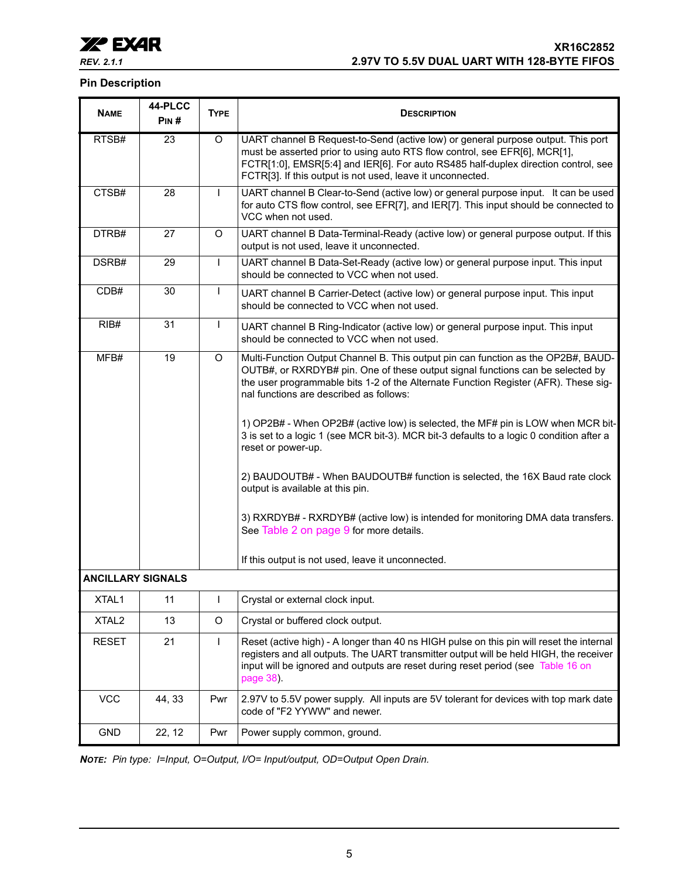## Pin Description

| Name | 44-PLCC Pin # | Type | Description |
|---|---|---|---|
| RTSB# | 23 | O | UART channel B Request-to-Send (active low) or general purpose output. This port must be asserted prior to using auto RTS flow control, see EFR[6], MCR[1], FCTR[1:0], EMSR[5:4] and IER[6]. For auto RS485 half-duplex direction control, see FCTR[3]. If this output is not used, leave it unconnected. |
| CTSB# | 28 | I | UART channel B Clear-to-Send (active low) or general purpose input. It can be used for auto CTS flow control, see EFR[7], and IER[7]. This input should be connected to VCC when not used. |
| DTRB# | 27 | O | UART channel B Data-Terminal-Ready (active low) or general purpose output. If this output is not used, leave it unconnected. |
| DSRB# | 29 | I | UART channel B Data-Set-Ready (active low) or general purpose input. This input should be connected to VCC when not used. |
| CDB# | 30 | I | UART channel B Carrier-Detect (active low) or general purpose input. This input should be connected to VCC when not used. |
| RIB# | 31 | I | UART channel B Ring-Indicator (active low) or general purpose input. This input should be connected to VCC when not used. |
| MFB# | 19 | O | Multi-Function Output Channel B. This output pin can function as the OP2B#, BAUDOUTB#, or RXRDYB# pin. One of these output signal functions can be selected by the user programmable bits 1-2 of the Alternate Function Register (AFR). These signal functions are described as follows:<br><br>1) OP2B# - When OP2B# (active low) is selected, the MF# pin is LOW when MCR bit-3 is set to a logic 1 (see MCR bit-3). MCR bit-3 defaults to a logic 0 condition after a reset or power-up.<br><br>2) BAUDOUTB# - When BAUDOUTB# function is selected, the 16X Baud rate clock output is available at this pin.<br><br>3) RXRDYB# - RXRDYB# (active low) is intended for monitoring DMA data transfers. See Table 2 on page 9 for more details.<br><br>If this output is not used, leave it unconnected. |
| **ANCILLARY SIGNALS** | | | |
| XTAL1 | 11 | I | Crystal or external clock input. |
| XTAL2 | 13 | O | Crystal or buffered clock output. |
| RESET | 21 | I | Reset (active high) - A longer than 40 ns HIGH pulse on this pin will reset the internal registers and all outputs. The UART transmitter output will be held HIGH, the receiver input will be ignored and outputs are reset during reset period (see Table 16 on page 38). |
| VCC | 44, 33 | Pwr | 2.97V to 5.5V power supply. All inputs are 5V tolerant for devices with top mark date code of "F2 YYWW" and newer. |
| GND | 22, 12 | Pwr | Power supply common, ground. |

***Note:** Pin type: I=Input, O=Output, I/O= Input/output, OD=Output Open Drain.*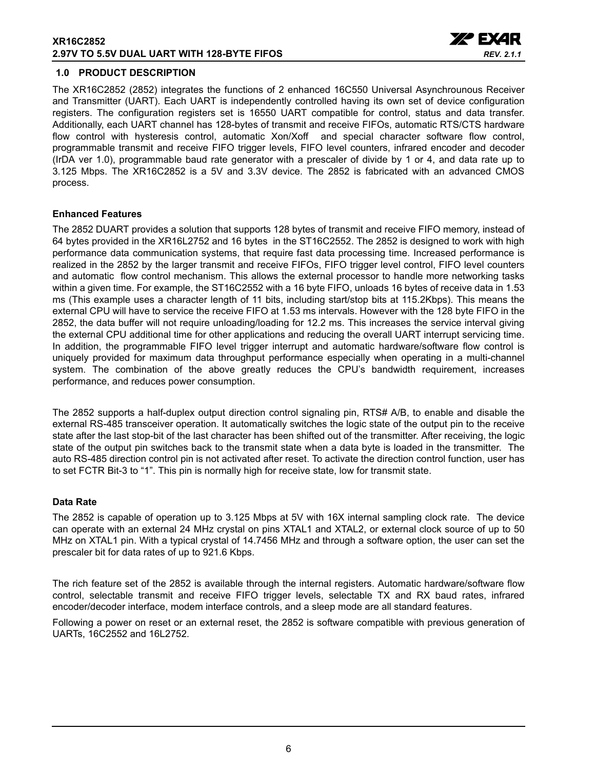## 1.0 PRODUCT DESCRIPTION

The XR16C2852 (2852) integrates the functions of 2 enhanced 16C550 Universal Asynchrounous Receiver and Transmitter (UART). Each UART is independently controlled having its own set of device configuration registers. The configuration registers set is 16550 UART compatible for control, status and data transfer. Additionally, each UART channel has 128-bytes of transmit and receive FIFOs, automatic RTS/CTS hardware flow control with hysteresis control, automatic Xon/Xoff and special character software flow control, programmable transmit and receive FIFO trigger levels, FIFO level counters, infrared encoder and decoder (IrDA ver 1.0), programmable baud rate generator with a prescaler of divide by 1 or 4, and data rate up to 3.125 Mbps. The XR16C2852 is a 5V and 3.3V device. The 2852 is fabricated with an advanced CMOS process.

### Enhanced Features

The 2852 DUART provides a solution that supports 128 bytes of transmit and receive FIFO memory, instead of 64 bytes provided in the XR16L2752 and 16 bytes in the ST16C2552. The 2852 is designed to work with high performance data communication systems, that require fast data processing time. Increased performance is realized in the 2852 by the larger transmit and receive FIFOs, FIFO trigger level control, FIFO level counters and automatic flow control mechanism. This allows the external processor to handle more networking tasks within a given time. For example, the ST16C2552 with a 16 byte FIFO, unloads 16 bytes of receive data in 1.53 ms (This example uses a character length of 11 bits, including start/stop bits at 115.2Kbps). This means the external CPU will have to service the receive FIFO at 1.53 ms intervals. However with the 128 byte FIFO in the 2852, the data buffer will not require unloading/loading for 12.2 ms. This increases the service interval giving the external CPU additional time for other applications and reducing the overall UART interrupt servicing time. In addition, the programmable FIFO level trigger interrupt and automatic hardware/software flow control is uniquely provided for maximum data throughput performance especially when operating in a multi-channel system. The combination of the above greatly reduces the CPU's bandwidth requirement, increases performance, and reduces power consumption.

The 2852 supports a half-duplex output direction control signaling pin, RTS# A/B, to enable and disable the external RS-485 transceiver operation. It automatically switches the logic state of the output pin to the receive state after the last stop-bit of the last character has been shifted out of the transmitter. After receiving, the logic state of the output pin switches back to the transmit state when a data byte is loaded in the transmitter. The auto RS-485 direction control pin is not activated after reset. To activate the direction control function, user has to set FCTR Bit-3 to "1". This pin is normally high for receive state, low for transmit state.

### Data Rate

The 2852 is capable of operation up to 3.125 Mbps at 5V with 16X internal sampling clock rate. The device can operate with an external 24 MHz crystal on pins XTAL1 and XTAL2, or external clock source of up to 50 MHz on XTAL1 pin. With a typical crystal of 14.7456 MHz and through a software option, the user can set the prescaler bit for data rates of up to 921.6 Kbps.

The rich feature set of the 2852 is available through the internal registers. Automatic hardware/software flow control, selectable transmit and receive FIFO trigger levels, selectable TX and RX baud rates, infrared encoder/decoder interface, modem interface controls, and a sleep mode are all standard features.

Following a power on reset or an external reset, the 2852 is software compatible with previous generation of UARTs, 16C2552 and 16L2752.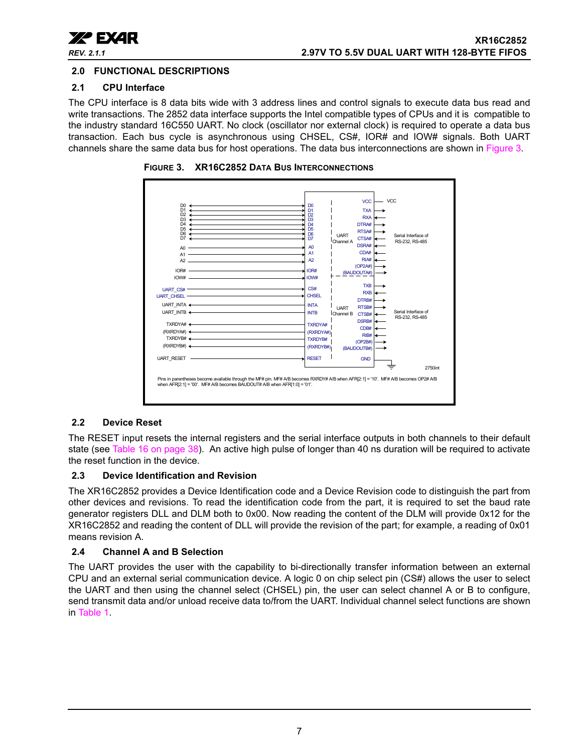## 2.0 FUNCTIONAL DESCRIPTIONS

### 2.1 CPU Interface

The CPU interface is 8 data bits wide with 3 address lines and control signals to execute data bus read and write transactions. The 2852 data interface supports the Intel compatible types of CPUs and it is compatible to the industry standard 16C550 UART. No clock (oscillator nor external clock) is required to operate a data bus transaction. Each bus cycle is asynchronous using CHSEL, CS#, IOR# and IOW# signals. Both UART channels share the same data bus for host operations. The data bus interconnections are shown in Figure 3.

**FIGURE 3. XR16C2852 DATA BUS INTERCONNECTIONS**

Pins in parentheses become available through the MF# pin. MF# A/B becomes RXRDY# A/B when AFR[2:1] = '10'. MF# A/B becomes OP2# A/B when AFR[2:1] = '00'. MF# A/B becomes BAUDOUT# A/B when AFR[1:0] = '01'.

### 2.2 Device Reset

The RESET input resets the internal registers and the serial interface outputs in both channels to their default state (see Table 16 on page 38). An active high pulse of longer than 40 ns duration will be required to activate the reset function in the device.

### 2.3 Device Identification and Revision

The XR16C2852 provides a Device Identification code and a Device Revision code to distinguish the part from other devices and revisions. To read the identification code from the part, it is required to set the baud rate generator registers DLL and DLM both to 0x00. Now reading the content of the DLM will provide 0x12 for the XR16C2852 and reading the content of DLL will provide the revision of the part; for example, a reading of 0x01 means revision A.

### 2.4 Channel A and B Selection

The UART provides the user with the capability to bi-directionally transfer information between an external CPU and an external serial communication device. A logic 0 on chip select pin (CS#) allows the user to select the UART and then using the channel select (CHSEL) pin, the user can select channel A or B to configure, send transmit data and/or unload receive data to/from the UART. Individual channel select functions are shown in Table 1.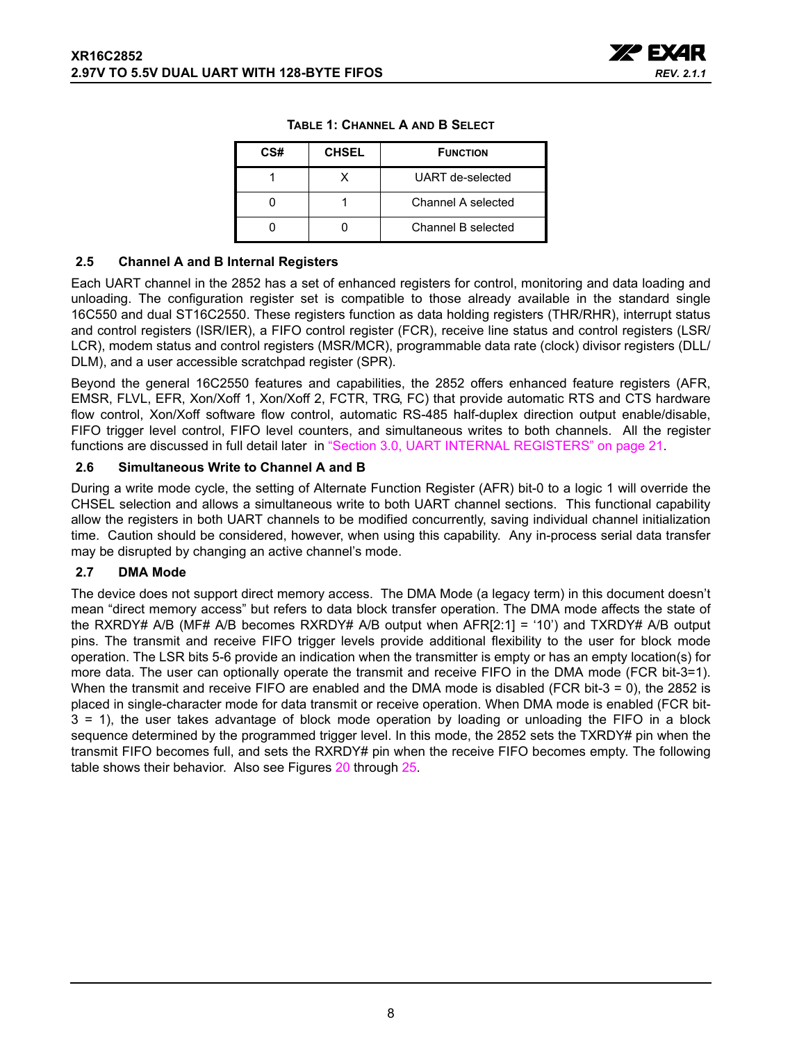**TABLE 1: CHANNEL A AND B SELECT**

| CS# | CHSEL | FUNCTION |
|---|---|---|
| 1 | X | UART de-selected |
| 0 | 1 | Channel A selected |
| 0 | 0 | Channel B selected |

### 2.5 Channel A and B Internal Registers

Each UART channel in the 2852 has a set of enhanced registers for control, monitoring and data loading and unloading. The configuration register set is compatible to those already available in the standard single 16C550 and dual ST16C2550. These registers function as data holding registers (THR/RHR), interrupt status and control registers (ISR/IER), a FIFO control register (FCR), receive line status and control registers (LSR/LCR), modem status and control registers (MSR/MCR), programmable data rate (clock) divisor registers (DLL/DLM), and a user accessible scratchpad register (SPR).

Beyond the general 16C2550 features and capabilities, the 2852 offers enhanced feature registers (AFR, EMSR, FLVL, EFR, Xon/Xoff 1, Xon/Xoff 2, FCTR, TRG, FC) that provide automatic RTS and CTS hardware flow control, Xon/Xoff software flow control, automatic RS-485 half-duplex direction output enable/disable, FIFO trigger level control, FIFO level counters, and simultaneous writes to both channels. All the register functions are discussed in full detail later in "Section 3.0, UART INTERNAL REGISTERS" on page 21.

### 2.6 Simultaneous Write to Channel A and B

During a write mode cycle, the setting of Alternate Function Register (AFR) bit-0 to a logic 1 will override the CHSEL selection and allows a simultaneous write to both UART channel sections. This functional capability allow the registers in both UART channels to be modified concurrently, saving individual channel initialization time. Caution should be considered, however, when using this capability. Any in-process serial data transfer may be disrupted by changing an active channel's mode.

### 2.7 DMA Mode

The device does not support direct memory access. The DMA Mode (a legacy term) in this document doesn't mean "direct memory access" but refers to data block transfer operation. The DMA mode affects the state of the RXRDY# A/B (MF# A/B becomes RXRDY# A/B output when AFR[2:1] = '10') and TXRDY# A/B output pins. The transmit and receive FIFO trigger levels provide additional flexibility to the user for block mode operation. The LSR bits 5-6 provide an indication when the transmitter is empty or has an empty location(s) for more data. The user can optionally operate the transmit and receive FIFO in the DMA mode (FCR bit-3=1). When the transmit and receive FIFO are enabled and the DMA mode is disabled (FCR bit-3 = 0), the 2852 is placed in single-character mode for data transmit or receive operation. When DMA mode is enabled (FCR bit-3 = 1), the user takes advantage of block mode operation by loading or unloading the FIFO in a block sequence determined by the programmed trigger level. In this mode, the 2852 sets the TXRDY# pin when the transmit FIFO becomes full, and sets the RXRDY# pin when the receive FIFO becomes empty. The following table shows their behavior. Also see Figures 20 through 25.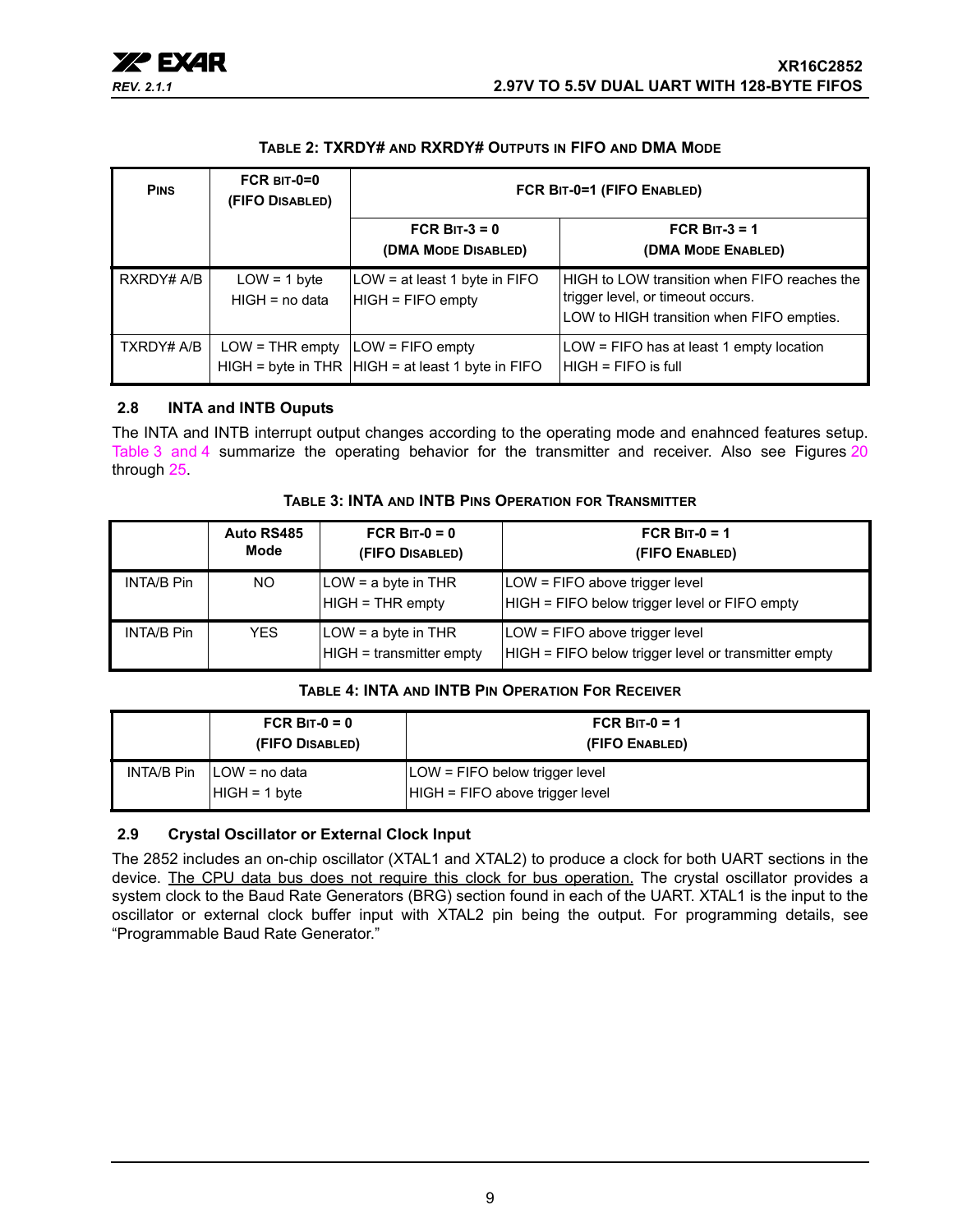**TABLE 2: TXRDY# AND RXRDY# OUTPUTS IN FIFO AND DMA MODE**

| PINS | FCR BIT-0=0 (FIFO DISABLED) | FCR BIT-0=1 (FIFO ENABLED) | |
|---|---|---|---|
| | | FCR BIT-3 = 0 (DMA MODE DISABLED) | FCR BIT-3 = 1 (DMA MODE ENABLED) |
| RXRDY# A/B | LOW = 1 byte<br>HIGH = no data | LOW = at least 1 byte in FIFO<br>HIGH = FIFO empty | HIGH to LOW transition when FIFO reaches the trigger level, or timeout occurs.<br>LOW to HIGH transition when FIFO empties. |
| TXRDY# A/B | LOW = THR empty<br>HIGH = byte in THR | LOW = FIFO empty<br>HIGH = at least 1 byte in FIFO | LOW = FIFO has at least 1 empty location<br>HIGH = FIFO is full |

### 2.8 INTA and INTB Ouputs

The INTA and INTB interrupt output changes according to the operating mode and enahnced features setup. Table 3 and 4 summarize the operating behavior for the transmitter and receiver. Also see Figures 20 through 25.

**TABLE 3: INTA AND INTB PINS OPERATION FOR TRANSMITTER**

| | Auto RS485 Mode | FCR BIT-0 = 0 (FIFO DISABLED) | FCR BIT-0 = 1 (FIFO ENABLED) |
|---|---|---|---|
| INTA/B Pin | NO | LOW = a byte in THR<br>HIGH = THR empty | LOW = FIFO above trigger level<br>HIGH = FIFO below trigger level or FIFO empty |
| INTA/B Pin | YES | LOW = a byte in THR<br>HIGH = transmitter empty | LOW = FIFO above trigger level<br>HIGH = FIFO below trigger level or transmitter empty |

**TABLE 4: INTA AND INTB PIN OPERATION FOR RECEIVER**

| | FCR BIT-0 = 0 (FIFO DISABLED) | FCR BIT-0 = 1 (FIFO ENABLED) |
|---|---|---|
| INTA/B Pin | LOW = no data<br>HIGH = 1 byte | LOW = FIFO below trigger level<br>HIGH = FIFO above trigger level |

### 2.9 Crystal Oscillator or External Clock Input

The 2852 includes an on-chip oscillator (XTAL1 and XTAL2) to produce a clock for both UART sections in the device. The CPU data bus does not require this clock for bus operation. The crystal oscillator provides a system clock to the Baud Rate Generators (BRG) section found in each of the UART. XTAL1 is the input to the oscillator or external clock buffer input with XTAL2 pin being the output. For programming details, see "Programmable Baud Rate Generator."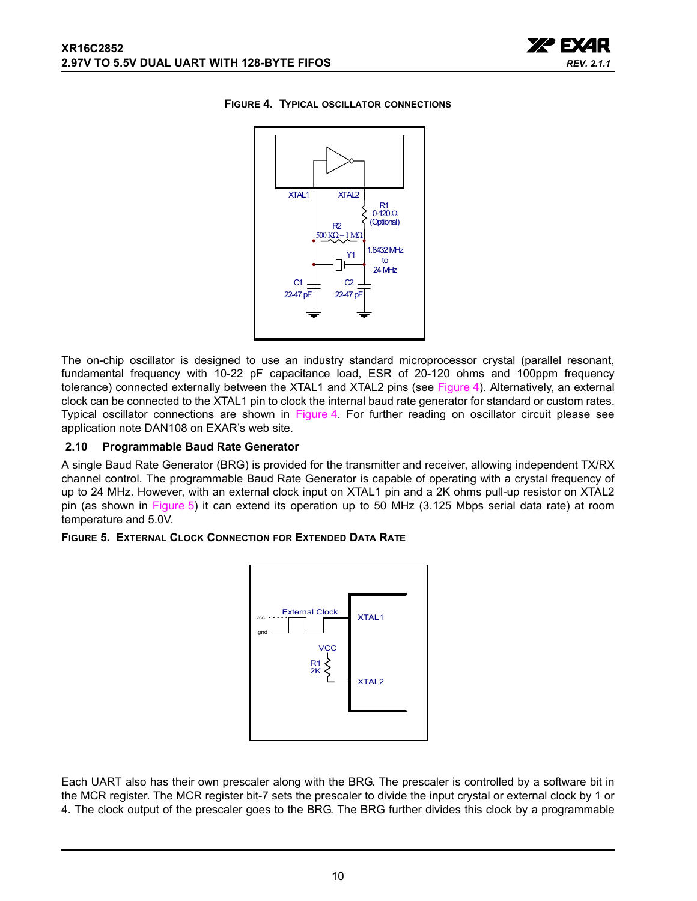**FIGURE 4. TYPICAL OSCILLATOR CONNECTIONS**

The on-chip oscillator is designed to use an industry standard microprocessor crystal (parallel resonant, fundamental frequency with 10-22 pF capacitance load, ESR of 20-120 ohms and 100ppm frequency tolerance) connected externally between the XTAL1 and XTAL2 pins (see Figure 4). Alternatively, an external clock can be connected to the XTAL1 pin to clock the internal baud rate generator for standard or custom rates. Typical oscillator connections are shown in Figure 4. For further reading on oscillator circuit please see application note DAN108 on EXAR's web site.

### 2.10 Programmable Baud Rate Generator

A single Baud Rate Generator (BRG) is provided for the transmitter and receiver, allowing independent TX/RX channel control. The programmable Baud Rate Generator is capable of operating with a crystal frequency of up to 24 MHz. However, with an external clock input on XTAL1 pin and a 2K ohms pull-up resistor on XTAL2 pin (as shown in Figure 5) it can extend its operation up to 50 MHz (3.125 Mbps serial data rate) at room temperature and 5.0V.

**FIGURE 5. EXTERNAL CLOCK CONNECTION FOR EXTENDED DATA RATE**

Each UART also has their own prescaler along with the BRG. The prescaler is controlled by a software bit in the MCR register. The MCR register bit-7 sets the prescaler to divide the input crystal or external clock by 1 or 4. The clock output of the prescaler goes to the BRG. The BRG further divides this clock by a programmable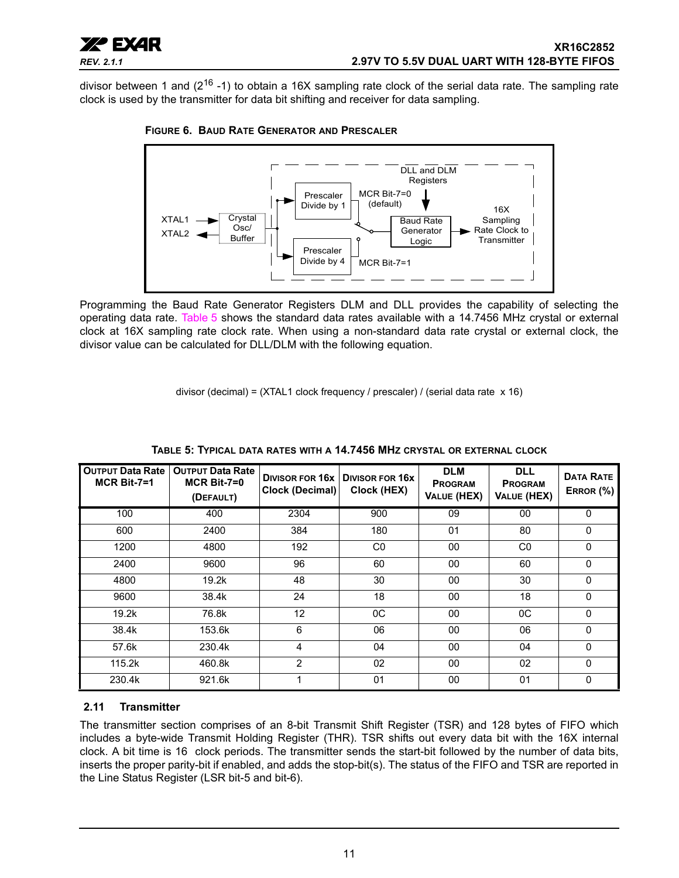divisor between 1 and ($2^{16}$ -1) to obtain a 16X sampling rate clock of the serial data rate. The sampling rate clock is used by the transmitter for data bit shifting and receiver for data sampling.

**FIGURE 6. BAUD RATE GENERATOR AND PRESCALER**

Programming the Baud Rate Generator Registers DLM and DLL provides the capability of selecting the operating data rate. Table 5 shows the standard data rates available with a 14.7456 MHz crystal or external clock at 16X sampling rate clock rate. When using a non-standard data rate crystal or external clock, the divisor value can be calculated for DLL/DLM with the following equation.

divisor (decimal) = (XTAL1 clock frequency / prescaler) / (serial data rate x 16)

**TABLE 5: TYPICAL DATA RATES WITH A 14.7456 MHZ CRYSTAL OR EXTERNAL CLOCK**

| OUTPUT Data Rate MCR Bit-7=1 | OUTPUT Data Rate MCR Bit-7=0 (DEFAULT) | DIVISOR FOR 16x Clock (Decimal) | DIVISOR FOR 16x Clock (HEX) | DLM PROGRAM VALUE (HEX) | DLL PROGRAM VALUE (HEX) | DATA RATE ERROR (%) |
|---|---|---|---|---|---|---|
| 100 | 400 | 2304 | 900 | 09 | 00 | 0 |
| 600 | 2400 | 384 | 180 | 01 | 80 | 0 |
| 1200 | 4800 | 192 | C0 | 00 | C0 | 0 |
| 2400 | 9600 | 96 | 60 | 00 | 60 | 0 |
| 4800 | 19.2k | 48 | 30 | 00 | 30 | 0 |
| 9600 | 38.4k | 24 | 18 | 00 | 18 | 0 |
| 19.2k | 76.8k | 12 | 0C | 00 | 0C | 0 |
| 38.4k | 153.6k | 6 | 06 | 00 | 06 | 0 |
| 57.6k | 230.4k | 4 | 04 | 00 | 04 | 0 |
| 115.2k | 460.8k | 2 | 02 | 00 | 02 | 0 |
| 230.4k | 921.6k | 1 | 01 | 00 | 01 | 0 |

### 2.11 Transmitter

The transmitter section comprises of an 8-bit Transmit Shift Register (TSR) and 128 bytes of FIFO which includes a byte-wide Transmit Holding Register (THR). TSR shifts out every data bit with the 16X internal clock. A bit time is 16 clock periods. The transmitter sends the start-bit followed by the number of data bits, inserts the proper parity-bit if enabled, and adds the stop-bit(s). The status of the FIFO and TSR are reported in the Line Status Register (LSR bit-5 and bit-6).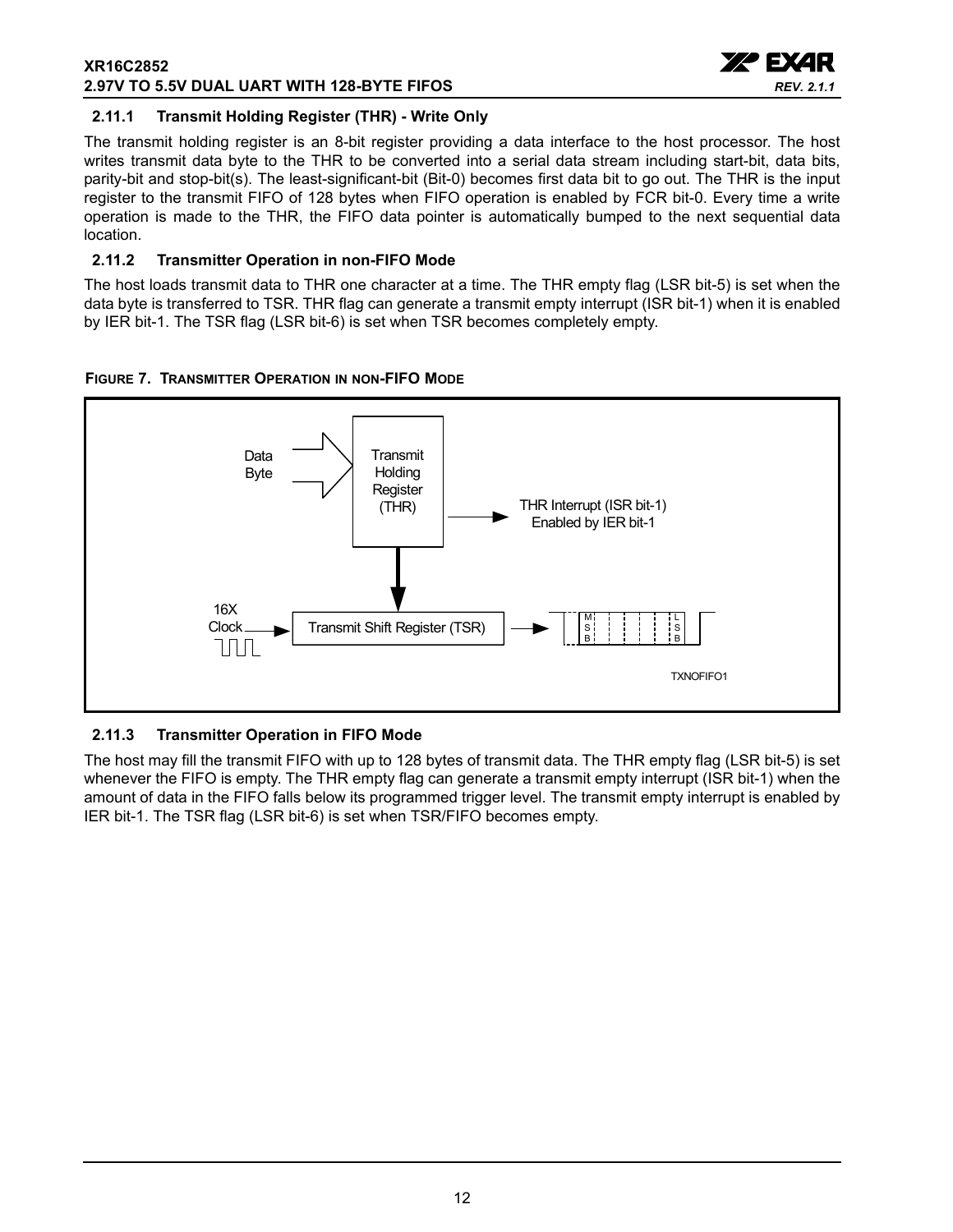### 2.11.1 Transmit Holding Register (THR) - Write Only

The transmit holding register is an 8-bit register providing a data interface to the host processor. The host writes transmit data byte to the THR to be converted into a serial data stream including start-bit, data bits, parity-bit and stop-bit(s). The least-significant-bit (Bit-0) becomes first data bit to go out. The THR is the input register to the transmit FIFO of 128 bytes when FIFO operation is enabled by FCR bit-0. Every time a write operation is made to the THR, the FIFO data pointer is automatically bumped to the next sequential data location.

### 2.11.2 Transmitter Operation in non-FIFO Mode

The host loads transmit data to THR one character at a time. The THR empty flag (LSR bit-5) is set when the data byte is transferred to TSR. THR flag can generate a transmit empty interrupt (ISR bit-1) when it is enabled by IER bit-1. The TSR flag (LSR bit-6) is set when TSR becomes completely empty.

**FIGURE 7. TRANSMITTER OPERATION IN NON-FIFO MODE**

Data Byte → Transmit Holding Register (THR) → THR Interrupt (ISR bit-1) Enabled by IER bit-1

16X Clock → Transmit Shift Register (TSR) → MSB ... LSB

TXNOFIFO1

### 2.11.3 Transmitter Operation in FIFO Mode

The host may fill the transmit FIFO with up to 128 bytes of transmit data. The THR empty flag (LSR bit-5) is set whenever the FIFO is empty. The THR empty flag can generate a transmit empty interrupt (ISR bit-1) when the amount of data in the FIFO falls below its programmed trigger level. The transmit empty interrupt is enabled by IER bit-1. The TSR flag (LSR bit-6) is set when TSR/FIFO becomes empty.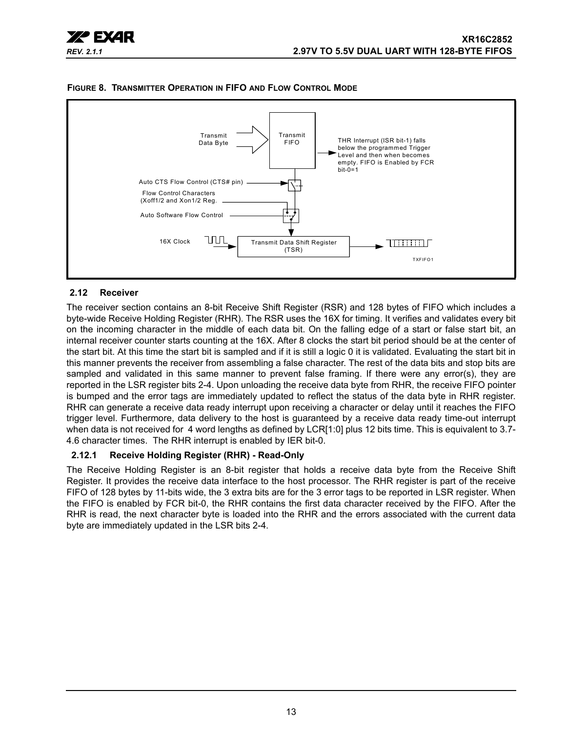**FIGURE 8. TRANSMITTER OPERATION IN FIFO AND FLOW CONTROL MODE**

Transmit Data Byte

Transmit FIFO

THR Interrupt (ISR bit-1) falls below the programmed Trigger Level and then when becomes empty. FIFO is Enabled by FCR bit-0=1

Auto CTS Flow Control (CTS# pin)

Flow Control Characters (Xoff1/2 and Xon1/2 Reg.

Auto Software Flow Control

16X Clock

Transmit Data Shift Register (TSR)

TXFIFO1

### 2.12 Receiver

The receiver section contains an 8-bit Receive Shift Register (RSR) and 128 bytes of FIFO which includes a byte-wide Receive Holding Register (RHR). The RSR uses the 16X for timing. It verifies and validates every bit on the incoming character in the middle of each data bit. On the falling edge of a start or false start bit, an internal receiver counter starts counting at the 16X. After 8 clocks the start bit period should be at the center of the start bit. At this time the start bit is sampled and if it is still a logic 0 it is validated. Evaluating the start bit in this manner prevents the receiver from assembling a false character. The rest of the data bits and stop bits are sampled and validated in this same manner to prevent false framing. If there were any error(s), they are reported in the LSR register bits 2-4. Upon unloading the receive data byte from RHR, the receive FIFO pointer is bumped and the error tags are immediately updated to reflect the status of the data byte in RHR register. RHR can generate a receive data ready interrupt upon receiving a character or delay until it reaches the FIFO trigger level. Furthermore, data delivery to the host is guaranteed by a receive data ready time-out interrupt when data is not received for 4 word lengths as defined by LCR[1:0] plus 12 bits time. This is equivalent to 3.7-4.6 character times. The RHR interrupt is enabled by IER bit-0.

#### 2.12.1 Receive Holding Register (RHR) - Read-Only

The Receive Holding Register is an 8-bit register that holds a receive data byte from the Receive Shift Register. It provides the receive data interface to the host processor. The RHR register is part of the receive FIFO of 128 bytes by 11-bits wide, the 3 extra bits are for the 3 error tags to be reported in LSR register. When the FIFO is enabled by FCR bit-0, the RHR contains the first data character received by the FIFO. After the RHR is read, the next character byte is loaded into the RHR and the errors associated with the current data byte are immediately updated in the LSR bits 2-4.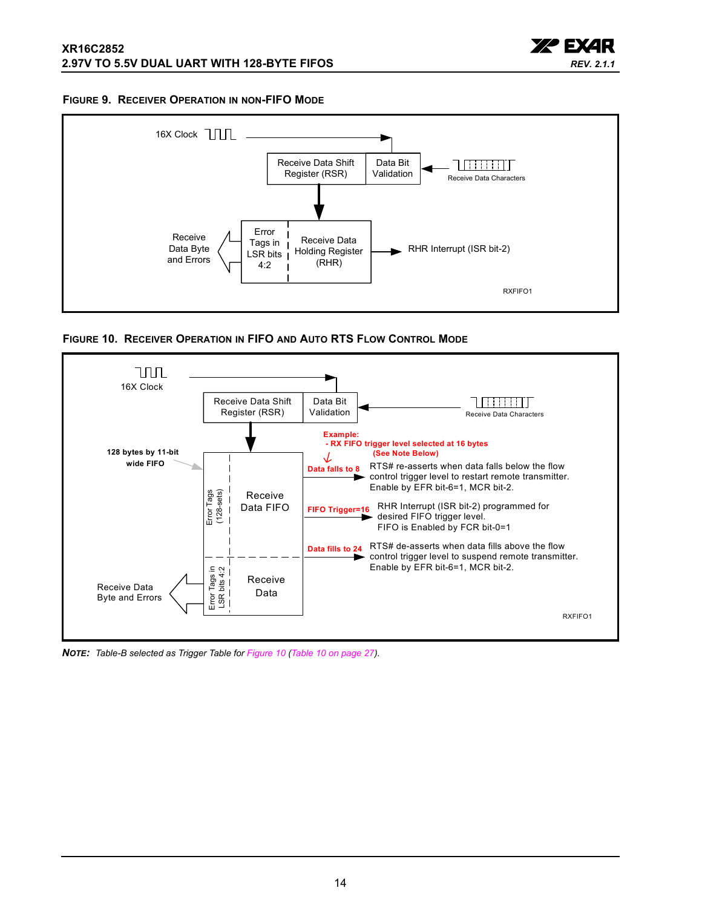### FIGURE 9. RECEIVER OPERATION IN NON-FIFO MODE

16X Clock

Receive Data Shift Register (RSR)

Data Bit Validation

Receive Data Characters

Receive Data Byte and Errors

Error Tags in LSR bits 4:2

Receive Data Holding Register (RHR)

RHR Interrupt (ISR bit-2)

RXFIFO1

### FIGURE 10. RECEIVER OPERATION IN FIFO AND AUTO RTS FLOW CONTROL MODE

16X Clock

Receive Data Shift Register (RSR)

Data Bit Validation

Receive Data Characters

128 bytes by 11-bit wide FIFO

Error Tags (128-sets)

Receive Data FIFO

Example:
- RX FIFO trigger level selected at 16 bytes (See Note Below)

Data falls to 8 — RTS# re-asserts when data falls below the flow control trigger level to restart remote transmitter. Enable by EFR bit-6=1, MCR bit-2.

FIFO Trigger=16 — RHR Interrupt (ISR bit-2) programmed for desired FIFO trigger level. FIFO is Enabled by FCR bit-0=1

Data fills to 24 — RTS# de-asserts when data fills above the flow control trigger level to suspend remote transmitter. Enable by EFR bit-6=1, MCR bit-2.

Receive Data Byte and Errors

Error Tags in LSR bits 4:2

Receive Data

RXFIFO1

***NOTE:*** *Table-B selected as Trigger Table for Figure 10 (Table 10 on page 27).*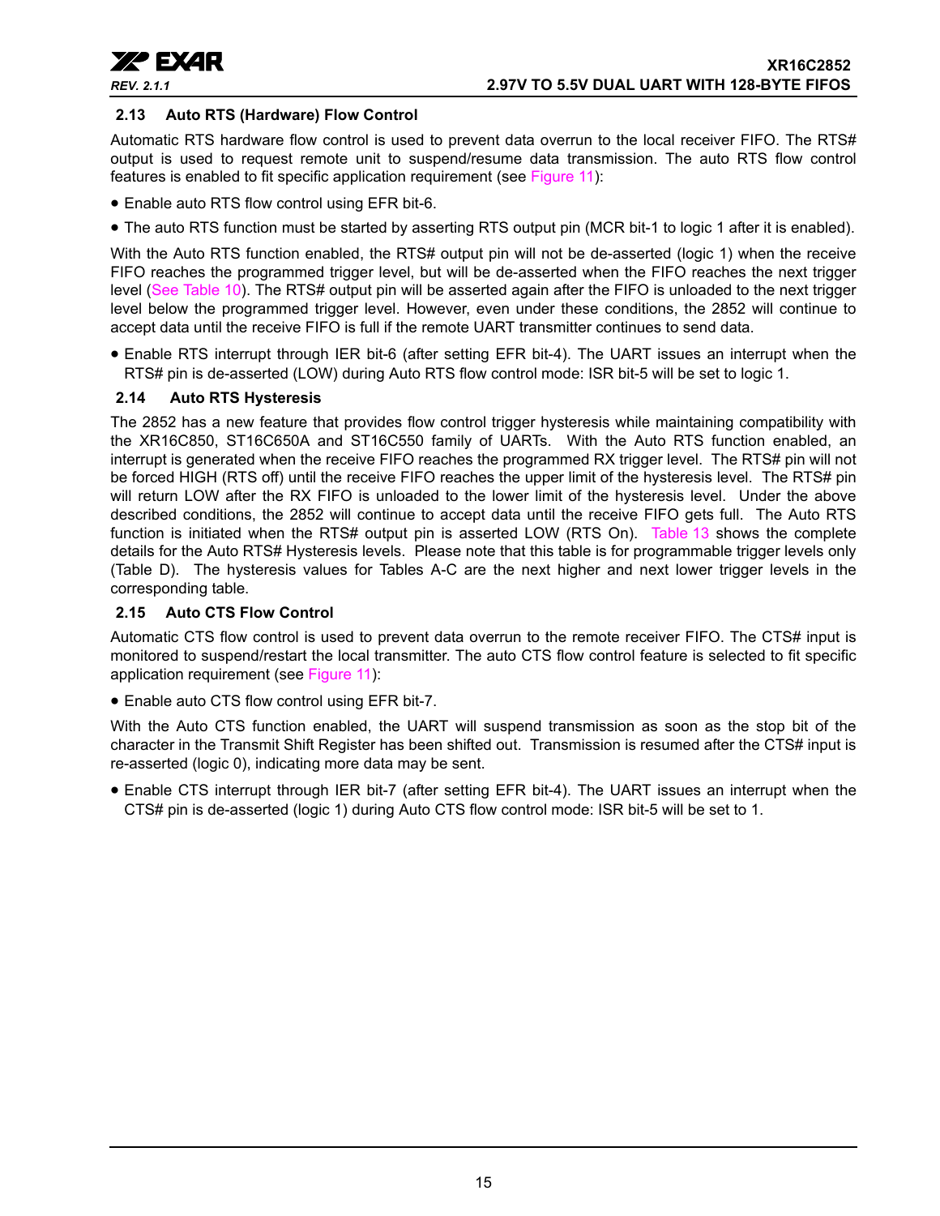### 2.13 Auto RTS (Hardware) Flow Control

Automatic RTS hardware flow control is used to prevent data overrun to the local receiver FIFO. The RTS# output is used to request remote unit to suspend/resume data transmission. The auto RTS flow control features is enabled to fit specific application requirement (see Figure 11):

- Enable auto RTS flow control using EFR bit-6.
- The auto RTS function must be started by asserting RTS output pin (MCR bit-1 to logic 1 after it is enabled).

With the Auto RTS function enabled, the RTS# output pin will not be de-asserted (logic 1) when the receive FIFO reaches the programmed trigger level, but will be de-asserted when the FIFO reaches the next trigger level (See Table 10). The RTS# output pin will be asserted again after the FIFO is unloaded to the next trigger level below the programmed trigger level. However, even under these conditions, the 2852 will continue to accept data until the receive FIFO is full if the remote UART transmitter continues to send data.

- Enable RTS interrupt through IER bit-6 (after setting EFR bit-4). The UART issues an interrupt when the RTS# pin is de-asserted (LOW) during Auto RTS flow control mode: ISR bit-5 will be set to logic 1.

### 2.14 Auto RTS Hysteresis

The 2852 has a new feature that provides flow control trigger hysteresis while maintaining compatibility with the XR16C850, ST16C650A and ST16C550 family of UARTs. With the Auto RTS function enabled, an interrupt is generated when the receive FIFO reaches the programmed RX trigger level. The RTS# pin will not be forced HIGH (RTS off) until the receive FIFO reaches the upper limit of the hysteresis level. The RTS# pin will return LOW after the RX FIFO is unloaded to the lower limit of the hysteresis level. Under the above described conditions, the 2852 will continue to accept data until the receive FIFO gets full. The Auto RTS function is initiated when the RTS# output pin is asserted LOW (RTS On). Table 13 shows the complete details for the Auto RTS# Hysteresis levels. Please note that this table is for programmable trigger levels only (Table D). The hysteresis values for Tables A-C are the next higher and next lower trigger levels in the corresponding table.

### 2.15 Auto CTS Flow Control

Automatic CTS flow control is used to prevent data overrun to the remote receiver FIFO. The CTS# input is monitored to suspend/restart the local transmitter. The auto CTS flow control feature is selected to fit specific application requirement (see Figure 11):

- Enable auto CTS flow control using EFR bit-7.

With the Auto CTS function enabled, the UART will suspend transmission as soon as the stop bit of the character in the Transmit Shift Register has been shifted out. Transmission is resumed after the CTS# input is re-asserted (logic 0), indicating more data may be sent.

- Enable CTS interrupt through IER bit-7 (after setting EFR bit-4). The UART issues an interrupt when the CTS# pin is de-asserted (logic 1) during Auto CTS flow control mode: ISR bit-5 will be set to 1.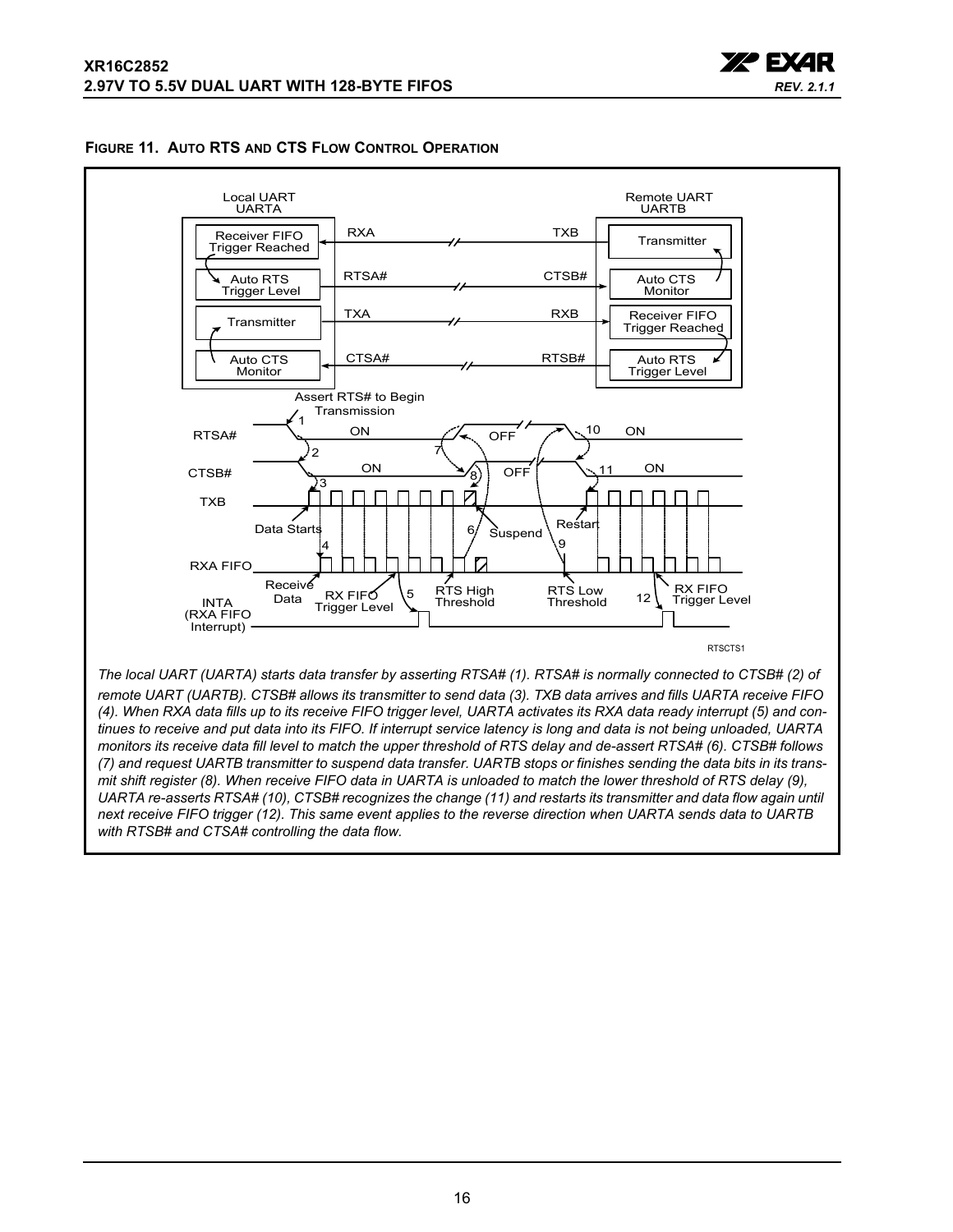**FIGURE 11. AUTO RTS AND CTS FLOW CONTROL OPERATION**

*The local UART (UARTA) starts data transfer by asserting RTSA# (1). RTSA# is normally connected to CTSB# (2) of remote UART (UARTB). CTSB# allows its transmitter to send data (3). TXB data arrives and fills UARTA receive FIFO (4). When RXA data fills up to its receive FIFO trigger level, UARTA activates its RXA data ready interrupt (5) and continues to receive and put data into its FIFO. If interrupt service latency is long and data is not being unloaded, UARTA monitors its receive data fill level to match the upper threshold of RTS delay and de-assert RTSA# (6). CTSB# follows (7) and request UARTB transmitter to suspend data transfer. UARTB stops or finishes sending the data bits in its transmit shift register (8). When receive FIFO data in UARTA is unloaded to match the lower threshold of RTS delay (9), UARTA re-asserts RTSA# (10), CTSB# recognizes the change (11) and restarts its transmitter and data flow again until next receive FIFO trigger (12). This same event applies to the reverse direction when UARTA sends data to UARTB with RTSB# and CTSA# controlling the data flow.*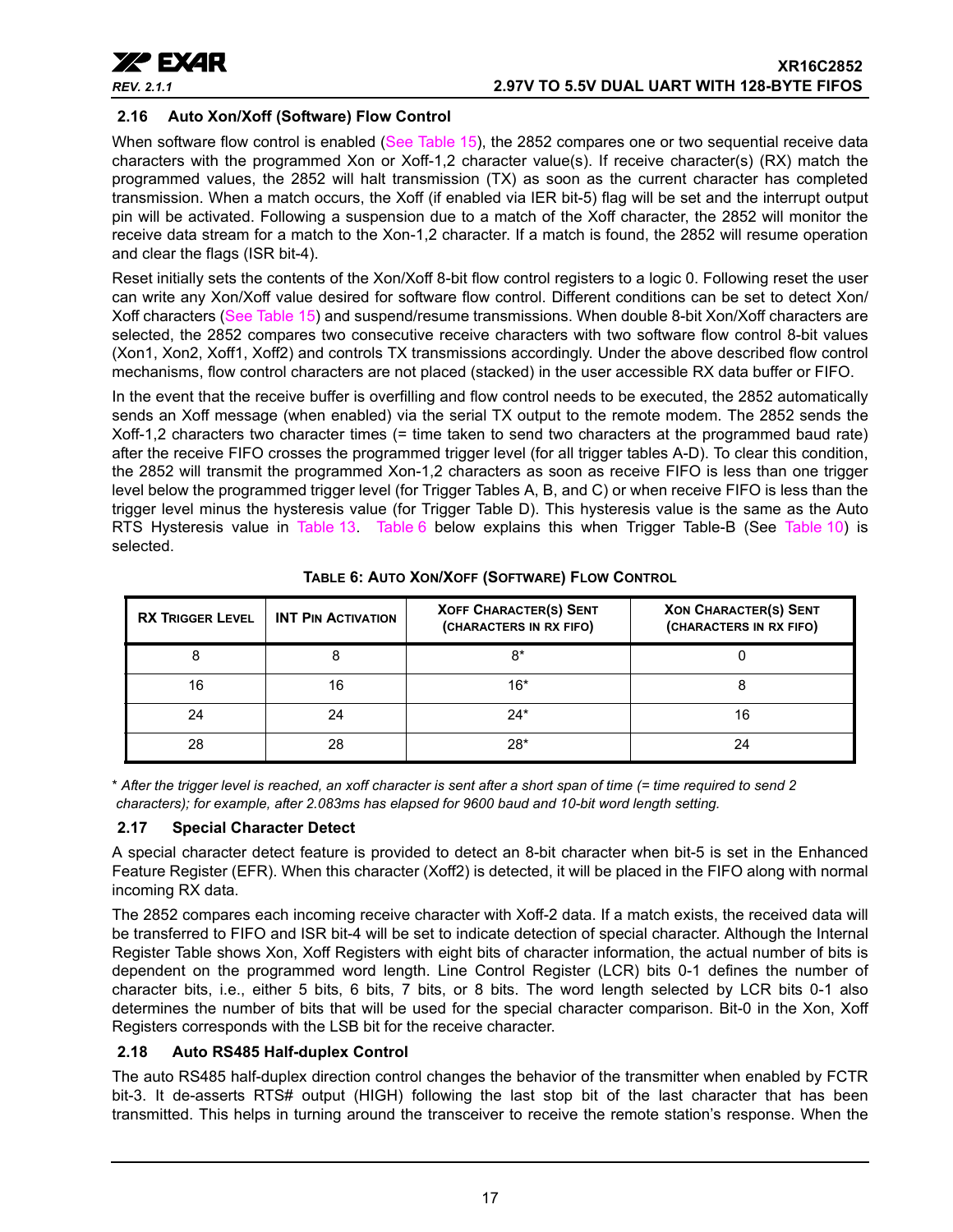### 2.16 Auto Xon/Xoff (Software) Flow Control

When software flow control is enabled (See Table 15), the 2852 compares one or two sequential receive data characters with the programmed Xon or Xoff-1,2 character value(s). If receive character(s) (RX) match the programmed values, the 2852 will halt transmission (TX) as soon as the current character has completed transmission. When a match occurs, the Xoff (if enabled via IER bit-5) flag will be set and the interrupt output pin will be activated. Following a suspension due to a match of the Xoff character, the 2852 will monitor the receive data stream for a match to the Xon-1,2 character. If a match is found, the 2852 will resume operation and clear the flags (ISR bit-4).

Reset initially sets the contents of the Xon/Xoff 8-bit flow control registers to a logic 0. Following reset the user can write any Xon/Xoff value desired for software flow control. Different conditions can be set to detect Xon/Xoff characters (See Table 15) and suspend/resume transmissions. When double 8-bit Xon/Xoff characters are selected, the 2852 compares two consecutive receive characters with two software flow control 8-bit values (Xon1, Xon2, Xoff1, Xoff2) and controls TX transmissions accordingly. Under the above described flow control mechanisms, flow control characters are not placed (stacked) in the user accessible RX data buffer or FIFO.

In the event that the receive buffer is overfilling and flow control needs to be executed, the 2852 automatically sends an Xoff message (when enabled) via the serial TX output to the remote modem. The 2852 sends the Xoff-1,2 characters two character times (= time taken to send two characters at the programmed baud rate) after the receive FIFO crosses the programmed trigger level (for all trigger tables A-D). To clear this condition, the 2852 will transmit the programmed Xon-1,2 characters as soon as receive FIFO is less than one trigger level below the programmed trigger level (for Trigger Tables A, B, and C) or when receive FIFO is less than the trigger level minus the hysteresis value (for Trigger Table D). This hysteresis value is the same as the Auto RTS Hysteresis value in Table 13. Table 6 below explains this when Trigger Table-B (See Table 10) is selected.

**TABLE 6: AUTO XON/XOFF (SOFTWARE) FLOW CONTROL**

| RX TRIGGER LEVEL | INT PIN ACTIVATION | XOFF CHARACTER(S) SENT (CHARACTERS IN RX FIFO) | XON CHARACTER(S) SENT (CHARACTERS IN RX FIFO) |
|---|---|---|---|
| 8 | 8 | 8* | 0 |
| 16 | 16 | 16* | 8 |
| 24 | 24 | 24* | 16 |
| 28 | 28 | 28* | 24 |

* *After the trigger level is reached, an xoff character is sent after a short span of time (= time required to send 2 characters); for example, after 2.083ms has elapsed for 9600 baud and 10-bit word length setting.*

### 2.17 Special Character Detect

A special character detect feature is provided to detect an 8-bit character when bit-5 is set in the Enhanced Feature Register (EFR). When this character (Xoff2) is detected, it will be placed in the FIFO along with normal incoming RX data.

The 2852 compares each incoming receive character with Xoff-2 data. If a match exists, the received data will be transferred to FIFO and ISR bit-4 will be set to indicate detection of special character. Although the Internal Register Table shows Xon, Xoff Registers with eight bits of character information, the actual number of bits is dependent on the programmed word length. Line Control Register (LCR) bits 0-1 defines the number of character bits, i.e., either 5 bits, 6 bits, 7 bits, or 8 bits. The word length selected by LCR bits 0-1 also determines the number of bits that will be used for the special character comparison. Bit-0 in the Xon, Xoff Registers corresponds with the LSB bit for the receive character.

### 2.18 Auto RS485 Half-duplex Control

The auto RS485 half-duplex direction control changes the behavior of the transmitter when enabled by FCTR bit-3. It de-asserts RTS# output (HIGH) following the last stop bit of the last character that has been transmitted. This helps in turning around the transceiver to receive the remote station's response. When the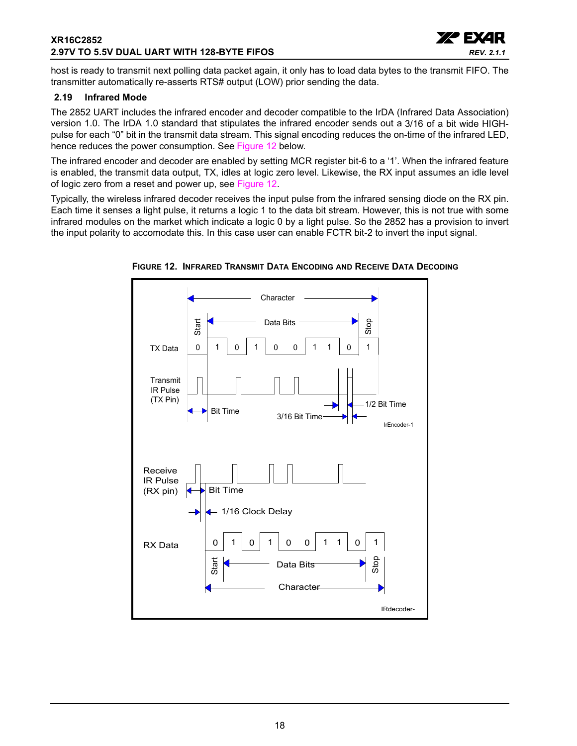host is ready to transmit next polling data packet again, it only has to load data bytes to the transmit FIFO. The transmitter automatically re-asserts RTS# output (LOW) prior sending the data.

### 2.19 Infrared Mode

The 2852 UART includes the infrared encoder and decoder compatible to the IrDA (Infrared Data Association) version 1.0. The IrDA 1.0 standard that stipulates the infrared encoder sends out a 3/16 of a bit wide HIGH-pulse for each "0" bit in the transmit data stream. This signal encoding reduces the on-time of the infrared LED, hence reduces the power consumption. See Figure 12 below.

The infrared encoder and decoder are enabled by setting MCR register bit-6 to a '1'. When the infrared feature is enabled, the transmit data output, TX, idles at logic zero level. Likewise, the RX input assumes an idle level of logic zero from a reset and power up, see Figure 12.

Typically, the wireless infrared decoder receives the input pulse from the infrared sensing diode on the RX pin. Each time it senses a light pulse, it returns a logic 1 to the data bit stream. However, this is not true with some infrared modules on the market which indicate a logic 0 by a light pulse. So the 2852 has a provision to invert the input polarity to accomodate this. In this case user can enable FCTR bit-2 to invert the input signal.

**FIGURE 12. INFRARED TRANSMIT DATA ENCODING AND RECEIVE DATA DECODING**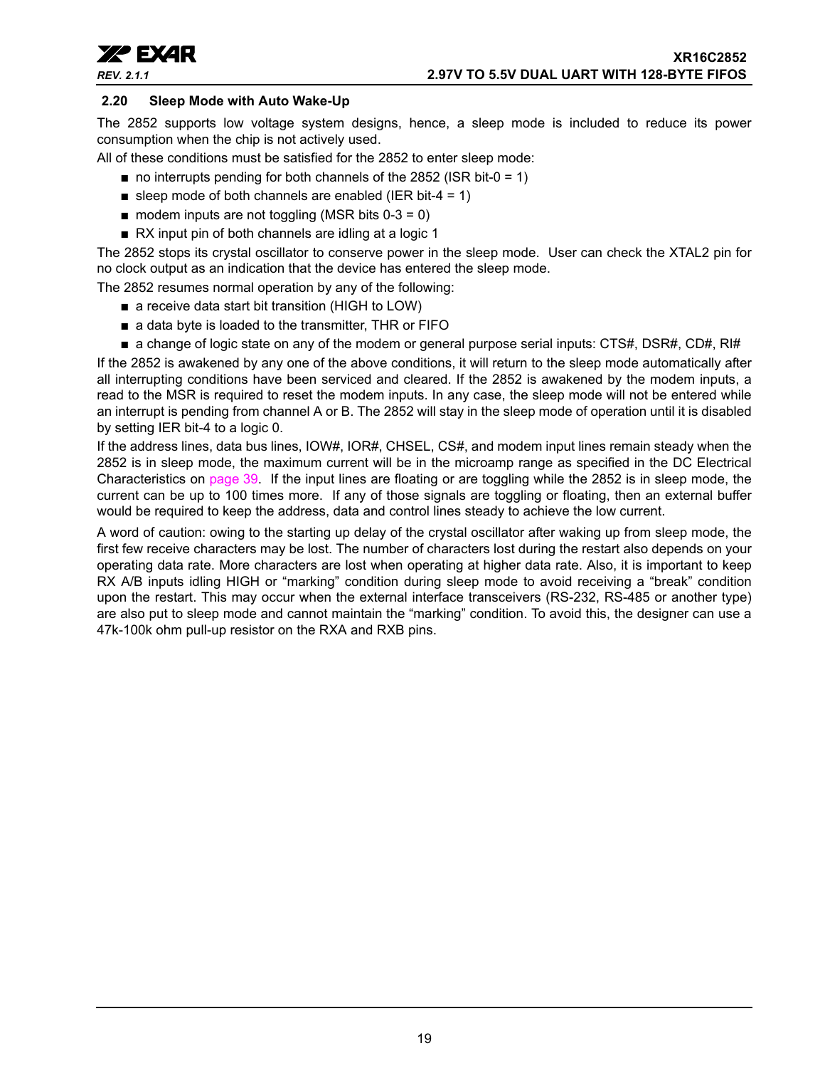### 2.20 Sleep Mode with Auto Wake-Up

The 2852 supports low voltage system designs, hence, a sleep mode is included to reduce its power consumption when the chip is not actively used.

All of these conditions must be satisfied for the 2852 to enter sleep mode:

- no interrupts pending for both channels of the 2852 (ISR bit-0 = 1)
- sleep mode of both channels are enabled (IER bit-4 = 1)
- modem inputs are not toggling (MSR bits 0-3 = 0)
- RX input pin of both channels are idling at a logic 1

The 2852 stops its crystal oscillator to conserve power in the sleep mode. User can check the XTAL2 pin for no clock output as an indication that the device has entered the sleep mode.

The 2852 resumes normal operation by any of the following:

- a receive data start bit transition (HIGH to LOW)
- a data byte is loaded to the transmitter, THR or FIFO
- a change of logic state on any of the modem or general purpose serial inputs: CTS#, DSR#, CD#, RI#

If the 2852 is awakened by any one of the above conditions, it will return to the sleep mode automatically after all interrupting conditions have been serviced and cleared. If the 2852 is awakened by the modem inputs, a read to the MSR is required to reset the modem inputs. In any case, the sleep mode will not be entered while an interrupt is pending from channel A or B. The 2852 will stay in the sleep mode of operation until it is disabled by setting IER bit-4 to a logic 0.

If the address lines, data bus lines, IOW#, IOR#, CHSEL, CS#, and modem input lines remain steady when the 2852 is in sleep mode, the maximum current will be in the microamp range as specified in the DC Electrical Characteristics on page 39. If the input lines are floating or are toggling while the 2852 is in sleep mode, the current can be up to 100 times more. If any of those signals are toggling or floating, then an external buffer would be required to keep the address, data and control lines steady to achieve the low current.

A word of caution: owing to the starting up delay of the crystal oscillator after waking up from sleep mode, the first few receive characters may be lost. The number of characters lost during the restart also depends on your operating data rate. More characters are lost when operating at higher data rate. Also, it is important to keep RX A/B inputs idling HIGH or "marking" condition during sleep mode to avoid receiving a "break" condition upon the restart. This may occur when the external interface transceivers (RS-232, RS-485 or another type) are also put to sleep mode and cannot maintain the "marking" condition. To avoid this, the designer can use a 47k-100k ohm pull-up resistor on the RXA and RXB pins.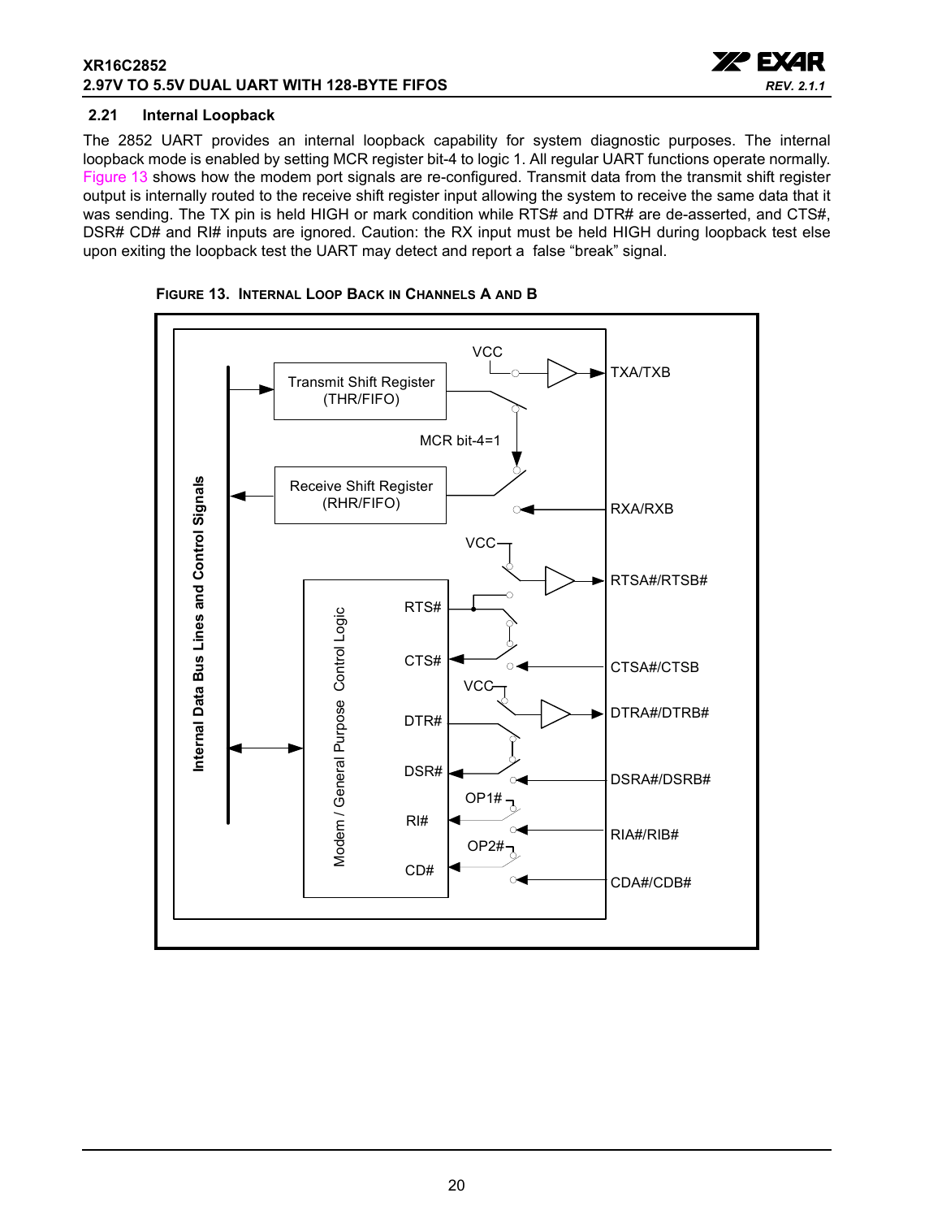### 2.21 Internal Loopback

The 2852 UART provides an internal loopback capability for system diagnostic purposes. The internal loopback mode is enabled by setting MCR register bit-4 to logic 1. All regular UART functions operate normally. Figure 13 shows how the modem port signals are re-configured. Transmit data from the transmit shift register output is internally routed to the receive shift register input allowing the system to receive the same data that it was sending. The TX pin is held HIGH or mark condition while RTS# and DTR# are de-asserted, and CTS#, DSR# CD# and RI# inputs are ignored. Caution: the RX input must be held HIGH during loopback test else upon exiting the loopback test the UART may detect and report a false "break" signal.

**FIGURE 13. INTERNAL LOOP BACK IN CHANNELS A AND B**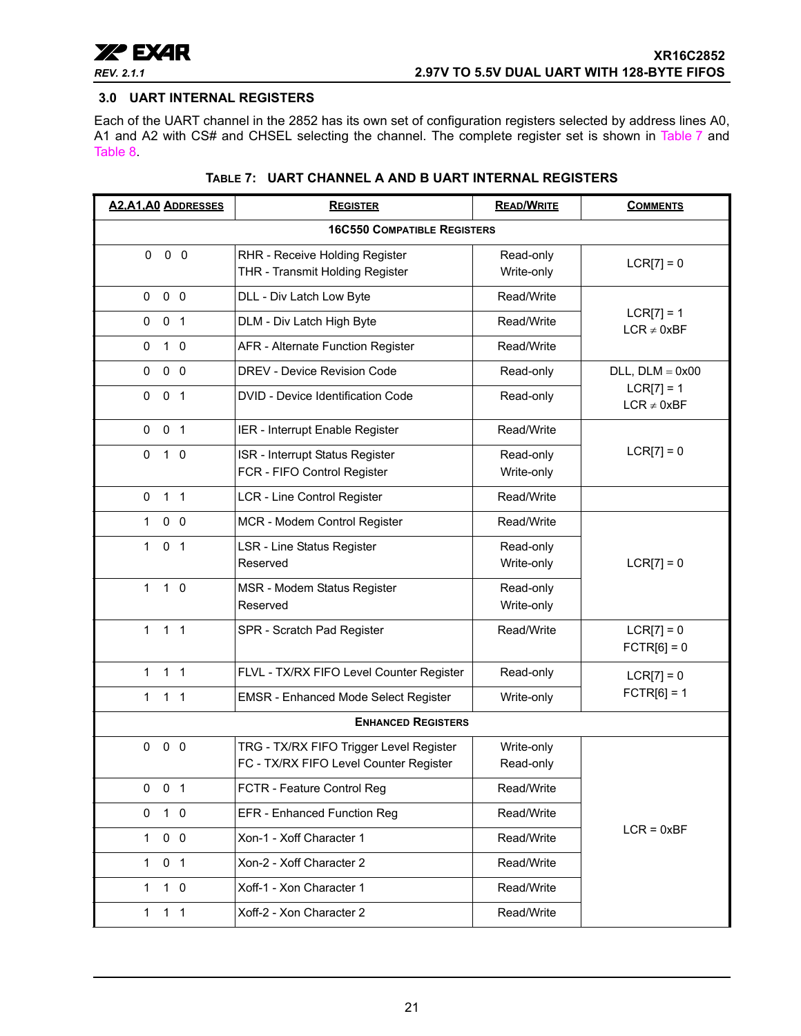## 3.0 UART INTERNAL REGISTERS

Each of the UART channel in the 2852 has its own set of configuration registers selected by address lines A0, A1 and A2 with CS# and CHSEL selecting the channel. The complete register set is shown in Table 7 and Table 8.

**TABLE 7: UART CHANNEL A AND B UART INTERNAL REGISTERS**

| A2,A1,A0 ADDRESSES | REGISTER | READ/WRITE | COMMENTS |
|---|---|---|---|
| **16C550 COMPATIBLE REGISTERS** | | | |
| 0 0 0 | RHR - Receive Holding Register<br>THR - Transmit Holding Register | Read-only<br>Write-only | LCR[7] = 0 |
| 0 0 0 | DLL - Div Latch Low Byte | Read/Write | LCR[7] = 1<br>LCR ≠ 0xBF |
| 0 0 1 | DLM - Div Latch High Byte | Read/Write | |
| 0 1 0 | AFR - Alternate Function Register | Read/Write | |
| 0 0 0 | DREV - Device Revision Code | Read-only | DLL, DLM = 0x00<br>LCR[7] = 1<br>LCR ≠ 0xBF |
| 0 0 1 | DVID - Device Identification Code | Read-only | |
| 0 0 1 | IER - Interrupt Enable Register | Read/Write | LCR[7] = 0 |
| 0 1 0 | ISR - Interrupt Status Register<br>FCR - FIFO Control Register | Read-only<br>Write-only | |
| 0 1 1 | LCR - Line Control Register | Read/Write | |
| 1 0 0 | MCR - Modem Control Register | Read/Write | LCR[7] = 0 |
| 1 0 1 | LSR - Line Status Register<br>Reserved | Read-only<br>Write-only | |
| 1 1 0 | MSR - Modem Status Register<br>Reserved | Read-only<br>Write-only | |
| 1 1 1 | SPR - Scratch Pad Register | Read/Write | LCR[7] = 0<br>FCTR[6] = 0 |
| 1 1 1 | FLVL - TX/RX FIFO Level Counter Register | Read-only | LCR[7] = 0<br>FCTR[6] = 1 |
| 1 1 1 | EMSR - Enhanced Mode Select Register | Write-only | |
| **ENHANCED REGISTERS** | | | |
| 0 0 0 | TRG - TX/RX FIFO Trigger Level Register<br>FC - TX/RX FIFO Level Counter Register | Write-only<br>Read-only | LCR = 0xBF |
| 0 0 1 | FCTR - Feature Control Reg | Read/Write | |
| 0 1 0 | EFR - Enhanced Function Reg | Read/Write | |
| 1 0 0 | Xon-1 - Xoff Character 1 | Read/Write | |
| 1 0 1 | Xon-2 - Xoff Character 2 | Read/Write | |
| 1 1 0 | Xoff-1 - Xon Character 1 | Read/Write | |
| 1 1 1 | Xoff-2 - Xon Character 2 | Read/Write | |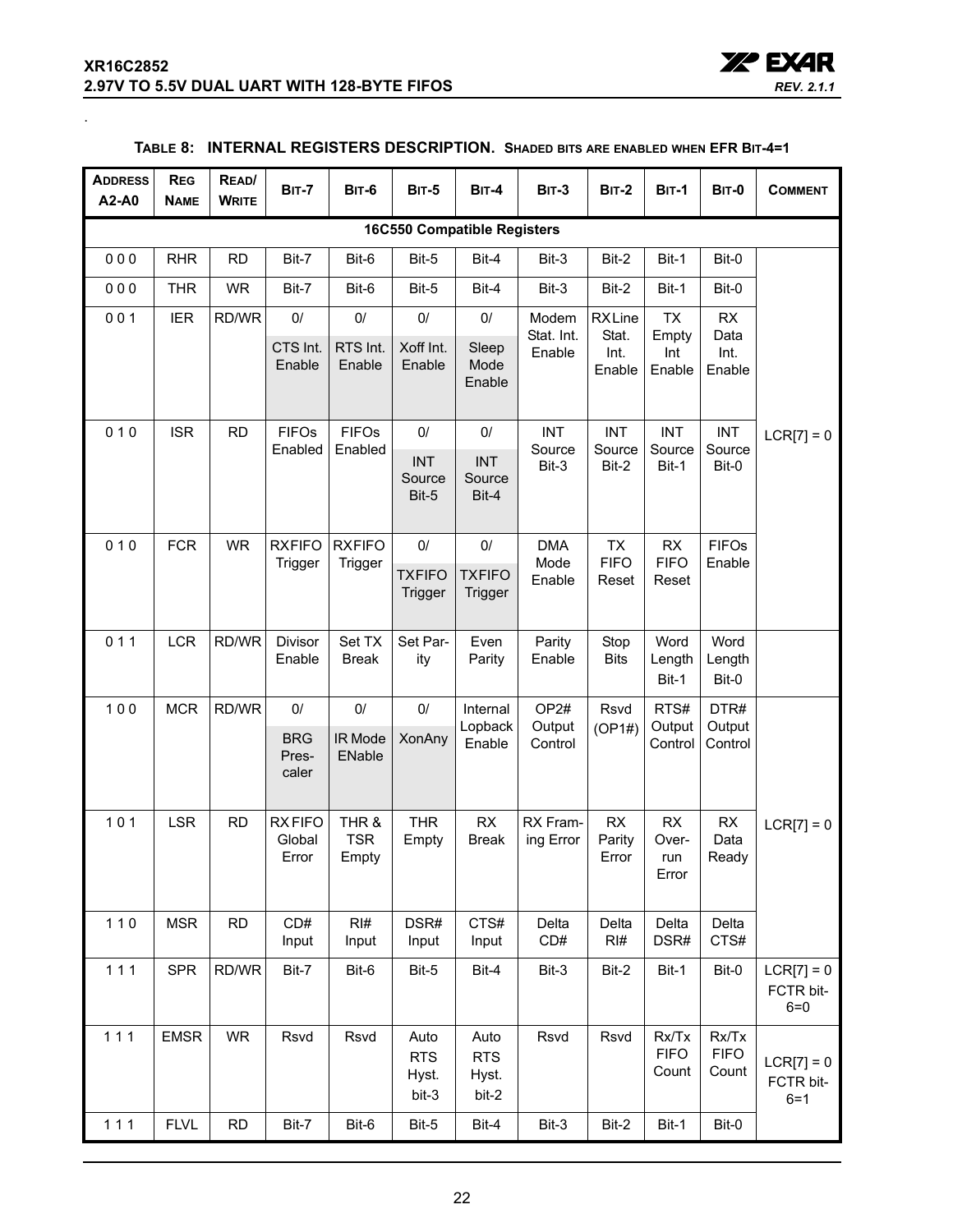**TABLE 8: INTERNAL REGISTERS DESCRIPTION. SHADED BITS ARE ENABLED WHEN EFR BIT-4=1**

| ADDRESS A2-A0 | REG NAME | READ/ WRITE | BIT-7 | BIT-6 | BIT-5 | BIT-4 | BIT-3 | BIT-2 | BIT-1 | BIT-0 | COMMENT |
|---|---|---|---|---|---|---|---|---|---|---|---|
| **16C550 Compatible Registers** | | | | | | | | | | | |
| 0 0 0 | RHR | RD | Bit-7 | Bit-6 | Bit-5 | Bit-4 | Bit-3 | Bit-2 | Bit-1 | Bit-0 | LCR[7] = 0 |
| 0 0 0 | THR | WR | Bit-7 | Bit-6 | Bit-5 | Bit-4 | Bit-3 | Bit-2 | Bit-1 | Bit-0 | |
| 0 0 1 | IER | RD/WR | 0/ CTS Int. Enable | 0/ RTS Int. Enable | 0/ Xoff Int. Enable | 0/ Sleep Mode Enable | Modem Stat. Int. Enable | RX Line Stat. Int. Enable | TX Empty Int Enable | RX Data Int. Enable | |
| 0 1 0 | ISR | RD | FIFOs Enabled | FIFOs Enabled | 0/ INT Source Bit-5 | 0/ INT Source Bit-4 | INT Source Bit-3 | INT Source Bit-2 | INT Source Bit-1 | INT Source Bit-0 | |
| 0 1 0 | FCR | WR | RXFIFO Trigger | RXFIFO Trigger | 0/ TXFIFO Trigger | 0/ TXFIFO Trigger | DMA Mode Enable | TX FIFO Reset | RX FIFO Reset | FIFOs Enable | |
| 0 1 1 | LCR | RD/WR | Divisor Enable | Set TX Break | Set Parity | Even Parity | Parity Enable | Stop Bits | Word Length Bit-1 | Word Length Bit-0 | |
| 1 0 0 | MCR | RD/WR | 0/ BRG Prescaler | 0/ IR Mode ENable | 0/ XonAny | Internal Lopback Enable | OP2# Output Control | Rsvd (OP1#) | RTS# Output Control | DTR# Output Control | LCR[7] = 0 |
| 1 0 1 | LSR | RD | RX FIFO Global Error | THR & TSR Empty | THR Empty | RX Break | RX Framing Error | RX Parity Error | RX Overrun Error | RX Data Ready | |
| 1 1 0 | MSR | RD | CD# Input | RI# Input | DSR# Input | CTS# Input | Delta CD# | Delta RI# | Delta DSR# | Delta CTS# | |
| 1 1 1 | SPR | RD/WR | Bit-7 | Bit-6 | Bit-5 | Bit-4 | Bit-3 | Bit-2 | Bit-1 | Bit-0 | LCR[7] = 0 FCTR bit-6=0 |
| 1 1 1 | EMSR | WR | Rsvd | Rsvd | Auto RTS Hyst. bit-3 | Auto RTS Hyst. bit-2 | Rsvd | Rsvd | Rx/Tx FIFO Count | Rx/Tx FIFO Count | LCR[7] = 0 FCTR bit-6=1 |
| 1 1 1 | FLVL | RD | Bit-7 | Bit-6 | Bit-5 | Bit-4 | Bit-3 | Bit-2 | Bit-1 | Bit-0 | |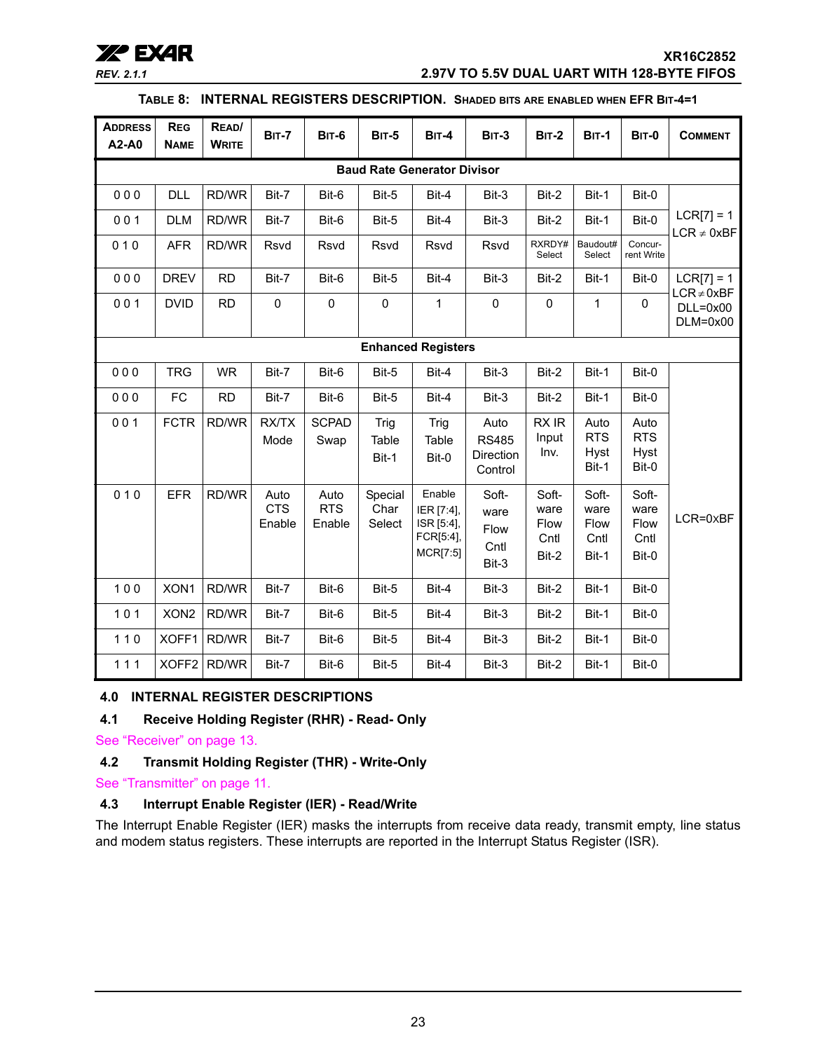**TABLE 8: INTERNAL REGISTERS DESCRIPTION. SHADED BITS ARE ENABLED WHEN EFR BIT-4=1**

| ADDRESS A2-A0 | REG NAME | READ/ WRITE | BIT-7 | BIT-6 | BIT-5 | BIT-4 | BIT-3 | BIT-2 | BIT-1 | BIT-0 | COMMENT |
|---|---|---|---|---|---|---|---|---|---|---|---|
| **Baud Rate Generator Divisor** | | | | | | | | | | | |
| 0 0 0 | DLL | RD/WR | Bit-7 | Bit-6 | Bit-5 | Bit-4 | Bit-3 | Bit-2 | Bit-1 | Bit-0 | LCR[7] = 1 LCR ≠ 0xBF |
| 0 0 1 | DLM | RD/WR | Bit-7 | Bit-6 | Bit-5 | Bit-4 | Bit-3 | Bit-2 | Bit-1 | Bit-0 | |
| 0 1 0 | AFR | RD/WR | Rsvd | Rsvd | Rsvd | Rsvd | Rsvd | RXRDY# Select | Baudout# Select | Concurrent Write | |
| 0 0 0 | DREV | RD | Bit-7 | Bit-6 | Bit-5 | Bit-4 | Bit-3 | Bit-2 | Bit-1 | Bit-0 | LCR[7] = 1 LCR ≠ 0xBF DLL=0x00 DLM=0x00 |
| 0 0 1 | DVID | RD | 0 | 0 | 0 | 1 | 0 | 0 | 1 | 0 | |
| **Enhanced Registers** | | | | | | | | | | | |
| 0 0 0 | TRG | WR | Bit-7 | Bit-6 | Bit-5 | Bit-4 | Bit-3 | Bit-2 | Bit-1 | Bit-0 | LCR=0xBF |
| 0 0 0 | FC | RD | Bit-7 | Bit-6 | Bit-5 | Bit-4 | Bit-3 | Bit-2 | Bit-1 | Bit-0 | |
| 0 0 1 | FCTR | RD/WR | RX/TX Mode | SCPAD Swap | Trig Table Bit-1 | Trig Table Bit-0 | Auto RS485 Direction Control | RX IR Input Inv. | Auto RTS Hyst Bit-1 | Auto RTS Hyst Bit-0 | |
| 0 1 0 | EFR | RD/WR | Auto CTS Enable | Auto RTS Enable | Special Char Select | Enable IER [7:4], ISR [5:4], FCR[5:4], MCR[7:5] | Software Flow Cntl Bit-3 | Software Flow Cntl Bit-2 | Software Flow Cntl Bit-1 | Software Flow Cntl Bit-0 | |
| 1 0 0 | XON1 | RD/WR | Bit-7 | Bit-6 | Bit-5 | Bit-4 | Bit-3 | Bit-2 | Bit-1 | Bit-0 | |
| 1 0 1 | XON2 | RD/WR | Bit-7 | Bit-6 | Bit-5 | Bit-4 | Bit-3 | Bit-2 | Bit-1 | Bit-0 | |
| 1 1 0 | XOFF1 | RD/WR | Bit-7 | Bit-6 | Bit-5 | Bit-4 | Bit-3 | Bit-2 | Bit-1 | Bit-0 | |
| 1 1 1 | XOFF2 | RD/WR | Bit-7 | Bit-6 | Bit-5 | Bit-4 | Bit-3 | Bit-2 | Bit-1 | Bit-0 | |

## 4.0 INTERNAL REGISTER DESCRIPTIONS

### 4.1 Receive Holding Register (RHR) - Read- Only

See "Receiver" on page 13.

### 4.2 Transmit Holding Register (THR) - Write-Only

See "Transmitter" on page 11.

### 4.3 Interrupt Enable Register (IER) - Read/Write

The Interrupt Enable Register (IER) masks the interrupts from receive data ready, transmit empty, line status and modem status registers. These interrupts are reported in the Interrupt Status Register (ISR).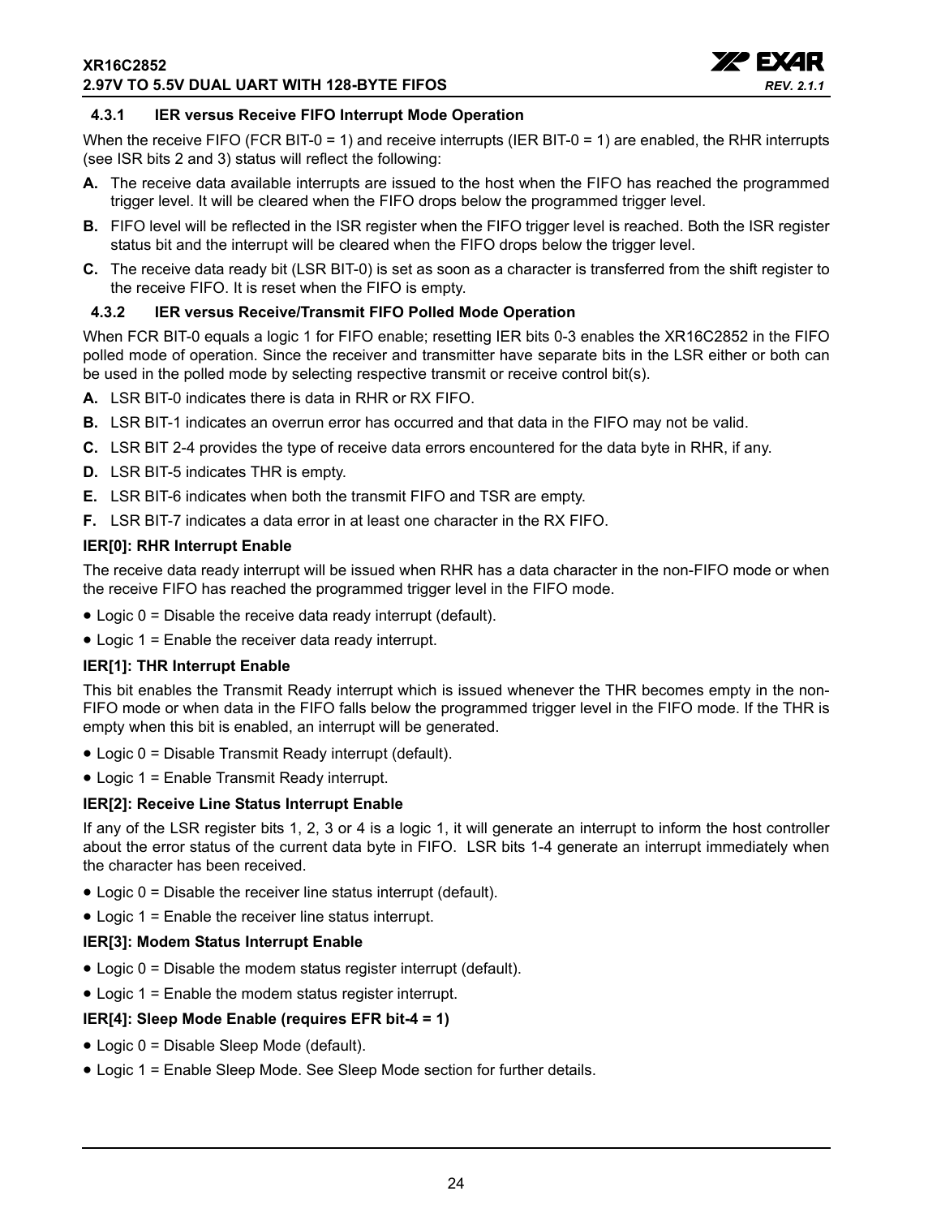### 4.3.1 IER versus Receive FIFO Interrupt Mode Operation

When the receive FIFO (FCR BIT-0 = 1) and receive interrupts (IER BIT-0 = 1) are enabled, the RHR interrupts (see ISR bits 2 and 3) status will reflect the following:

**A.** The receive data available interrupts are issued to the host when the FIFO has reached the programmed trigger level. It will be cleared when the FIFO drops below the programmed trigger level.

**B.** FIFO level will be reflected in the ISR register when the FIFO trigger level is reached. Both the ISR register status bit and the interrupt will be cleared when the FIFO drops below the trigger level.

**C.** The receive data ready bit (LSR BIT-0) is set as soon as a character is transferred from the shift register to the receive FIFO. It is reset when the FIFO is empty.

### 4.3.2 IER versus Receive/Transmit FIFO Polled Mode Operation

When FCR BIT-0 equals a logic 1 for FIFO enable; resetting IER bits 0-3 enables the XR16C2852 in the FIFO polled mode of operation. Since the receiver and transmitter have separate bits in the LSR either or both can be used in the polled mode by selecting respective transmit or receive control bit(s).

**A.** LSR BIT-0 indicates there is data in RHR or RX FIFO.

**B.** LSR BIT-1 indicates an overrun error has occurred and that data in the FIFO may not be valid.

**C.** LSR BIT 2-4 provides the type of receive data errors encountered for the data byte in RHR, if any.

**D.** LSR BIT-5 indicates THR is empty.

**E.** LSR BIT-6 indicates when both the transmit FIFO and TSR are empty.

**F.** LSR BIT-7 indicates a data error in at least one character in the RX FIFO.

**IER[0]: RHR Interrupt Enable**

The receive data ready interrupt will be issued when RHR has a data character in the non-FIFO mode or when the receive FIFO has reached the programmed trigger level in the FIFO mode.

- Logic 0 = Disable the receive data ready interrupt (default).
- Logic 1 = Enable the receiver data ready interrupt.

**IER[1]: THR Interrupt Enable**

This bit enables the Transmit Ready interrupt which is issued whenever the THR becomes empty in the non-FIFO mode or when data in the FIFO falls below the programmed trigger level in the FIFO mode. If the THR is empty when this bit is enabled, an interrupt will be generated.

- Logic 0 = Disable Transmit Ready interrupt (default).
- Logic 1 = Enable Transmit Ready interrupt.

**IER[2]: Receive Line Status Interrupt Enable**

If any of the LSR register bits 1, 2, 3 or 4 is a logic 1, it will generate an interrupt to inform the host controller about the error status of the current data byte in FIFO. LSR bits 1-4 generate an interrupt immediately when the character has been received.

- Logic 0 = Disable the receiver line status interrupt (default).
- Logic 1 = Enable the receiver line status interrupt.

**IER[3]: Modem Status Interrupt Enable**

- Logic 0 = Disable the modem status register interrupt (default).
- Logic 1 = Enable the modem status register interrupt.

**IER[4]: Sleep Mode Enable (requires EFR bit-4 = 1)**

- Logic 0 = Disable Sleep Mode (default).
- Logic 1 = Enable Sleep Mode. See Sleep Mode section for further details.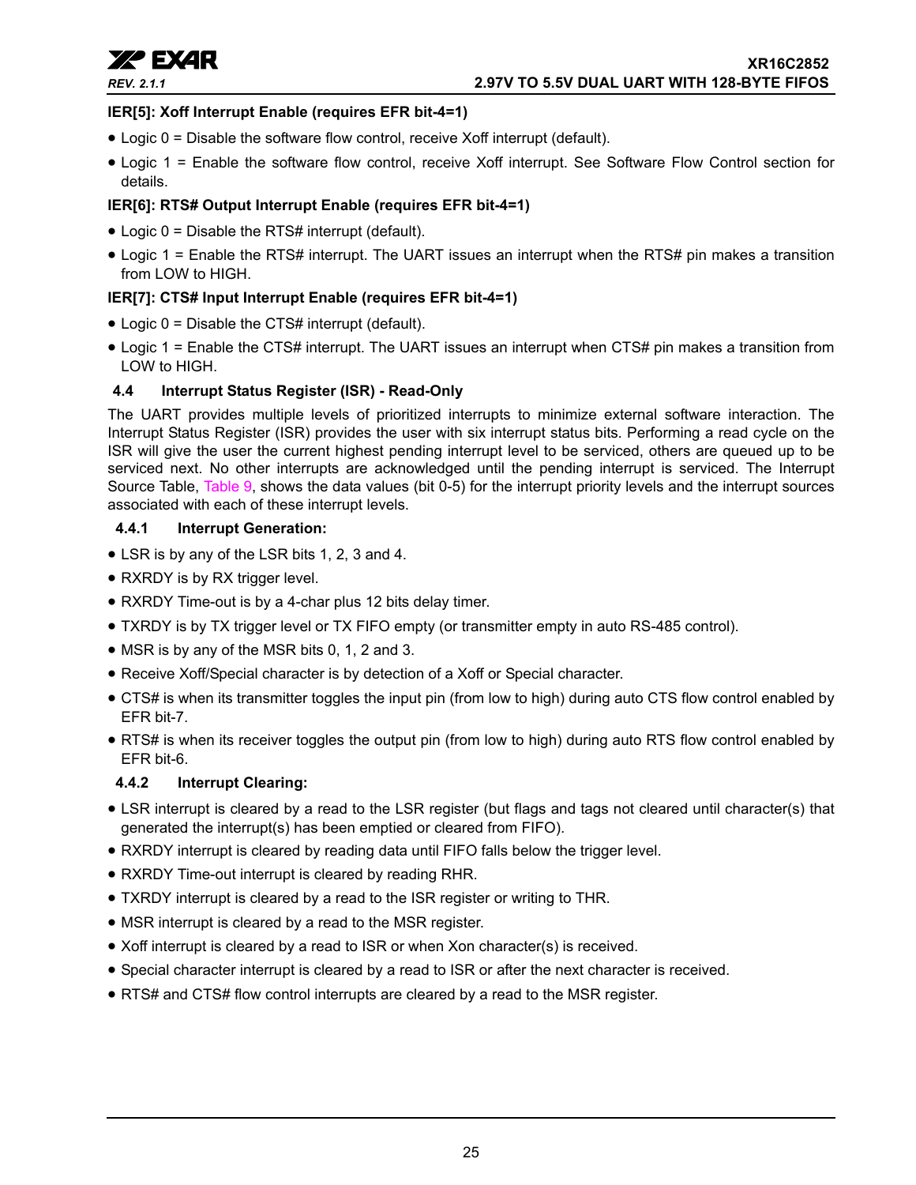**IER[5]: Xoff Interrupt Enable (requires EFR bit-4=1)**

- Logic 0 = Disable the software flow control, receive Xoff interrupt (default).
- Logic 1 = Enable the software flow control, receive Xoff interrupt. See Software Flow Control section for details.

**IER[6]: RTS# Output Interrupt Enable (requires EFR bit-4=1)**

- Logic 0 = Disable the RTS# interrupt (default).
- Logic 1 = Enable the RTS# interrupt. The UART issues an interrupt when the RTS# pin makes a transition from LOW to HIGH.

**IER[7]: CTS# Input Interrupt Enable (requires EFR bit-4=1)**

- Logic 0 = Disable the CTS# interrupt (default).
- Logic 1 = Enable the CTS# interrupt. The UART issues an interrupt when CTS# pin makes a transition from LOW to HIGH.

## 4.4 Interrupt Status Register (ISR) - Read-Only

The UART provides multiple levels of prioritized interrupts to minimize external software interaction. The Interrupt Status Register (ISR) provides the user with six interrupt status bits. Performing a read cycle on the ISR will give the user the current highest pending interrupt level to be serviced, others are queued up to be serviced next. No other interrupts are acknowledged until the pending interrupt is serviced. The Interrupt Source Table, Table 9, shows the data values (bit 0-5) for the interrupt priority levels and the interrupt sources associated with each of these interrupt levels.

### 4.4.1 Interrupt Generation:

- LSR is by any of the LSR bits 1, 2, 3 and 4.
- RXRDY is by RX trigger level.
- RXRDY Time-out is by a 4-char plus 12 bits delay timer.
- TXRDY is by TX trigger level or TX FIFO empty (or transmitter empty in auto RS-485 control).
- MSR is by any of the MSR bits 0, 1, 2 and 3.
- Receive Xoff/Special character is by detection of a Xoff or Special character.
- CTS# is when its transmitter toggles the input pin (from low to high) during auto CTS flow control enabled by EFR bit-7.
- RTS# is when its receiver toggles the output pin (from low to high) during auto RTS flow control enabled by EFR bit-6.

### 4.4.2 Interrupt Clearing:

- LSR interrupt is cleared by a read to the LSR register (but flags and tags not cleared until character(s) that generated the interrupt(s) has been emptied or cleared from FIFO).
- RXRDY interrupt is cleared by reading data until FIFO falls below the trigger level.
- RXRDY Time-out interrupt is cleared by reading RHR.
- TXRDY interrupt is cleared by a read to the ISR register or writing to THR.
- MSR interrupt is cleared by a read to the MSR register.
- Xoff interrupt is cleared by a read to ISR or when Xon character(s) is received.
- Special character interrupt is cleared by a read to ISR or after the next character is received.
- RTS# and CTS# flow control interrupts are cleared by a read to the MSR register.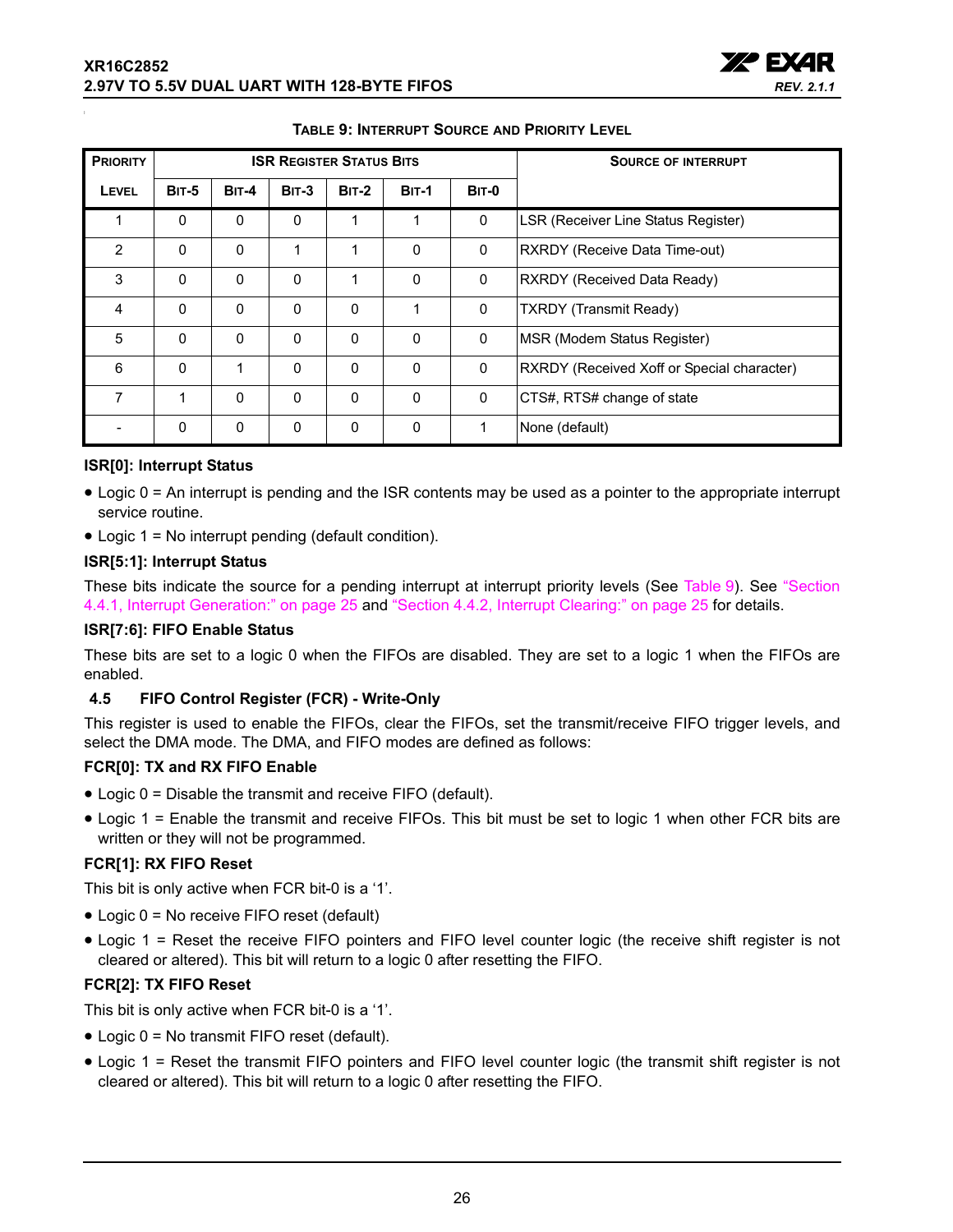**TABLE 9: INTERRUPT SOURCE AND PRIORITY LEVEL**

| PRIORITY LEVEL | ISR REGISTER STATUS BITS | | | | | | SOURCE OF INTERRUPT |
|---|---|---|---|---|---|---|---|
| | BIT-5 | BIT-4 | BIT-3 | BIT-2 | BIT-1 | BIT-0 | |
| 1 | 0 | 0 | 0 | 1 | 1 | 0 | LSR (Receiver Line Status Register) |
| 2 | 0 | 0 | 1 | 1 | 0 | 0 | RXRDY (Receive Data Time-out) |
| 3 | 0 | 0 | 0 | 1 | 0 | 0 | RXRDY (Received Data Ready) |
| 4 | 0 | 0 | 0 | 0 | 1 | 0 | TXRDY (Transmit Ready) |
| 5 | 0 | 0 | 0 | 0 | 0 | 0 | MSR (Modem Status Register) |
| 6 | 0 | 1 | 0 | 0 | 0 | 0 | RXRDY (Received Xoff or Special character) |
| 7 | 1 | 0 | 0 | 0 | 0 | 0 | CTS#, RTS# change of state |
| - | 0 | 0 | 0 | 0 | 0 | 1 | None (default) |

**ISR[0]: Interrupt Status**

- Logic 0 = An interrupt is pending and the ISR contents may be used as a pointer to the appropriate interrupt service routine.
- Logic 1 = No interrupt pending (default condition).

**ISR[5:1]: Interrupt Status**

These bits indicate the source for a pending interrupt at interrupt priority levels (See Table 9). See "Section 4.4.1, Interrupt Generation:" on page 25 and "Section 4.4.2, Interrupt Clearing:" on page 25 for details.

**ISR[7:6]: FIFO Enable Status**

These bits are set to a logic 0 when the FIFOs are disabled. They are set to a logic 1 when the FIFOs are enabled.

### 4.5 FIFO Control Register (FCR) - Write-Only

This register is used to enable the FIFOs, clear the FIFOs, set the transmit/receive FIFO trigger levels, and select the DMA mode. The DMA, and FIFO modes are defined as follows:

**FCR[0]: TX and RX FIFO Enable**

- Logic 0 = Disable the transmit and receive FIFO (default).
- Logic 1 = Enable the transmit and receive FIFOs. This bit must be set to logic 1 when other FCR bits are written or they will not be programmed.

**FCR[1]: RX FIFO Reset**

This bit is only active when FCR bit-0 is a '1'.

- Logic 0 = No receive FIFO reset (default)
- Logic 1 = Reset the receive FIFO pointers and FIFO level counter logic (the receive shift register is not cleared or altered). This bit will return to a logic 0 after resetting the FIFO.

**FCR[2]: TX FIFO Reset**

This bit is only active when FCR bit-0 is a '1'.

- Logic 0 = No transmit FIFO reset (default).
- Logic 1 = Reset the transmit FIFO pointers and FIFO level counter logic (the transmit shift register is not cleared or altered). This bit will return to a logic 0 after resetting the FIFO.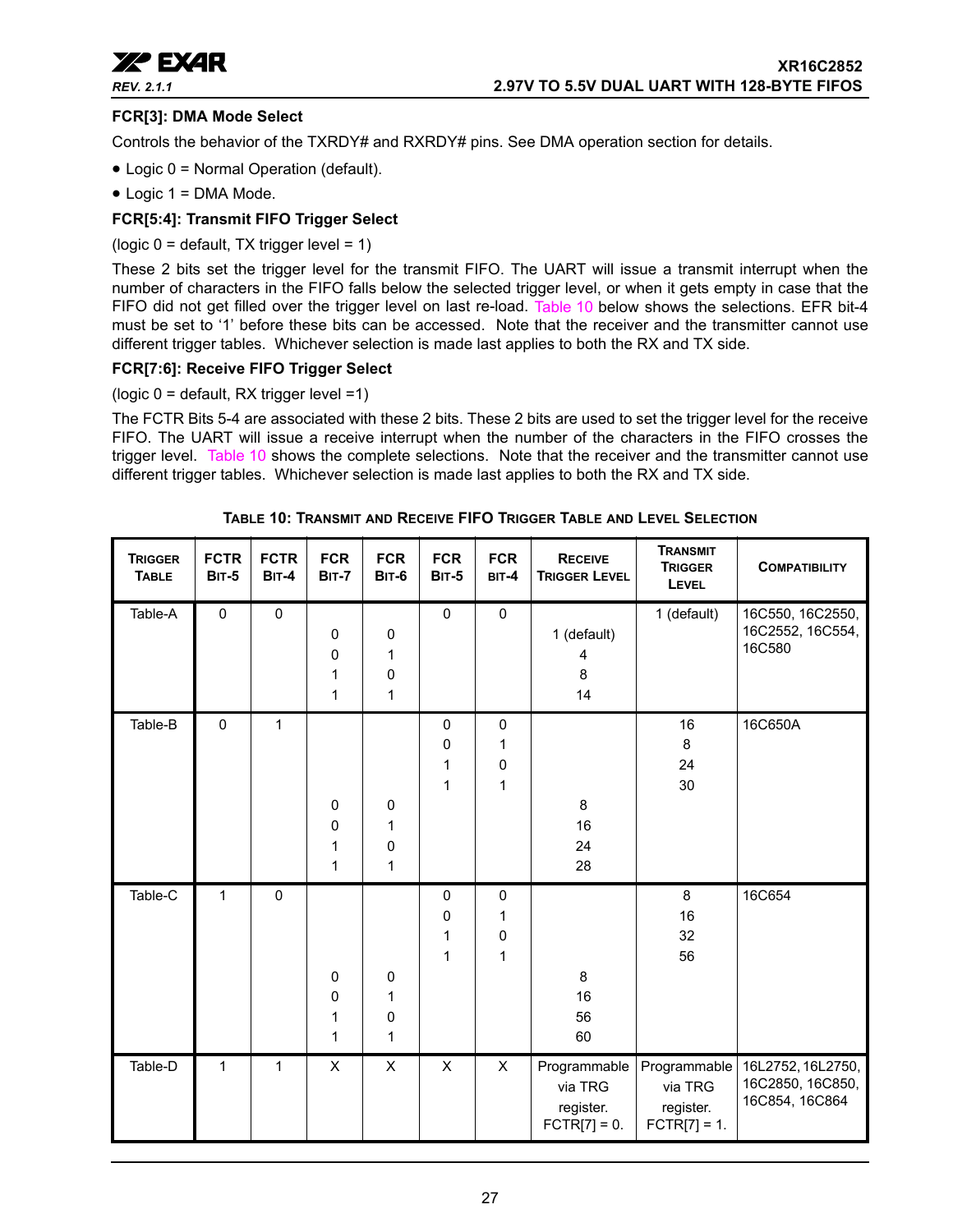### FCR[3]: DMA Mode Select

Controls the behavior of the TXRDY# and RXRDY# pins. See DMA operation section for details.

- Logic 0 = Normal Operation (default).
- Logic 1 = DMA Mode.

### FCR[5:4]: Transmit FIFO Trigger Select

(logic 0 = default, TX trigger level = 1)

These 2 bits set the trigger level for the transmit FIFO. The UART will issue a transmit interrupt when the number of characters in the FIFO falls below the selected trigger level, or when it gets empty in case that the FIFO did not get filled over the trigger level on last re-load. Table 10 below shows the selections. EFR bit-4 must be set to '1' before these bits can be accessed. Note that the receiver and the transmitter cannot use different trigger tables. Whichever selection is made last applies to both the RX and TX side.

### FCR[7:6]: Receive FIFO Trigger Select

(logic 0 = default, RX trigger level =1)

The FCTR Bits 5-4 are associated with these 2 bits. These 2 bits are used to set the trigger level for the receive FIFO. The UART will issue a receive interrupt when the number of the characters in the FIFO crosses the trigger level. Table 10 shows the complete selections. Note that the receiver and the transmitter cannot use different trigger tables. Whichever selection is made last applies to both the RX and TX side.

**TABLE 10: TRANSMIT AND RECEIVE FIFO TRIGGER TABLE AND LEVEL SELECTION**

| TRIGGER TABLE | FCTR BIT-5 | FCTR BIT-4 | FCR BIT-7 | FCR BIT-6 | FCR BIT-5 | FCR BIT-4 | RECEIVE TRIGGER LEVEL | TRANSMIT TRIGGER LEVEL | COMPATIBILITY |
|---|---|---|---|---|---|---|---|---|---|
| Table-A | 0 | 0 | | | 0 | 0 | | 1 (default) | 16C550, 16C2550, 16C2552, 16C554, 16C580 |
| | | | 0 | 0 | | | 1 (default) | | |
| | | | 0 | 1 | | | 4 | | |
| | | | 1 | 0 | | | 8 | | |
| | | | 1 | 1 | | | 14 | | |
| Table-B | 0 | 1 | | | 0 | 0 | | 16 | 16C650A |
| | | | | | 0 | 1 | | 8 | |
| | | | | | 1 | 0 | | 24 | |
| | | | | | 1 | 1 | | 30 | |
| | | | 0 | 0 | | | 8 | | |
| | | | 0 | 1 | | | 16 | | |
| | | | 1 | 0 | | | 24 | | |
| | | | 1 | 1 | | | 28 | | |
| Table-C | 1 | 0 | | | 0 | 0 | | 8 | 16C654 |
| | | | | | 0 | 1 | | 16 | |
| | | | | | 1 | 0 | | 32 | |
| | | | | | 1 | 1 | | 56 | |
| | | | 0 | 0 | | | 8 | | |
| | | | 0 | 1 | | | 16 | | |
| | | | 1 | 0 | | | 56 | | |
| | | | 1 | 1 | | | 60 | | |
| Table-D | 1 | 1 | X | X | X | X | Programmable via TRG register. FCTR[7] = 0. | Programmable via TRG register. FCTR[7] = 1. | 16L2752, 16L2750, 16C2850, 16C850, 16C854, 16C864 |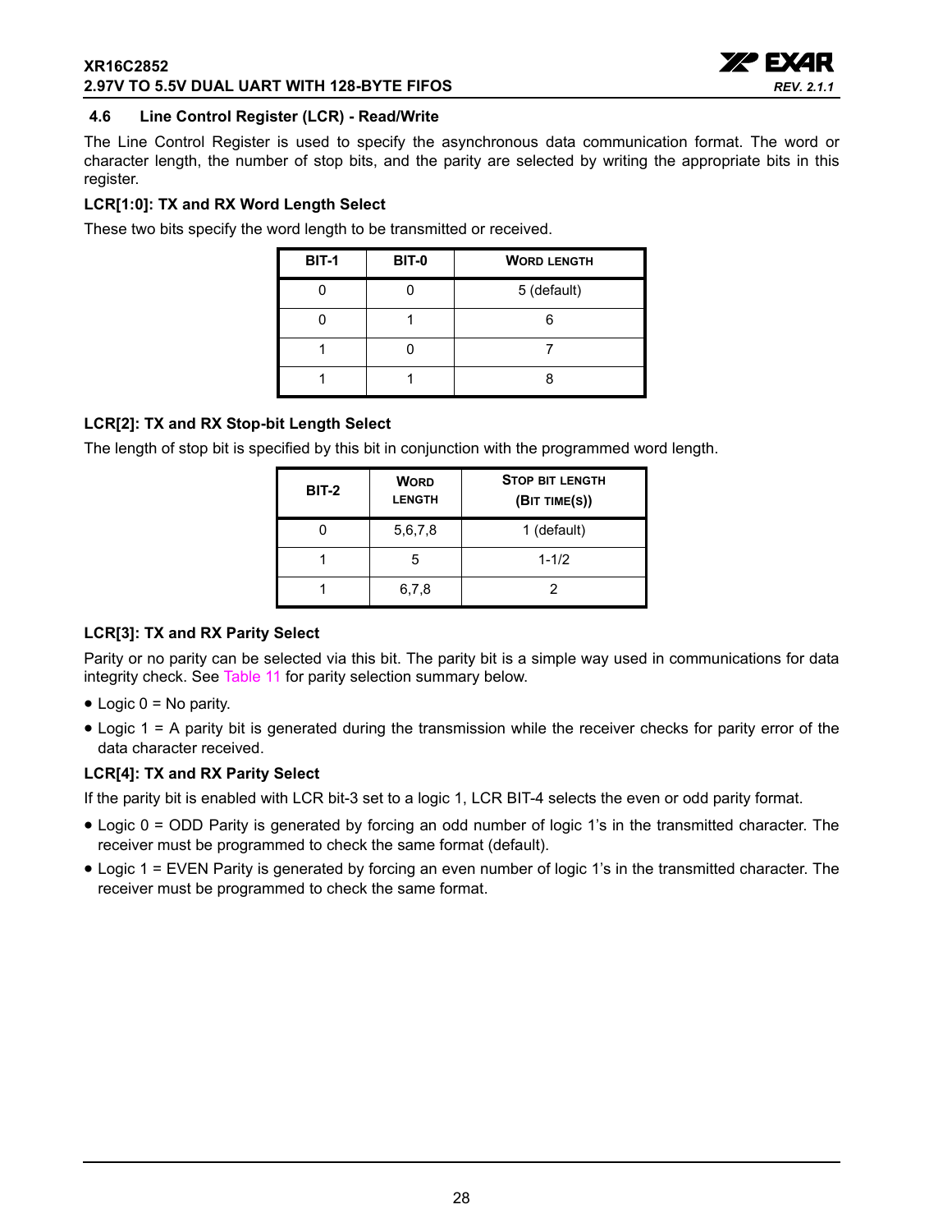### 4.6 Line Control Register (LCR) - Read/Write

The Line Control Register is used to specify the asynchronous data communication format. The word or character length, the number of stop bits, and the parity are selected by writing the appropriate bits in this register.

**LCR[1:0]: TX and RX Word Length Select**

These two bits specify the word length to be transmitted or received.

| BIT-1 | BIT-0 | WORD LENGTH |
|---|---|---|
| 0 | 0 | 5 (default) |
| 0 | 1 | 6 |
| 1 | 0 | 7 |
| 1 | 1 | 8 |

**LCR[2]: TX and RX Stop-bit Length Select**

The length of stop bit is specified by this bit in conjunction with the programmed word length.

| BIT-2 | WORD LENGTH | STOP BIT LENGTH (BIT TIME(S)) |
|---|---|---|
| 0 | 5,6,7,8 | 1 (default) |
| 1 | 5 | 1-1/2 |
| 1 | 6,7,8 | 2 |

**LCR[3]: TX and RX Parity Select**

Parity or no parity can be selected via this bit. The parity bit is a simple way used in communications for data integrity check. See Table 11 for parity selection summary below.

- Logic 0 = No parity.
- Logic 1 = A parity bit is generated during the transmission while the receiver checks for parity error of the data character received.

**LCR[4]: TX and RX Parity Select**

If the parity bit is enabled with LCR bit-3 set to a logic 1, LCR BIT-4 selects the even or odd parity format.

- Logic 0 = ODD Parity is generated by forcing an odd number of logic 1's in the transmitted character. The receiver must be programmed to check the same format (default).
- Logic 1 = EVEN Parity is generated by forcing an even number of logic 1's in the transmitted character. The receiver must be programmed to check the same format.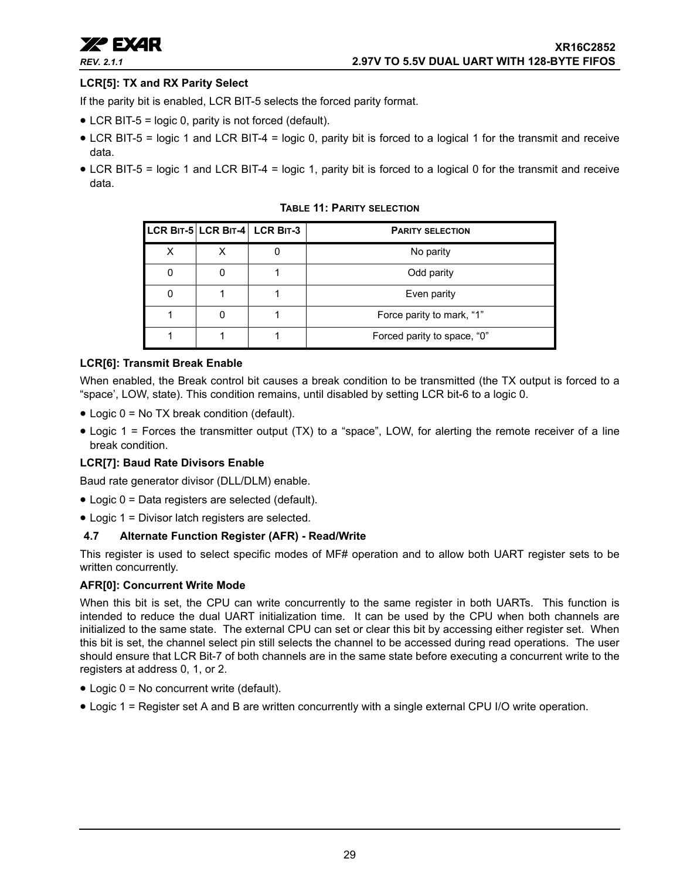**LCR[5]: TX and RX Parity Select**

If the parity bit is enabled, LCR BIT-5 selects the forced parity format.

- LCR BIT-5 = logic 0, parity is not forced (default).
- LCR BIT-5 = logic 1 and LCR BIT-4 = logic 0, parity bit is forced to a logical 1 for the transmit and receive data.
- LCR BIT-5 = logic 1 and LCR BIT-4 = logic 1, parity bit is forced to a logical 0 for the transmit and receive data.

**TABLE 11: PARITY SELECTION**

| LCR BIT-5 | LCR BIT-4 | LCR BIT-3 | PARITY SELECTION |
|---|---|---|---|
| X | X | 0 | No parity |
| 0 | 0 | 1 | Odd parity |
| 0 | 1 | 1 | Even parity |
| 1 | 0 | 1 | Force parity to mark, “1” |
| 1 | 1 | 1 | Forced parity to space, “0” |

**LCR[6]: Transmit Break Enable**

When enabled, the Break control bit causes a break condition to be transmitted (the TX output is forced to a “space’, LOW, state). This condition remains, until disabled by setting LCR bit-6 to a logic 0.

- Logic 0 = No TX break condition (default).
- Logic 1 = Forces the transmitter output (TX) to a “space”, LOW, for alerting the remote receiver of a line break condition.

**LCR[7]: Baud Rate Divisors Enable**

Baud rate generator divisor (DLL/DLM) enable.

- Logic 0 = Data registers are selected (default).
- Logic 1 = Divisor latch registers are selected.

### 4.7 Alternate Function Register (AFR) - Read/Write

This register is used to select specific modes of MF# operation and to allow both UART register sets to be written concurrently.

**AFR[0]: Concurrent Write Mode**

When this bit is set, the CPU can write concurrently to the same register in both UARTs. This function is intended to reduce the dual UART initialization time. It can be used by the CPU when both channels are initialized to the same state. The external CPU can set or clear this bit by accessing either register set. When this bit is set, the channel select pin still selects the channel to be accessed during read operations. The user should ensure that LCR Bit-7 of both channels are in the same state before executing a concurrent write to the registers at address 0, 1, or 2.

- Logic 0 = No concurrent write (default).
- Logic 1 = Register set A and B are written concurrently with a single external CPU I/O write operation.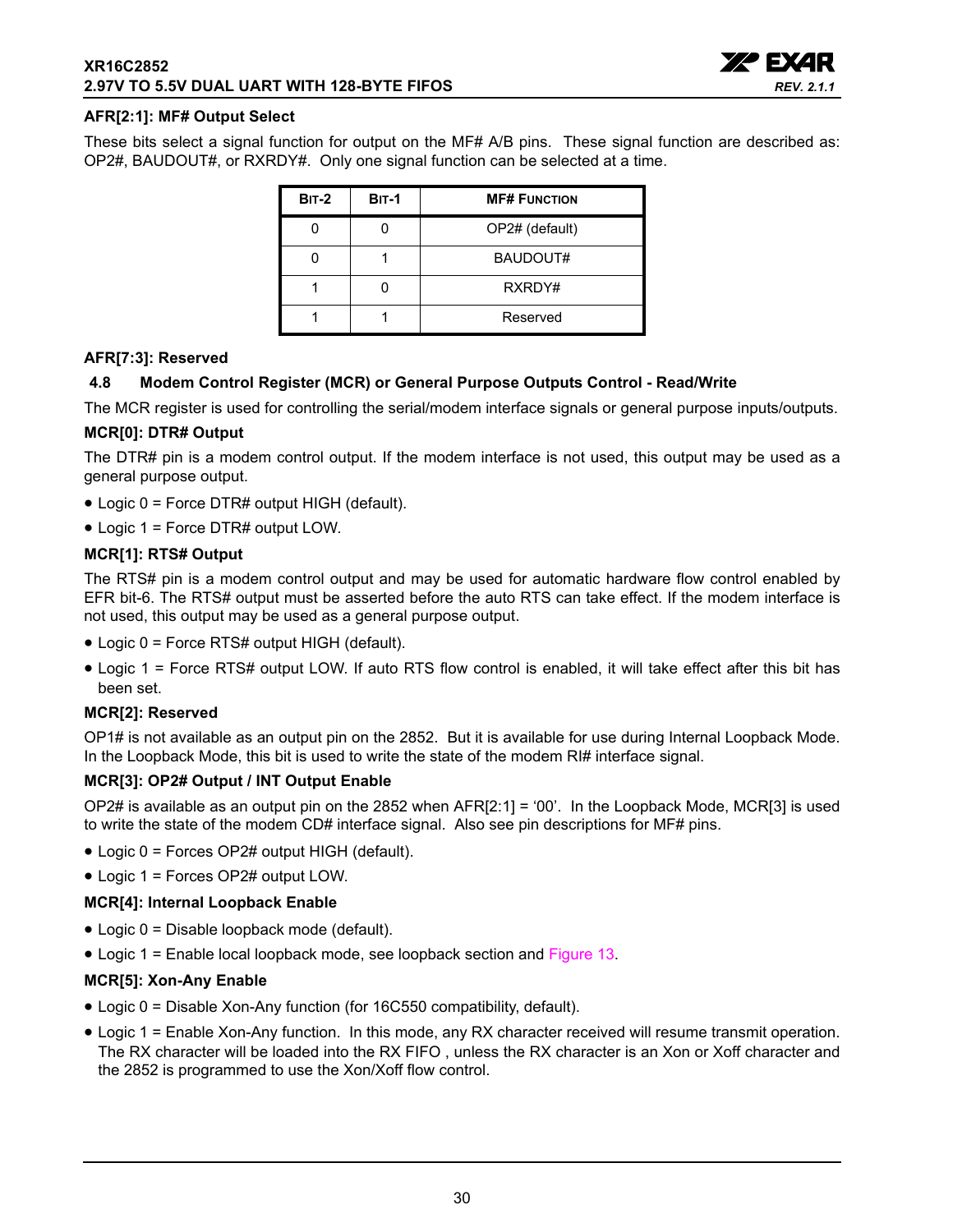**AFR[2:1]: MF# Output Select**

These bits select a signal function for output on the MF# A/B pins. These signal function are described as: OP2#, BAUDOUT#, or RXRDY#. Only one signal function can be selected at a time.

| BIT-2 | BIT-1 | MF# FUNCTION |
|---|---|---|
| 0 | 0 | OP2# (default) |
| 0 | 1 | BAUDOUT# |
| 1 | 0 | RXRDY# |
| 1 | 1 | Reserved |

**AFR[7:3]: Reserved**

### 4.8 Modem Control Register (MCR) or General Purpose Outputs Control - Read/Write

The MCR register is used for controlling the serial/modem interface signals or general purpose inputs/outputs.

**MCR[0]: DTR# Output**

The DTR# pin is a modem control output. If the modem interface is not used, this output may be used as a general purpose output.

- Logic 0 = Force DTR# output HIGH (default).
- Logic 1 = Force DTR# output LOW.

**MCR[1]: RTS# Output**

The RTS# pin is a modem control output and may be used for automatic hardware flow control enabled by EFR bit-6. The RTS# output must be asserted before the auto RTS can take effect. If the modem interface is not used, this output may be used as a general purpose output.

- Logic 0 = Force RTS# output HIGH (default).
- Logic 1 = Force RTS# output LOW. If auto RTS flow control is enabled, it will take effect after this bit has been set.

**MCR[2]: Reserved**

OP1# is not available as an output pin on the 2852. But it is available for use during Internal Loopback Mode. In the Loopback Mode, this bit is used to write the state of the modem RI# interface signal.

**MCR[3]: OP2# Output / INT Output Enable**

OP2# is available as an output pin on the 2852 when AFR[2:1] = '00'. In the Loopback Mode, MCR[3] is used to write the state of the modem CD# interface signal. Also see pin descriptions for MF# pins.

- Logic 0 = Forces OP2# output HIGH (default).
- Logic 1 = Forces OP2# output LOW.

**MCR[4]: Internal Loopback Enable**

- Logic 0 = Disable loopback mode (default).
- Logic 1 = Enable local loopback mode, see loopback section and Figure 13.

**MCR[5]: Xon-Any Enable**

- Logic 0 = Disable Xon-Any function (for 16C550 compatibility, default).
- Logic 1 = Enable Xon-Any function. In this mode, any RX character received will resume transmit operation. The RX character will be loaded into the RX FIFO , unless the RX character is an Xon or Xoff character and the 2852 is programmed to use the Xon/Xoff flow control.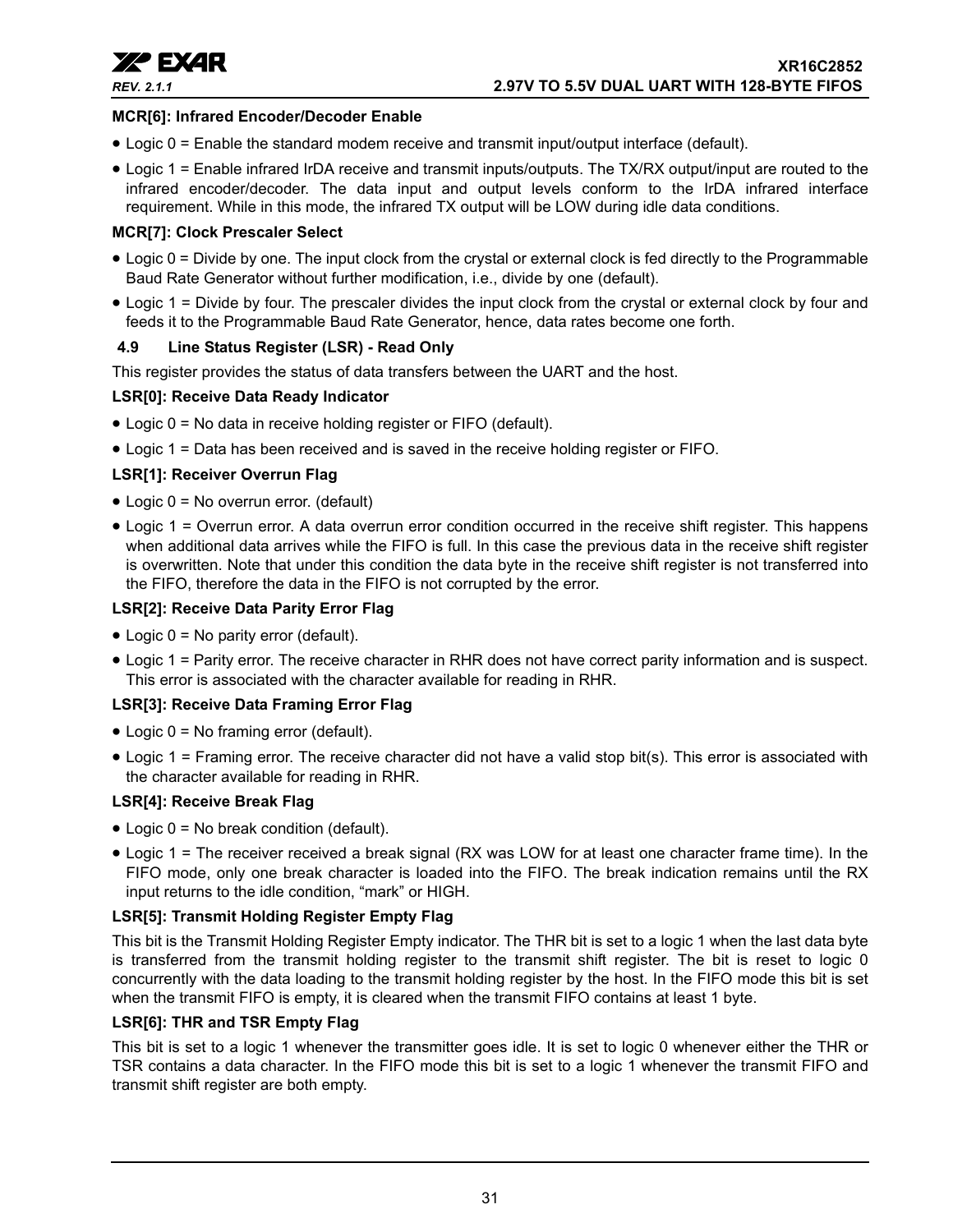**MCR[6]: Infrared Encoder/Decoder Enable**

- Logic 0 = Enable the standard modem receive and transmit input/output interface (default).
- Logic 1 = Enable infrared IrDA receive and transmit inputs/outputs. The TX/RX output/input are routed to the infrared encoder/decoder. The data input and output levels conform to the IrDA infrared interface requirement. While in this mode, the infrared TX output will be LOW during idle data conditions.

**MCR[7]: Clock Prescaler Select**

- Logic 0 = Divide by one. The input clock from the crystal or external clock is fed directly to the Programmable Baud Rate Generator without further modification, i.e., divide by one (default).
- Logic 1 = Divide by four. The prescaler divides the input clock from the crystal or external clock by four and feeds it to the Programmable Baud Rate Generator, hence, data rates become one forth.

### 4.9 Line Status Register (LSR) - Read Only

This register provides the status of data transfers between the UART and the host.

**LSR[0]: Receive Data Ready Indicator**

- Logic 0 = No data in receive holding register or FIFO (default).
- Logic 1 = Data has been received and is saved in the receive holding register or FIFO.

**LSR[1]: Receiver Overrun Flag**

- Logic 0 = No overrun error. (default)
- Logic 1 = Overrun error. A data overrun error condition occurred in the receive shift register. This happens when additional data arrives while the FIFO is full. In this case the previous data in the receive shift register is overwritten. Note that under this condition the data byte in the receive shift register is not transferred into the FIFO, therefore the data in the FIFO is not corrupted by the error.

**LSR[2]: Receive Data Parity Error Flag**

- Logic 0 = No parity error (default).
- Logic 1 = Parity error. The receive character in RHR does not have correct parity information and is suspect. This error is associated with the character available for reading in RHR.

**LSR[3]: Receive Data Framing Error Flag**

- Logic 0 = No framing error (default).
- Logic 1 = Framing error. The receive character did not have a valid stop bit(s). This error is associated with the character available for reading in RHR.

**LSR[4]: Receive Break Flag**

- Logic 0 = No break condition (default).
- Logic 1 = The receiver received a break signal (RX was LOW for at least one character frame time). In the FIFO mode, only one break character is loaded into the FIFO. The break indication remains until the RX input returns to the idle condition, "mark" or HIGH.

**LSR[5]: Transmit Holding Register Empty Flag**

This bit is the Transmit Holding Register Empty indicator. The THR bit is set to a logic 1 when the last data byte is transferred from the transmit holding register to the transmit shift register. The bit is reset to logic 0 concurrently with the data loading to the transmit holding register by the host. In the FIFO mode this bit is set when the transmit FIFO is empty, it is cleared when the transmit FIFO contains at least 1 byte.

**LSR[6]: THR and TSR Empty Flag**

This bit is set to a logic 1 whenever the transmitter goes idle. It is set to logic 0 whenever either the THR or TSR contains a data character. In the FIFO mode this bit is set to a logic 1 whenever the transmit FIFO and transmit shift register are both empty.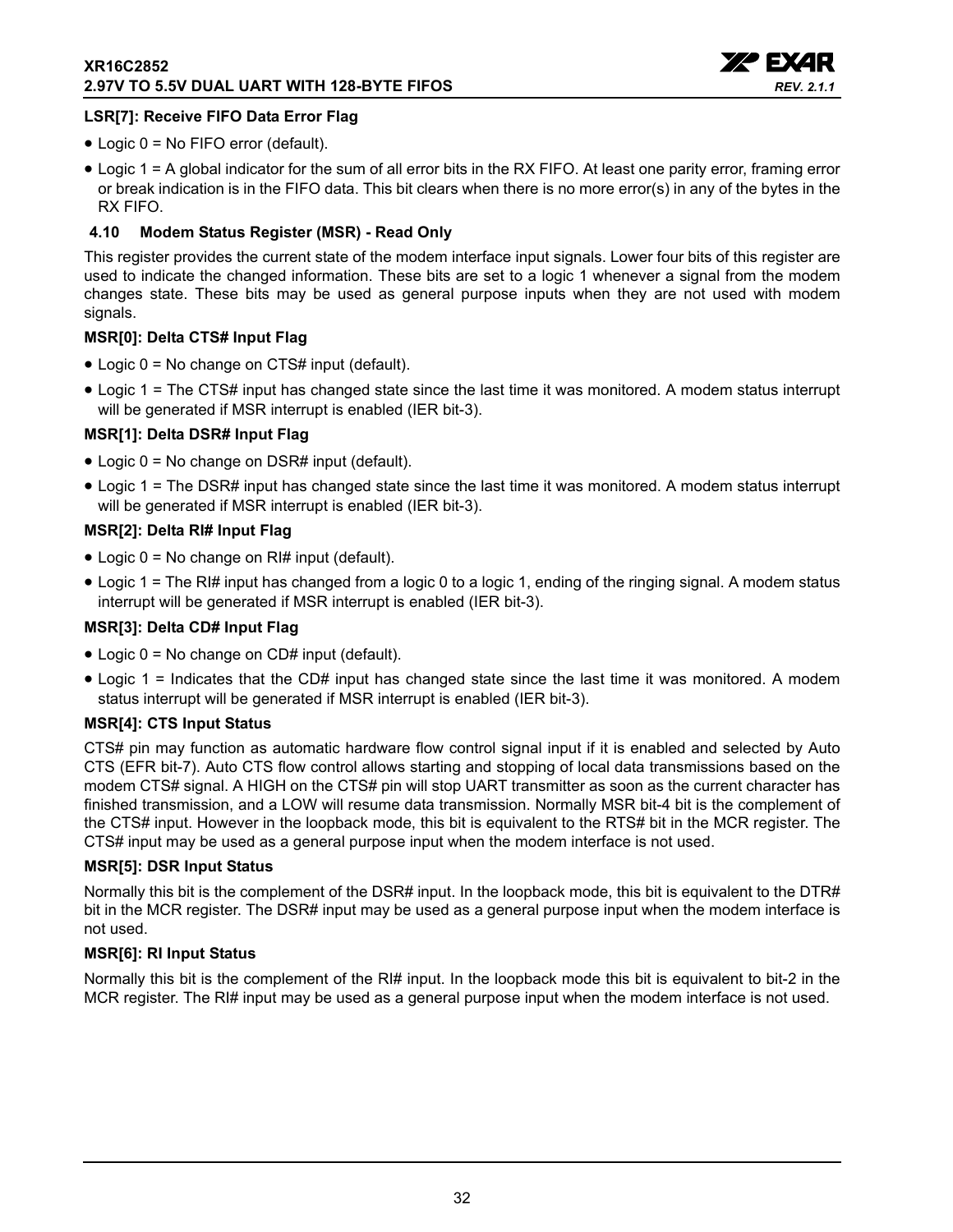### LSR[7]: Receive FIFO Data Error Flag

- Logic 0 = No FIFO error (default).
- Logic 1 = A global indicator for the sum of all error bits in the RX FIFO. At least one parity error, framing error or break indication is in the FIFO data. This bit clears when there is no more error(s) in any of the bytes in the RX FIFO.

## 4.10 Modem Status Register (MSR) - Read Only

This register provides the current state of the modem interface input signals. Lower four bits of this register are used to indicate the changed information. These bits are set to a logic 1 whenever a signal from the modem changes state. These bits may be used as general purpose inputs when they are not used with modem signals.

### MSR[0]: Delta CTS# Input Flag

- Logic 0 = No change on CTS# input (default).
- Logic 1 = The CTS# input has changed state since the last time it was monitored. A modem status interrupt will be generated if MSR interrupt is enabled (IER bit-3).

### MSR[1]: Delta DSR# Input Flag

- Logic 0 = No change on DSR# input (default).
- Logic 1 = The DSR# input has changed state since the last time it was monitored. A modem status interrupt will be generated if MSR interrupt is enabled (IER bit-3).

### MSR[2]: Delta RI# Input Flag

- Logic 0 = No change on RI# input (default).
- Logic 1 = The RI# input has changed from a logic 0 to a logic 1, ending of the ringing signal. A modem status interrupt will be generated if MSR interrupt is enabled (IER bit-3).

### MSR[3]: Delta CD# Input Flag

- Logic 0 = No change on CD# input (default).
- Logic 1 = Indicates that the CD# input has changed state since the last time it was monitored. A modem status interrupt will be generated if MSR interrupt is enabled (IER bit-3).

### MSR[4]: CTS Input Status

CTS# pin may function as automatic hardware flow control signal input if it is enabled and selected by Auto CTS (EFR bit-7). Auto CTS flow control allows starting and stopping of local data transmissions based on the modem CTS# signal. A HIGH on the CTS# pin will stop UART transmitter as soon as the current character has finished transmission, and a LOW will resume data transmission. Normally MSR bit-4 bit is the complement of the CTS# input. However in the loopback mode, this bit is equivalent to the RTS# bit in the MCR register. The CTS# input may be used as a general purpose input when the modem interface is not used.

### MSR[5]: DSR Input Status

Normally this bit is the complement of the DSR# input. In the loopback mode, this bit is equivalent to the DTR# bit in the MCR register. The DSR# input may be used as a general purpose input when the modem interface is not used.

### MSR[6]: RI Input Status

Normally this bit is the complement of the RI# input. In the loopback mode this bit is equivalent to bit-2 in the MCR register. The RI# input may be used as a general purpose input when the modem interface is not used.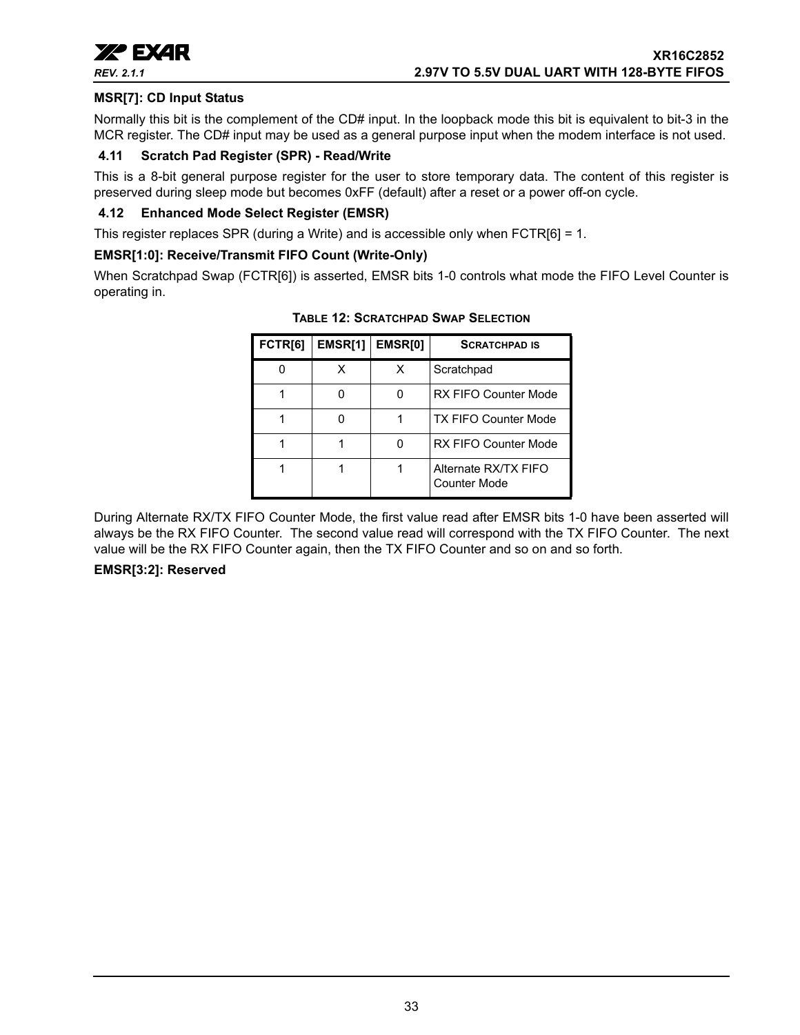**MSR[7]: CD Input Status**

Normally this bit is the complement of the CD# input. In the loopback mode this bit is equivalent to bit-3 in the MCR register. The CD# input may be used as a general purpose input when the modem interface is not used.

### 4.11 Scratch Pad Register (SPR) - Read/Write

This is a 8-bit general purpose register for the user to store temporary data. The content of this register is preserved during sleep mode but becomes 0xFF (default) after a reset or a power off-on cycle.

### 4.12 Enhanced Mode Select Register (EMSR)

This register replaces SPR (during a Write) and is accessible only when FCTR[6] = 1.

**EMSR[1:0]: Receive/Transmit FIFO Count (Write-Only)**

When Scratchpad Swap (FCTR[6]) is asserted, EMSR bits 1-0 controls what mode the FIFO Level Counter is operating in.

**TABLE 12: SCRATCHPAD SWAP SELECTION**

| FCTR[6] | EMSR[1] | EMSR[0] | SCRATCHPAD IS |
|---|---|---|---|
| 0 | X | X | Scratchpad |
| 1 | 0 | 0 | RX FIFO Counter Mode |
| 1 | 0 | 1 | TX FIFO Counter Mode |
| 1 | 1 | 0 | RX FIFO Counter Mode |
| 1 | 1 | 1 | Alternate RX/TX FIFO Counter Mode |

During Alternate RX/TX FIFO Counter Mode, the first value read after EMSR bits 1-0 have been asserted will always be the RX FIFO Counter. The second value read will correspond with the TX FIFO Counter. The next value will be the RX FIFO Counter again, then the TX FIFO Counter and so on and so forth.

**EMSR[3:2]: Reserved**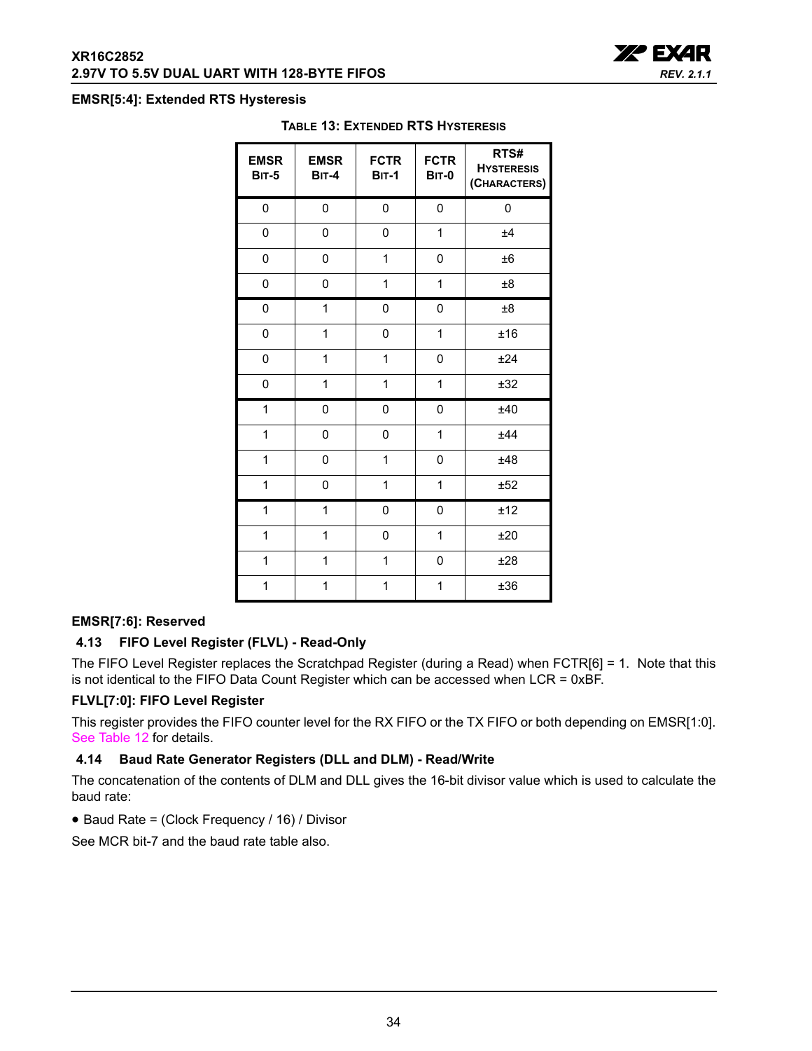**EMSR[5:4]: Extended RTS Hysteresis**

**TABLE 13: EXTENDED RTS HYSTERESIS**

| EMSR BIT-5 | EMSR BIT-4 | FCTR BIT-1 | FCTR BIT-0 | RTS# HYSTERESIS (CHARACTERS) |
|---|---|---|---|---|
| 0 | 0 | 0 | 0 | 0 |
| 0 | 0 | 0 | 1 | ±4 |
| 0 | 0 | 1 | 0 | ±6 |
| 0 | 0 | 1 | 1 | ±8 |
| 0 | 1 | 0 | 0 | ±8 |
| 0 | 1 | 0 | 1 | ±16 |
| 0 | 1 | 1 | 0 | ±24 |
| 0 | 1 | 1 | 1 | ±32 |
| 1 | 0 | 0 | 0 | ±40 |
| 1 | 0 | 0 | 1 | ±44 |
| 1 | 0 | 1 | 0 | ±48 |
| 1 | 0 | 1 | 1 | ±52 |
| 1 | 1 | 0 | 0 | ±12 |
| 1 | 1 | 0 | 1 | ±20 |
| 1 | 1 | 1 | 0 | ±28 |
| 1 | 1 | 1 | 1 | ±36 |

**EMSR[7:6]: Reserved**

### 4.13 FIFO Level Register (FLVL) - Read-Only

The FIFO Level Register replaces the Scratchpad Register (during a Read) when FCTR[6] = 1. Note that this is not identical to the FIFO Data Count Register which can be accessed when LCR = 0xBF.

**FLVL[7:0]: FIFO Level Register**

This register provides the FIFO counter level for the RX FIFO or the TX FIFO or both depending on EMSR[1:0]. See Table 12 for details.

### 4.14 Baud Rate Generator Registers (DLL and DLM) - Read/Write

The concatenation of the contents of DLM and DLL gives the 16-bit divisor value which is used to calculate the baud rate:

- Baud Rate = (Clock Frequency / 16) / Divisor

See MCR bit-7 and the baud rate table also.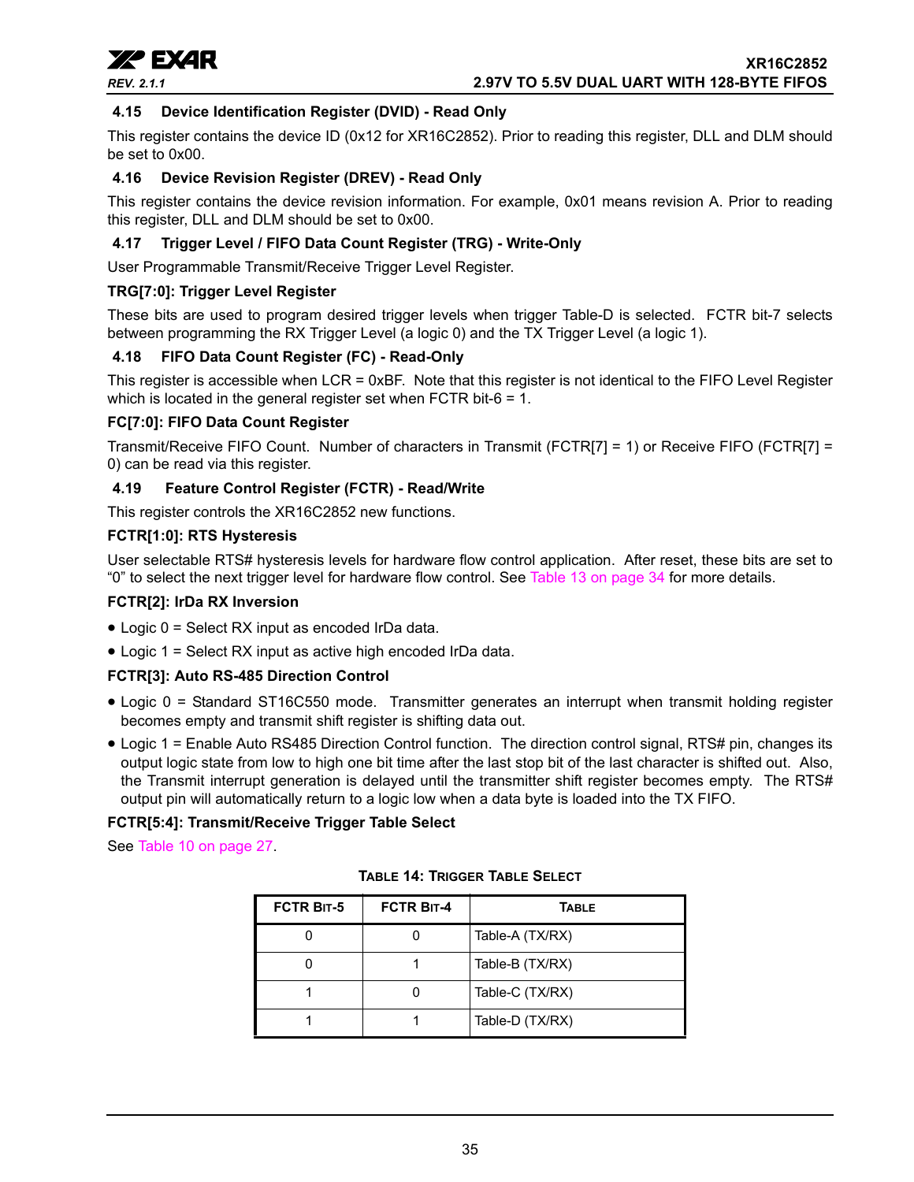### 4.15 Device Identification Register (DVID) - Read Only

This register contains the device ID (0x12 for XR16C2852). Prior to reading this register, DLL and DLM should be set to 0x00.

### 4.16 Device Revision Register (DREV) - Read Only

This register contains the device revision information. For example, 0x01 means revision A. Prior to reading this register, DLL and DLM should be set to 0x00.

### 4.17 Trigger Level / FIFO Data Count Register (TRG) - Write-Only

User Programmable Transmit/Receive Trigger Level Register.

**TRG[7:0]: Trigger Level Register**

These bits are used to program desired trigger levels when trigger Table-D is selected. FCTR bit-7 selects between programming the RX Trigger Level (a logic 0) and the TX Trigger Level (a logic 1).

### 4.18 FIFO Data Count Register (FC) - Read-Only

This register is accessible when LCR = 0xBF. Note that this register is not identical to the FIFO Level Register which is located in the general register set when FCTR bit-6 = 1.

**FC[7:0]: FIFO Data Count Register**

Transmit/Receive FIFO Count. Number of characters in Transmit (FCTR[7] = 1) or Receive FIFO (FCTR[7] = 0) can be read via this register.

### 4.19 Feature Control Register (FCTR) - Read/Write

This register controls the XR16C2852 new functions.

**FCTR[1:0]: RTS Hysteresis**

User selectable RTS# hysteresis levels for hardware flow control application. After reset, these bits are set to “0” to select the next trigger level for hardware flow control. See Table 13 on page 34 for more details.

**FCTR[2]: IrDa RX Inversion**

- Logic 0 = Select RX input as encoded IrDa data.
- Logic 1 = Select RX input as active high encoded IrDa data.

**FCTR[3]: Auto RS-485 Direction Control**

- Logic 0 = Standard ST16C550 mode. Transmitter generates an interrupt when transmit holding register becomes empty and transmit shift register is shifting data out.
- Logic 1 = Enable Auto RS485 Direction Control function. The direction control signal, RTS# pin, changes its output logic state from low to high one bit time after the last stop bit of the last character is shifted out. Also, the Transmit interrupt generation is delayed until the transmitter shift register becomes empty. The RTS# output pin will automatically return to a logic low when a data byte is loaded into the TX FIFO.

**FCTR[5:4]: Transmit/Receive Trigger Table Select**

See Table 10 on page 27.

**TABLE 14: TRIGGER TABLE SELECT**

| FCTR BIT-5 | FCTR BIT-4 | TABLE |
|---|---|---|
| 0 | 0 | Table-A (TX/RX) |
| 0 | 1 | Table-B (TX/RX) |
| 1 | 0 | Table-C (TX/RX) |
| 1 | 1 | Table-D (TX/RX) |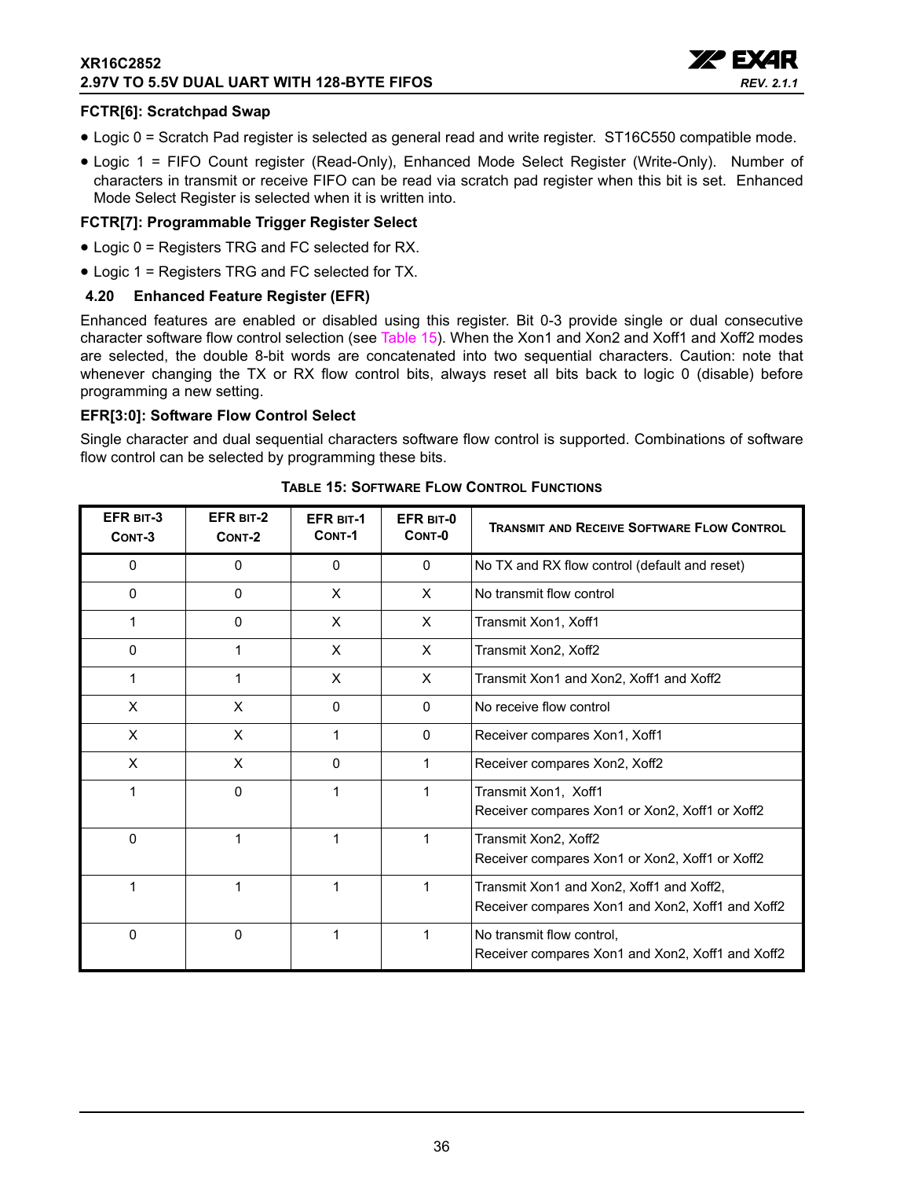### FCTR[6]: Scratchpad Swap

- Logic 0 = Scratch Pad register is selected as general read and write register. ST16C550 compatible mode.
- Logic 1 = FIFO Count register (Read-Only), Enhanced Mode Select Register (Write-Only). Number of characters in transmit or receive FIFO can be read via scratch pad register when this bit is set. Enhanced Mode Select Register is selected when it is written into.

### FCTR[7]: Programmable Trigger Register Select

- Logic 0 = Registers TRG and FC selected for RX.
- Logic 1 = Registers TRG and FC selected for TX.

## 4.20 Enhanced Feature Register (EFR)

Enhanced features are enabled or disabled using this register. Bit 0-3 provide single or dual consecutive character software flow control selection (see Table 15). When the Xon1 and Xon2 and Xoff1 and Xoff2 modes are selected, the double 8-bit words are concatenated into two sequential characters. Caution: note that whenever changing the TX or RX flow control bits, always reset all bits back to logic 0 (disable) before programming a new setting.

### EFR[3:0]: Software Flow Control Select

Single character and dual sequential characters software flow control is supported. Combinations of software flow control can be selected by programming these bits.

**TABLE 15: SOFTWARE FLOW CONTROL FUNCTIONS**

| EFR BIT-3 CONT-3 | EFR BIT-2 CONT-2 | EFR BIT-1 CONT-1 | EFR BIT-0 CONT-0 | TRANSMIT AND RECEIVE SOFTWARE FLOW CONTROL |
|---|---|---|---|---|
| 0 | 0 | 0 | 0 | No TX and RX flow control (default and reset) |
| 0 | 0 | X | X | No transmit flow control |
| 1 | 0 | X | X | Transmit Xon1, Xoff1 |
| 0 | 1 | X | X | Transmit Xon2, Xoff2 |
| 1 | 1 | X | X | Transmit Xon1 and Xon2, Xoff1 and Xoff2 |
| X | X | 0 | 0 | No receive flow control |
| X | X | 1 | 0 | Receiver compares Xon1, Xoff1 |
| X | X | 0 | 1 | Receiver compares Xon2, Xoff2 |
| 1 | 0 | 1 | 1 | Transmit Xon1, Xoff1<br>Receiver compares Xon1 or Xon2, Xoff1 or Xoff2 |
| 0 | 1 | 1 | 1 | Transmit Xon2, Xoff2<br>Receiver compares Xon1 or Xon2, Xoff1 or Xoff2 |
| 1 | 1 | 1 | 1 | Transmit Xon1 and Xon2, Xoff1 and Xoff2,<br>Receiver compares Xon1 and Xon2, Xoff1 and Xoff2 |
| 0 | 0 | 1 | 1 | No transmit flow control,<br>Receiver compares Xon1 and Xon2, Xoff1 and Xoff2 |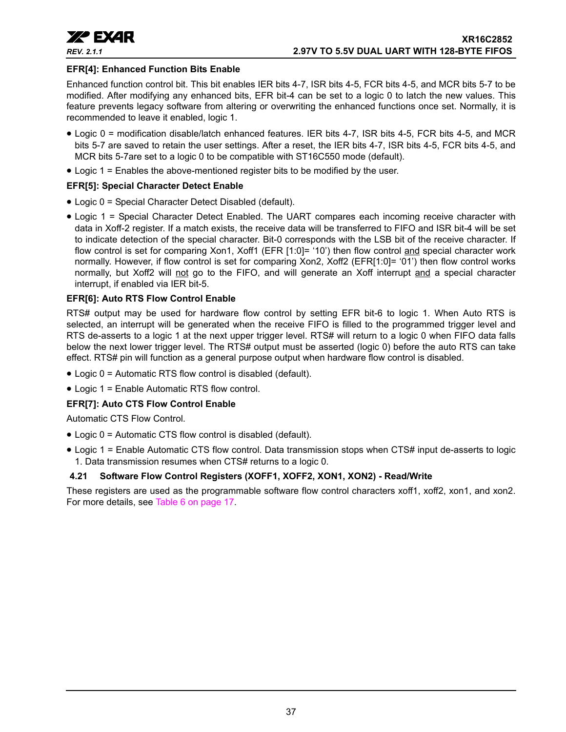#### EFR[4]: Enhanced Function Bits Enable

Enhanced function control bit. This bit enables IER bits 4-7, ISR bits 4-5, FCR bits 4-5, and MCR bits 5-7 to be modified. After modifying any enhanced bits, EFR bit-4 can be set to a logic 0 to latch the new values. This feature prevents legacy software from altering or overwriting the enhanced functions once set. Normally, it is recommended to leave it enabled, logic 1.

- Logic 0 = modification disable/latch enhanced features. IER bits 4-7, ISR bits 4-5, FCR bits 4-5, and MCR bits 5-7 are saved to retain the user settings. After a reset, the IER bits 4-7, ISR bits 4-5, FCR bits 4-5, and MCR bits 5-7are set to a logic 0 to be compatible with ST16C550 mode (default).
- Logic 1 = Enables the above-mentioned register bits to be modified by the user.

#### EFR[5]: Special Character Detect Enable

- Logic 0 = Special Character Detect Disabled (default).
- Logic 1 = Special Character Detect Enabled. The UART compares each incoming receive character with data in Xoff-2 register. If a match exists, the receive data will be transferred to FIFO and ISR bit-4 will be set to indicate detection of the special character. Bit-0 corresponds with the LSB bit of the receive character. If flow control is set for comparing Xon1, Xoff1 (EFR [1:0]= '10') then flow control <u>and</u> special character work normally. However, if flow control is set for comparing Xon2, Xoff2 (EFR[1:0]= '01') then flow control works normally, but Xoff2 will <u>not</u> go to the FIFO, and will generate an Xoff interrupt <u>and</u> a special character interrupt, if enabled via IER bit-5.

#### EFR[6]: Auto RTS Flow Control Enable

RTS# output may be used for hardware flow control by setting EFR bit-6 to logic 1. When Auto RTS is selected, an interrupt will be generated when the receive FIFO is filled to the programmed trigger level and RTS de-asserts to a logic 1 at the next upper trigger level. RTS# will return to a logic 0 when FIFO data falls below the next lower trigger level. The RTS# output must be asserted (logic 0) before the auto RTS can take effect. RTS# pin will function as a general purpose output when hardware flow control is disabled.

- Logic 0 = Automatic RTS flow control is disabled (default).
- Logic 1 = Enable Automatic RTS flow control.

#### EFR[7]: Auto CTS Flow Control Enable

Automatic CTS Flow Control.

- Logic 0 = Automatic CTS flow control is disabled (default).
- Logic 1 = Enable Automatic CTS flow control. Data transmission stops when CTS# input de-asserts to logic 1. Data transmission resumes when CTS# returns to a logic 0.

### 4.21 Software Flow Control Registers (XOFF1, XOFF2, XON1, XON2) - Read/Write

These registers are used as the programmable software flow control characters xoff1, xoff2, xon1, and xon2. For more details, see Table 6 on page 17.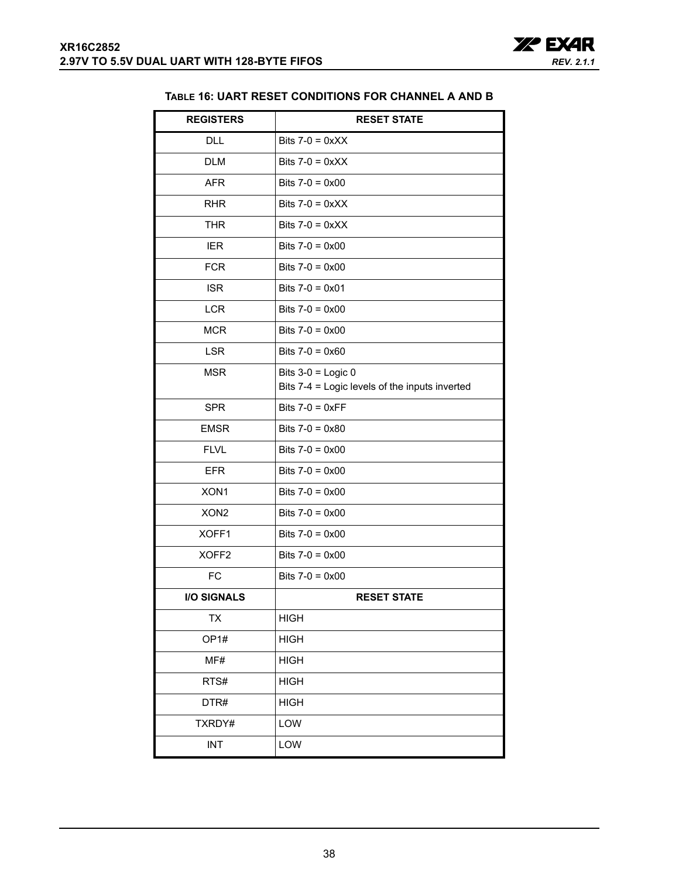**TABLE 16: UART RESET CONDITIONS FOR CHANNEL A AND B**

| REGISTERS | RESET STATE |
|---|---|
| DLL | Bits 7-0 = 0xXX |
| DLM | Bits 7-0 = 0xXX |
| AFR | Bits 7-0 = 0x00 |
| RHR | Bits 7-0 = 0xXX |
| THR | Bits 7-0 = 0xXX |
| IER | Bits 7-0 = 0x00 |
| FCR | Bits 7-0 = 0x00 |
| ISR | Bits 7-0 = 0x01 |
| LCR | Bits 7-0 = 0x00 |
| MCR | Bits 7-0 = 0x00 |
| LSR | Bits 7-0 = 0x60 |
| MSR | Bits 3-0 = Logic 0<br>Bits 7-4 = Logic levels of the inputs inverted |
| SPR | Bits 7-0 = 0xFF |
| EMSR | Bits 7-0 = 0x80 |
| FLVL | Bits 7-0 = 0x00 |
| EFR | Bits 7-0 = 0x00 |
| XON1 | Bits 7-0 = 0x00 |
| XON2 | Bits 7-0 = 0x00 |
| XOFF1 | Bits 7-0 = 0x00 |
| XOFF2 | Bits 7-0 = 0x00 |
| FC | Bits 7-0 = 0x00 |
| **I/O SIGNALS** | **RESET STATE** |
| TX | HIGH |
| OP1# | HIGH |
| MF# | HIGH |
| RTS# | HIGH |
| DTR# | HIGH |
| TXRDY# | LOW |
| INT | LOW |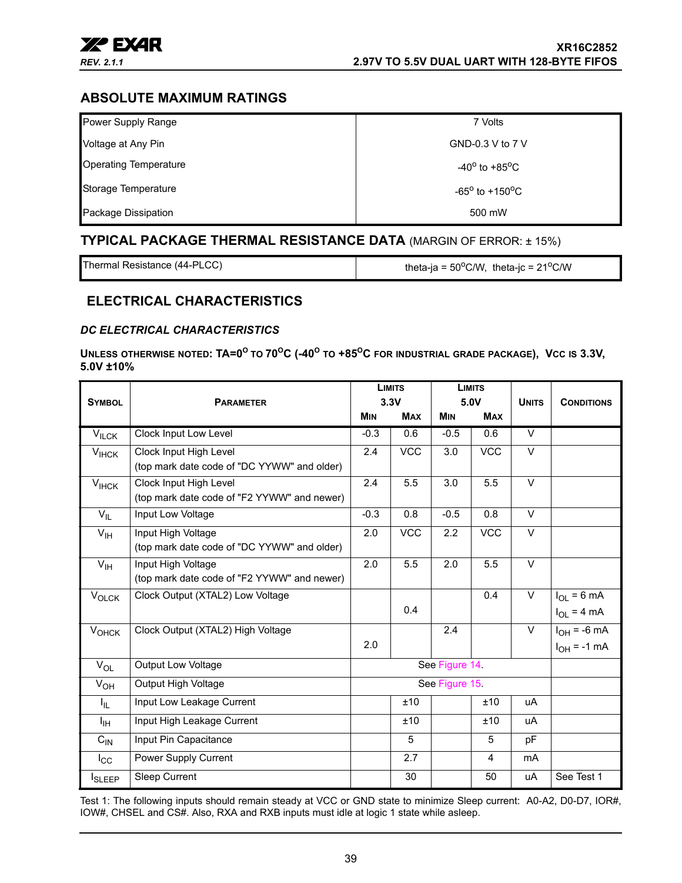## ABSOLUTE MAXIMUM RATINGS

| | |
|---|---|
| Power Supply Range | 7 Volts |
| Voltage at Any Pin | GND-0.3 V to 7 V |
| Operating Temperature | -40° to +85°C |
| Storage Temperature | -65° to +150°C |
| Package Dissipation | 500 mW |

## TYPICAL PACKAGE THERMAL RESISTANCE DATA (MARGIN OF ERROR: ± 15%)

| | |
|---|---|
| Thermal Resistance (44-PLCC) | theta-ja = 50°C/W, theta-jc = 21°C/W |

## ELECTRICAL CHARACTERISTICS

### *DC ELECTRICAL CHARACTERISTICS*

**UNLESS OTHERWISE NOTED: TA=0° TO 70°C (-40° TO +85°C FOR INDUSTRIAL GRADE PACKAGE), VCC IS 3.3V, 5.0V ±10%**

| SYMBOL | PARAMETER | LIMITS 3.3V MIN | LIMITS 3.3V MAX | LIMITS 5.0V MIN | LIMITS 5.0V MAX | UNITS | CONDITIONS |
|---|---|---|---|---|---|---|---|
| $V_{ILCK}$ | Clock Input Low Level | -0.3 | 0.6 | -0.5 | 0.6 | V | |
| $V_{IHCK}$ | Clock Input High Level (top mark date code of "DC YYWW" and older) | 2.4 | VCC | 3.0 | VCC | V | |
| $V_{IHCK}$ | Clock Input High Level (top mark date code of "F2 YYWW" and newer) | 2.4 | 5.5 | 3.0 | 5.5 | V | |
| $V_{IL}$ | Input Low Voltage | -0.3 | 0.8 | -0.5 | 0.8 | V | |
| $V_{IH}$ | Input High Voltage (top mark date code of "DC YYWW" and older) | 2.0 | VCC | 2.2 | VCC | V | |
| $V_{IH}$ | Input High Voltage (top mark date code of "F2 YYWW" and newer) | 2.0 | 5.5 | 2.0 | 5.5 | V | |
| $V_{OLCK}$ | Clock Output (XTAL2) Low Voltage | | 0.4 | | 0.4 | V | $I_{OL}$ = 6 mA (5.0V); $I_{OL}$ = 4 mA (3.3V) |
| $V_{OHCK}$ | Clock Output (XTAL2) High Voltage | 2.0 | | 2.4 | | V | $I_{OH}$ = -6 mA (5.0V); $I_{OH}$ = -1 mA (3.3V) |
| $V_{OL}$ | Output Low Voltage | See Figure 14. | | | | | |
| $V_{OH}$ | Output High Voltage | See Figure 15. | | | | | |
| $I_{IL}$ | Input Low Leakage Current | | ±10 | | ±10 | uA | |
| $I_{IH}$ | Input High Leakage Current | | ±10 | | ±10 | uA | |
| $C_{IN}$ | Input Pin Capacitance | | 5 | | 5 | pF | |
| $I_{CC}$ | Power Supply Current | | 2.7 | | 4 | mA | |
| $I_{SLEEP}$ | Sleep Current | | 30 | | 50 | uA | See Test 1 |

Test 1: The following inputs should remain steady at VCC or GND state to minimize Sleep current: A0-A2, D0-D7, IOR#, IOW#, CHSEL and CS#. Also, RXA and RXB inputs must idle at logic 1 state while asleep.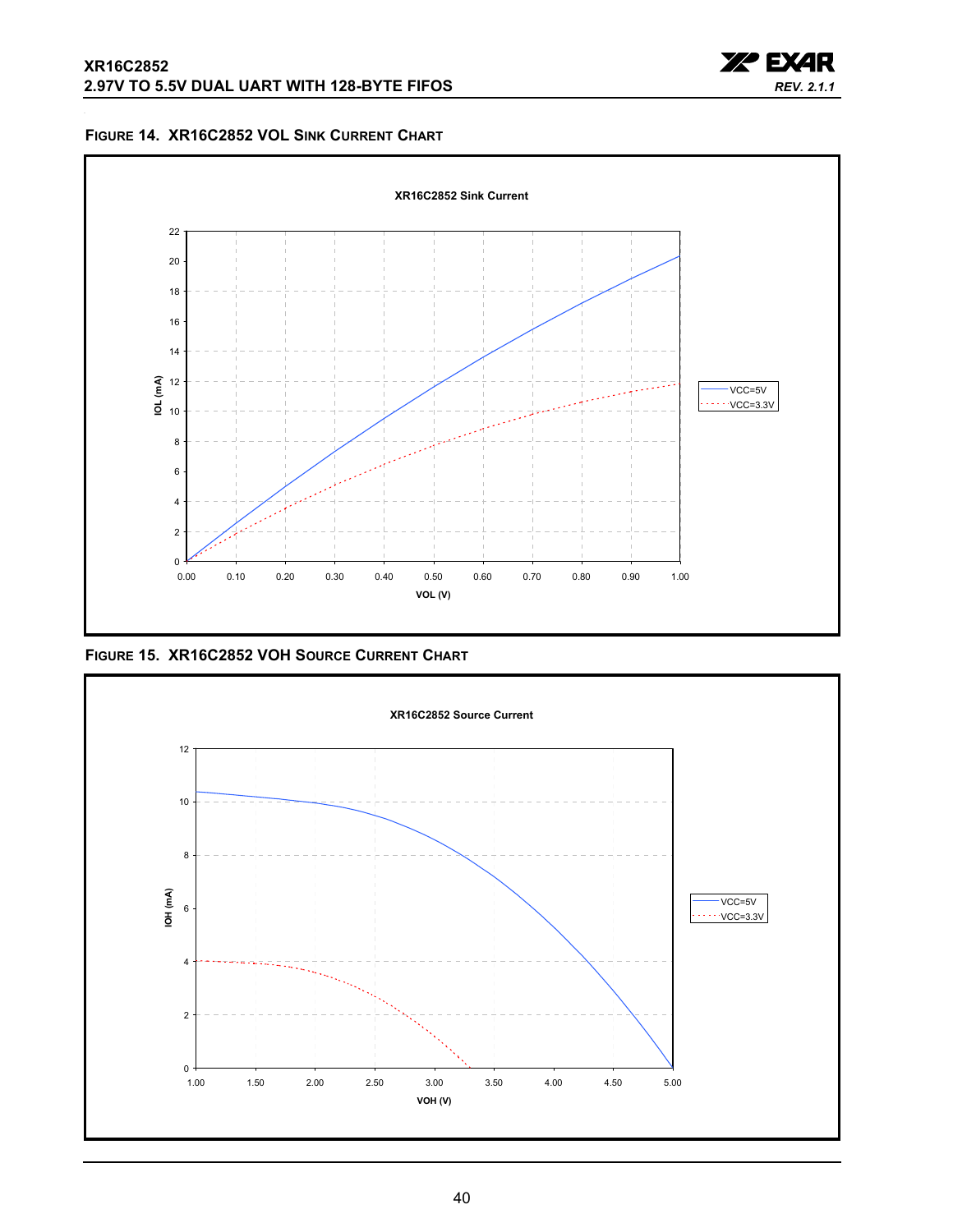### FIGURE 14. XR16C2852 VOL SINK CURRENT CHART

XR16C2852 Sink Current

IOL (mA)

VOL (V)

VCC=5V
VCC=3.3V

### FIGURE 15. XR16C2852 VOH SOURCE CURRENT CHART

XR16C2852 Source Current

IOH (mA)

VOH (V)

VCC=5V
VCC=3.3V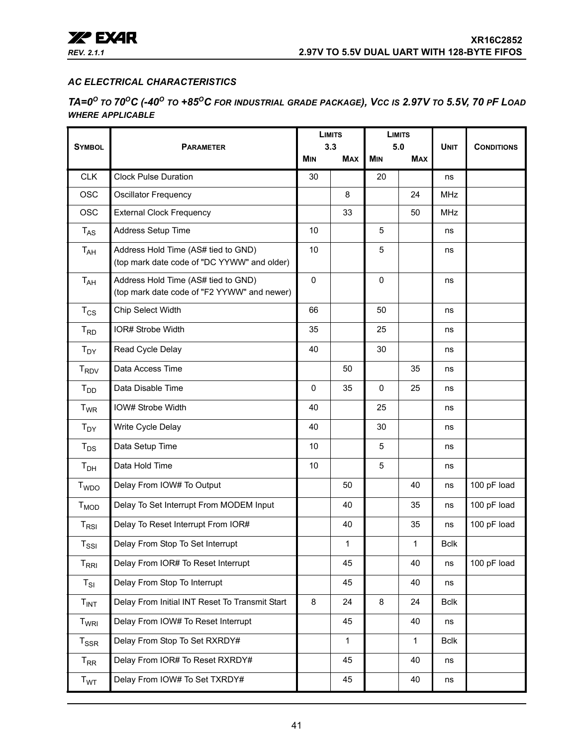## AC ELECTRICAL CHARACTERISTICS

### TA=0$^O$ TO 70$^O$C (-40$^O$ TO +85$^O$C FOR INDUSTRIAL GRADE PACKAGE), VCC IS 2.97V TO 5.5V, 70 PF LOAD WHERE APPLICABLE

| SYMBOL | PARAMETER | LIMITS 3.3 | | LIMITS 5.0 | | UNIT | CONDITIONS |
|---|---|---|---|---|---|---|---|
| | | MIN | MAX | MIN | MAX | | |
| CLK | Clock Pulse Duration | 30 | | 20 | | ns | |
| OSC | Oscillator Frequency | | 8 | | 24 | MHz | |
| OSC | External Clock Frequency | | 33 | | 50 | MHz | |
| $T_{AS}$ | Address Setup Time | 10 | | 5 | | ns | |
| $T_{AH}$ | Address Hold Time (AS# tied to GND) (top mark date code of "DC YYWW" and older) | 10 | | 5 | | ns | |
| $T_{AH}$ | Address Hold Time (AS# tied to GND) (top mark date code of "F2 YYWW" and newer) | 0 | | 0 | | ns | |
| $T_{CS}$ | Chip Select Width | 66 | | 50 | | ns | |
| $T_{RD}$ | IOR# Strobe Width | 35 | | 25 | | ns | |
| $T_{DY}$ | Read Cycle Delay | 40 | | 30 | | ns | |
| $T_{RDV}$ | Data Access Time | | 50 | | 35 | ns | |
| $T_{DD}$ | Data Disable Time | 0 | 35 | 0 | 25 | ns | |
| $T_{WR}$ | IOW# Strobe Width | 40 | | 25 | | ns | |
| $T_{DY}$ | Write Cycle Delay | 40 | | 30 | | ns | |
| $T_{DS}$ | Data Setup Time | 10 | | 5 | | ns | |
| $T_{DH}$ | Data Hold Time | 10 | | 5 | | ns | |
| $T_{WDO}$ | Delay From IOW# To Output | | 50 | | 40 | ns | 100 pF load |
| $T_{MOD}$ | Delay To Set Interrupt From MODEM Input | | 40 | | 35 | ns | 100 pF load |
| $T_{RSI}$ | Delay To Reset Interrupt From IOR# | | 40 | | 35 | ns | 100 pF load |
| $T_{SSI}$ | Delay From Stop To Set Interrupt | | 1 | | 1 | Bclk | |
| $T_{RRI}$ | Delay From IOR# To Reset Interrupt | | 45 | | 40 | ns | 100 pF load |
| $T_{SI}$ | Delay From Stop To Interrupt | | 45 | | 40 | ns | |
| $T_{INT}$ | Delay From Initial INT Reset To Transmit Start | 8 | 24 | 8 | 24 | Bclk | |
| $T_{WRI}$ | Delay From IOW# To Reset Interrupt | | 45 | | 40 | ns | |
| $T_{SSR}$ | Delay From Stop To Set RXRDY# | | 1 | | 1 | Bclk | |
| $T_{RR}$ | Delay From IOR# To Reset RXRDY# | | 45 | | 40 | ns | |
| $T_{WT}$ | Delay From IOW# To Set TXRDY# | | 45 | | 40 | ns | |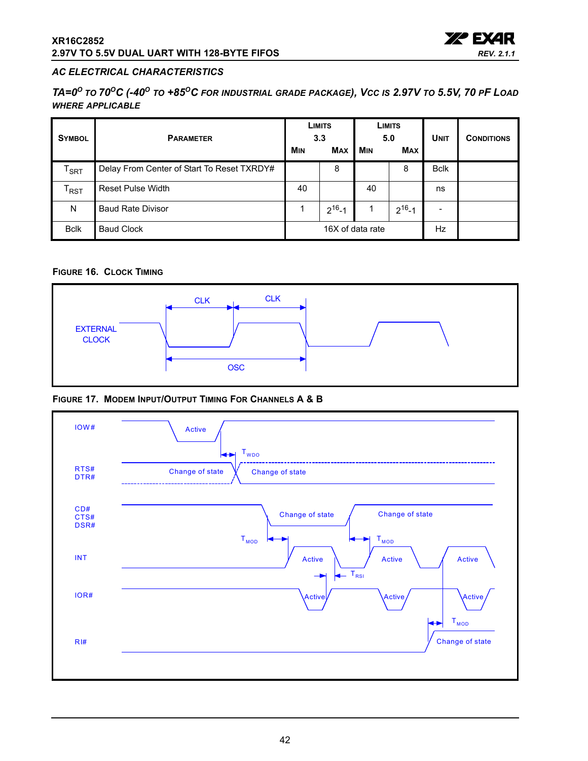## AC ELECTRICAL CHARACTERISTICS

***TA=0$^{O}$ TO 70$^{O}$C (-40$^{O}$ TO +85$^{O}$C FOR INDUSTRIAL GRADE PACKAGE), VCC IS 2.97V TO 5.5V, 70 PF LOAD WHERE APPLICABLE***

| SYMBOL | PARAMETER | LIMITS 3.3 MIN | LIMITS 3.3 MAX | LIMITS 5.0 MIN | LIMITS 5.0 MAX | UNIT | CONDITIONS |
|---|---|---|---|---|---|---|---|
| $T_{SRT}$ | Delay From Center of Start To Reset TXRDY# | | 8 | | 8 | Bclk | |
| $T_{RST}$ | Reset Pulse Width | 40 | | 40 | | ns | |
| N | Baud Rate Divisor | 1 | $2^{16}$-1 | 1 | $2^{16}$-1 | - | |
| Bclk | Baud Clock | 16X of data rate | | | | Hz | |

**FIGURE 16. CLOCK TIMING**

**FIGURE 17. MODEM INPUT/OUTPUT TIMING FOR CHANNELS A & B**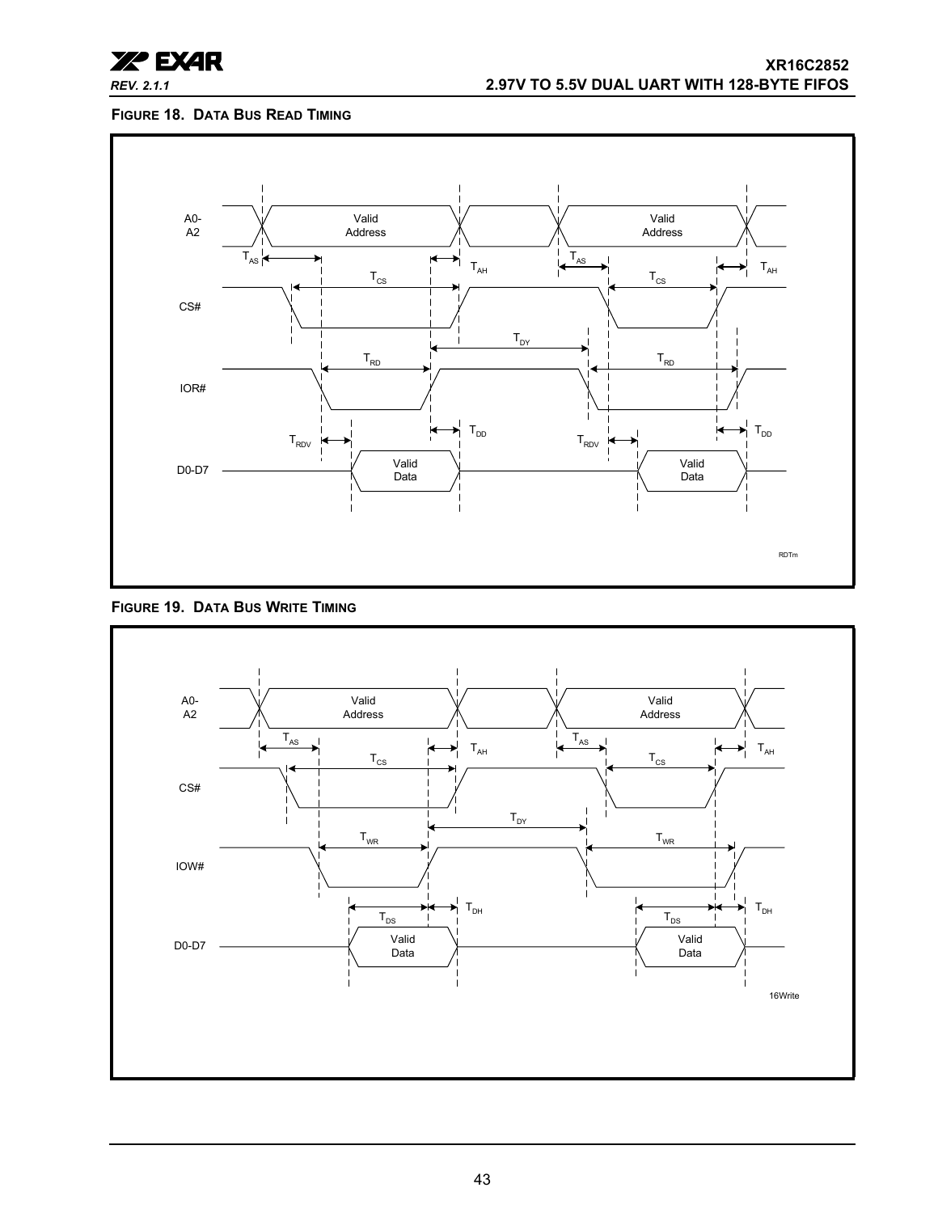**FIGURE 18. DATA BUS READ TIMING**

A0-A2: Valid Address, Valid Address

$T_{AS}$, $T_{AH}$, $T_{CS}$, $T_{DY}$, $T_{RD}$, $T_{DD}$, $T_{RDV}$

CS#

IOR#

D0-D7: Valid Data, Valid Data

RDTm

**FIGURE 19. DATA BUS WRITE TIMING**

A0-A2: Valid Address, Valid Address

$T_{AS}$, $T_{AH}$, $T_{CS}$, $T_{DY}$, $T_{WR}$, $T_{DS}$, $T_{DH}$

CS#

IOW#

D0-D7: Valid Data, Valid Data

16Write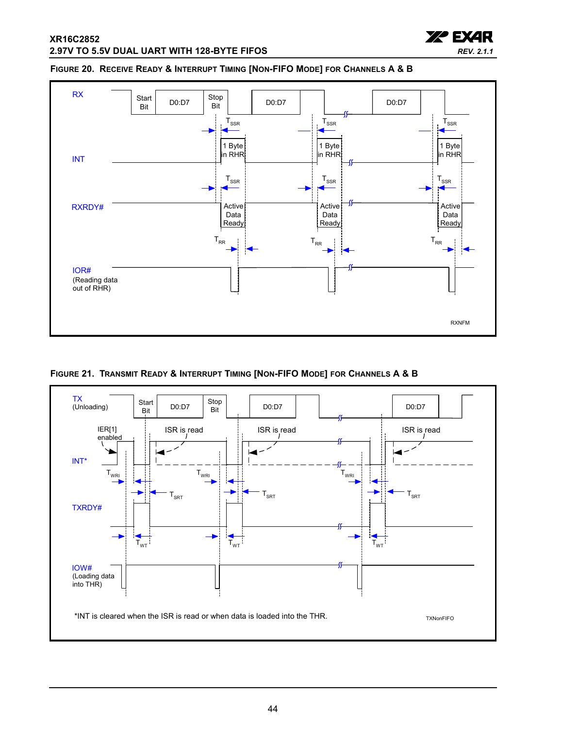### FIGURE 20. RECEIVE READY & INTERRUPT TIMING [NON-FIFO MODE] FOR CHANNELS A & B

RX

Start Bit | D0:D7 | Stop Bit | D0:D7 | D0:D7

$T_{SSR}$

INT

1 Byte in RHR

RXRDY#

Active Data Ready

$T_{RR}$

IOR#
(Reading data out of RHR)

RXNFM

### FIGURE 21. TRANSMIT READY & INTERRUPT TIMING [NON-FIFO MODE] FOR CHANNELS A & B

TX
(Unloading)

Start Bit | D0:D7 | Stop Bit | D0:D7 | D0:D7

IER[1] enabled

ISR is read

INT*

$T_{WRI}$

$T_{SRT}$

TXRDY#

$T_{WT}$

IOW#
(Loading data into THR)

*INT is cleared when the ISR is read or when data is loaded into the THR.

TXNonFIFO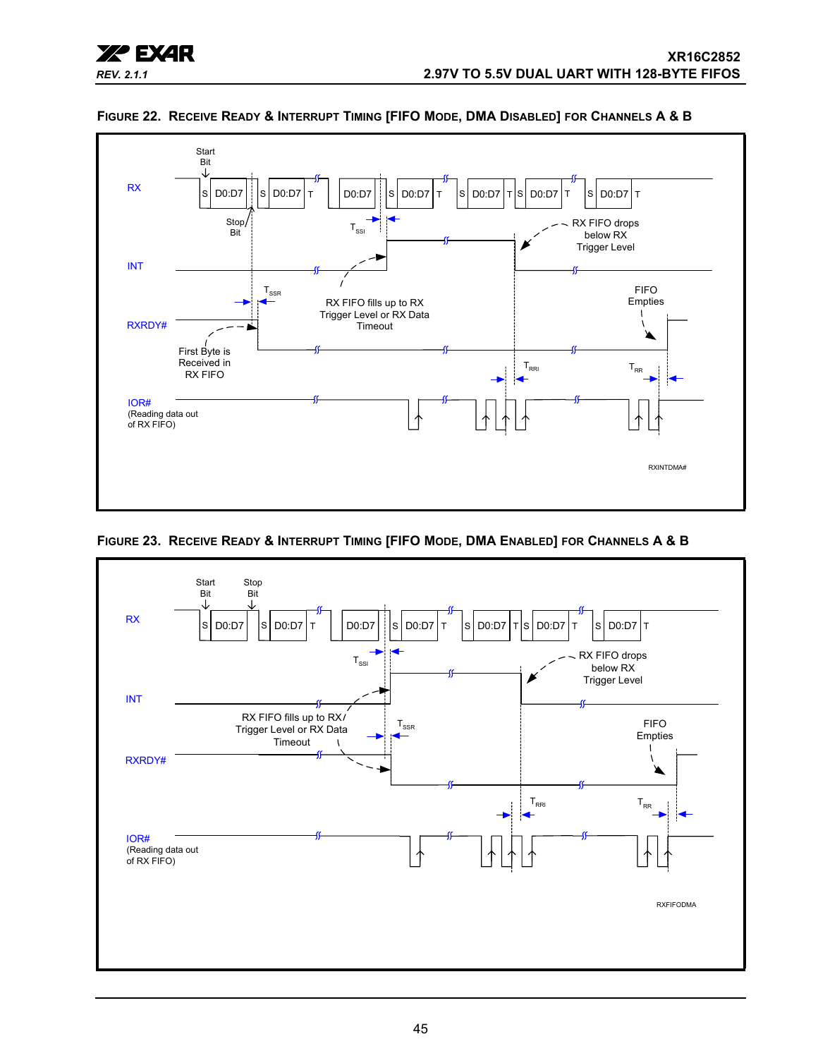**FIGURE 22. RECEIVE READY & INTERRUPT TIMING [FIFO MODE, DMA DISABLED] FOR CHANNELS A & B**

RX

Start Bit

S D0:D7 S D0:D7 T D0:D7 S D0:D7 T S D0:D7 T S D0:D7 T S D0:D7 T

Stop Bit

$T_{SSI}$

RX FIFO drops below RX Trigger Level

INT

$T_{SSR}$

RX FIFO fills up to RX Trigger Level or RX Data Timeout

FIFO Empties

RXRDY#

First Byte is Received in RX FIFO

$T_{RRI}$

$T_{RR}$

IOR# (Reading data out of RX FIFO)

RXINTDMA#

**FIGURE 23. RECEIVE READY & INTERRUPT TIMING [FIFO MODE, DMA ENABLED] FOR CHANNELS A & B**

RX

Start Bit

Stop Bit

S D0:D7 S D0:D7 T D0:D7 S D0:D7 T S D0:D7 T S D0:D7 T S D0:D7 T

$T_{SSI}$

RX FIFO drops below RX Trigger Level

INT

RX FIFO fills up to RX Trigger Level or RX Data Timeout

$T_{SSR}$

FIFO Empties

RXRDY#

$T_{RRI}$

$T_{RR}$

IOR# (Reading data out of RX FIFO)

RXFIFODMA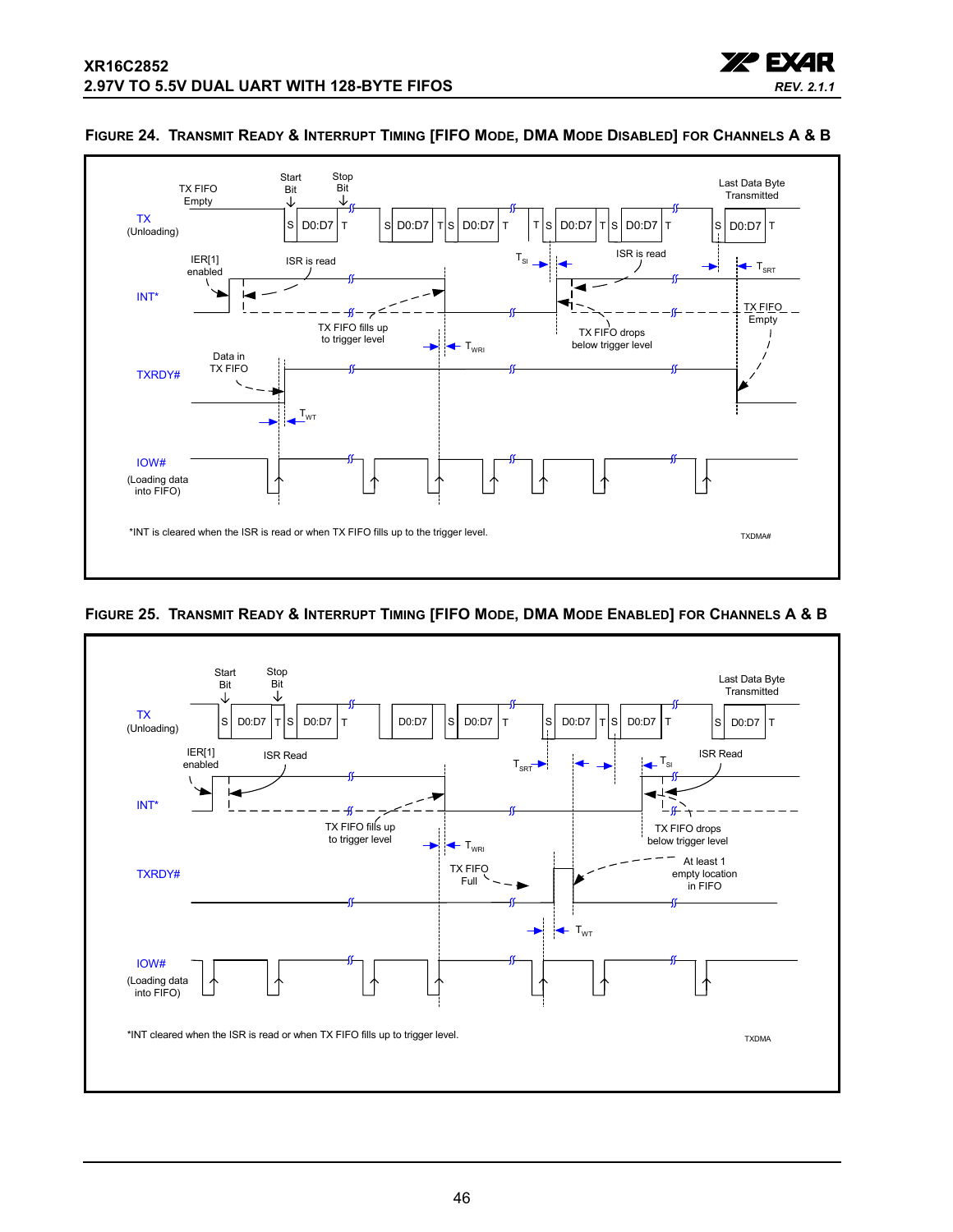**FIGURE 24. TRANSMIT READY & INTERRUPT TIMING [FIFO MODE, DMA MODE DISABLED] FOR CHANNELS A & B**

TX FIFO Empty

Start Bit

Stop Bit

Last Data Byte Transmitted

TX (Unloading)

S D0:D7 T S D0:D7 T S D0:D7 T T S D0:D7 T S D0:D7 T S D0:D7 T

IER[1] enabled

ISR is read

$T_{SI}$

ISR is read

$T_{SRT}$

INT*

TX FIFO fills up to trigger level

TX FIFO drops below trigger level

TX FIFO Empty

$T_{WRI}$

Data in TX FIFO

TXRDY#

$T_{WT}$

IOW# (Loading data into FIFO)

*INT is cleared when the ISR is read or when TX FIFO fills up to the trigger level.

TXDMA#

**FIGURE 25. TRANSMIT READY & INTERRUPT TIMING [FIFO MODE, DMA MODE ENABLED] FOR CHANNELS A & B**

Start Bit

Stop Bit

Last Data Byte Transmitted

TX (Unloading)

S D0:D7 T S D0:D7 T D0:D7 S D0:D7 T S D0:D7 T S D0:D7 T S D0:D7 T

IER[1] enabled

ISR Read

$T_{SRT}$

$T_{SI}$

ISR Read

INT*

TX FIFO fills up to trigger level

$T_{WRI}$

TX FIFO drops below trigger level

TXRDY#

TX FIFO Full

At least 1 empty location in FIFO

$T_{WT}$

IOW# (Loading data into FIFO)

*INT cleared when the ISR is read or when TX FIFO fills up to trigger level.

TXDMA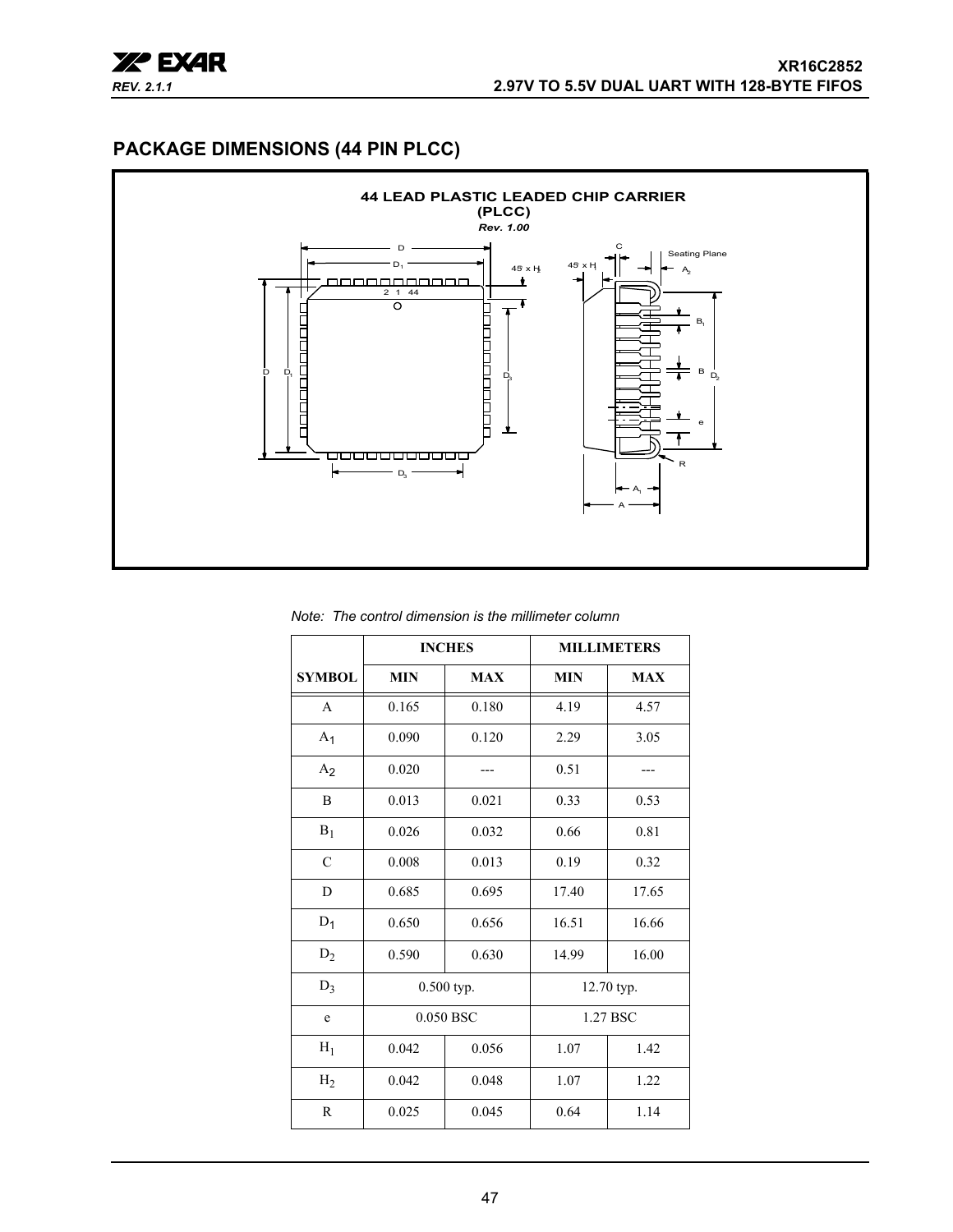## PACKAGE DIMENSIONS (44 PIN PLCC)

**44 LEAD PLASTIC LEADED CHIP CARRIER (PLCC)**

***Rev. 1.00***

*Note: The control dimension is the millimeter column*

| | INCHES | | MILLIMETERS | |
|---|---|---|---|---|
| SYMBOL | MIN | MAX | MIN | MAX |
| A | 0.165 | 0.180 | 4.19 | 4.57 |
| $A_1$ | 0.090 | 0.120 | 2.29 | 3.05 |
| $A_2$ | 0.020 | --- | 0.51 | --- |
| B | 0.013 | 0.021 | 0.33 | 0.53 |
| $B_1$ | 0.026 | 0.032 | 0.66 | 0.81 |
| C | 0.008 | 0.013 | 0.19 | 0.32 |
| D | 0.685 | 0.695 | 17.40 | 17.65 |
| $D_1$ | 0.650 | 0.656 | 16.51 | 16.66 |
| $D_2$ | 0.590 | 0.630 | 14.99 | 16.00 |
| $D_3$ | 0.500 typ. | | 12.70 typ. | |
| e | 0.050 BSC | | 1.27 BSC | |
| $H_1$ | 0.042 | 0.056 | 1.07 | 1.42 |
| $H_2$ | 0.042 | 0.048 | 1.07 | 1.22 |
| R | 0.025 | 0.045 | 0.64 | 1.14 |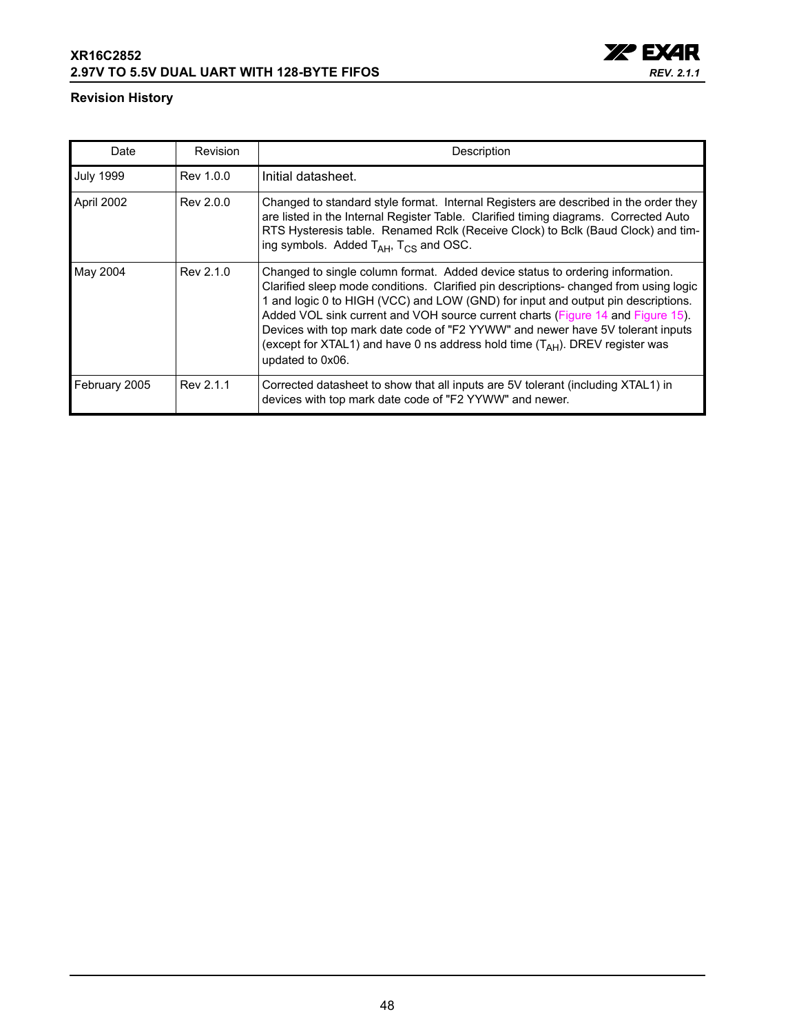## Revision History

| Date | Revision | Description |
|---|---|---|
| July 1999 | Rev 1.0.0 | Initial datasheet. |
| April 2002 | Rev 2.0.0 | Changed to standard style format. Internal Registers are described in the order they are listed in the Internal Register Table. Clarified timing diagrams. Corrected Auto RTS Hysteresis table. Renamed Rclk (Receive Clock) to Bclk (Baud Clock) and timing symbols. Added $T_{AH}$, $T_{CS}$ and OSC. |
| May 2004 | Rev 2.1.0 | Changed to single column format. Added device status to ordering information. Clarified sleep mode conditions. Clarified pin descriptions- changed from using logic 1 and logic 0 to HIGH (VCC) and LOW (GND) for input and output pin descriptions. Added VOL sink current and VOH source current charts (Figure 14 and Figure 15). Devices with top mark date code of "F2 YYWW" and newer have 5V tolerant inputs (except for XTAL1) and have 0 ns address hold time ($T_{AH}$). DREV register was updated to 0x06. |
| February 2005 | Rev 2.1.1 | Corrected datasheet to show that all inputs are 5V tolerant (including XTAL1) in devices with top mark date code of "F2 YYWW" and newer. |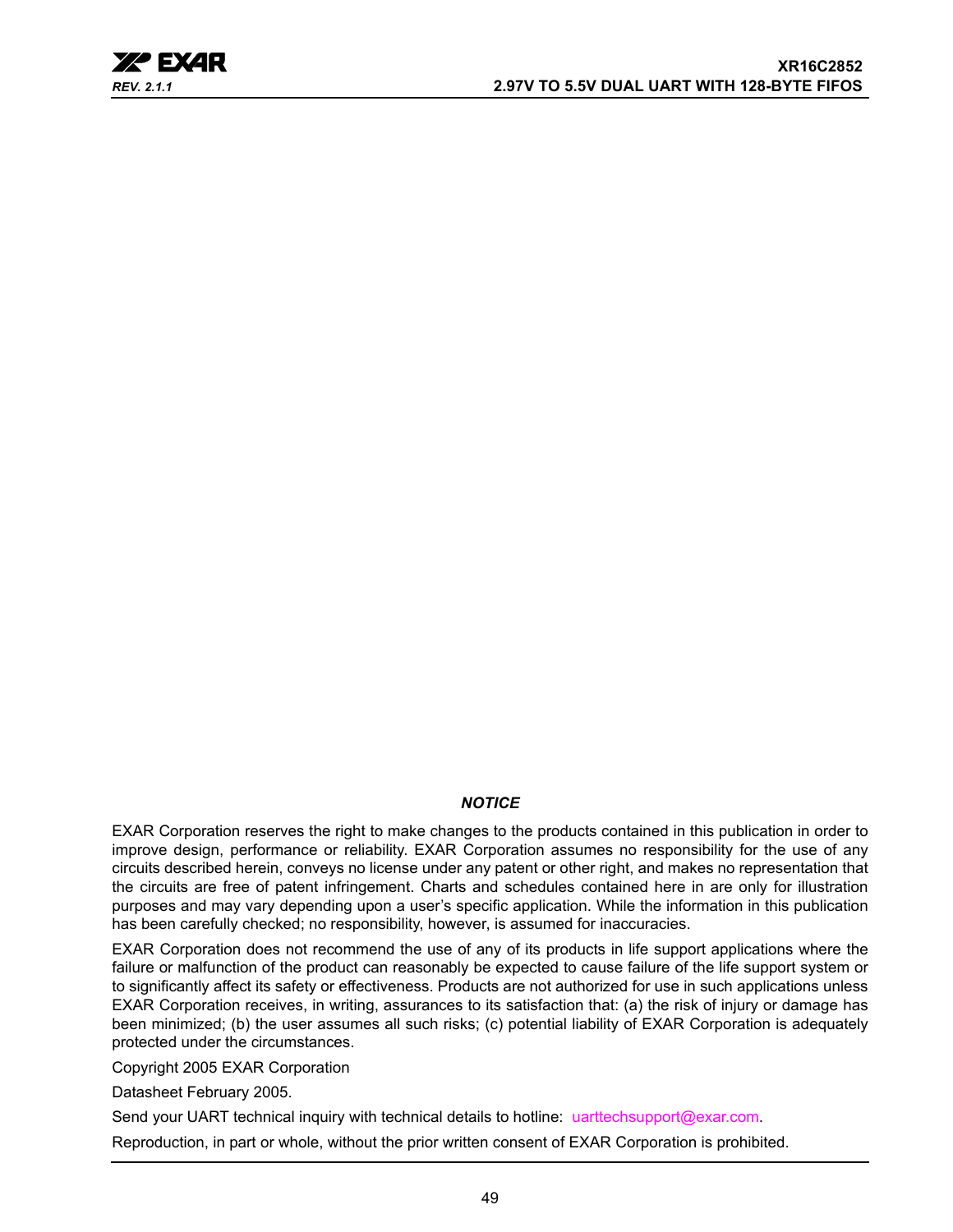### *NOTICE*

EXAR Corporation reserves the right to make changes to the products contained in this publication in order to improve design, performance or reliability. EXAR Corporation assumes no responsibility for the use of any circuits described herein, conveys no license under any patent or other right, and makes no representation that the circuits are free of patent infringement. Charts and schedules contained here in are only for illustration purposes and may vary depending upon a user's specific application. While the information in this publication has been carefully checked; no responsibility, however, is assumed for inaccuracies.

EXAR Corporation does not recommend the use of any of its products in life support applications where the failure or malfunction of the product can reasonably be expected to cause failure of the life support system or to significantly affect its safety or effectiveness. Products are not authorized for use in such applications unless EXAR Corporation receives, in writing, assurances to its satisfaction that: (a) the risk of injury or damage has been minimized; (b) the user assumes all such risks; (c) potential liability of EXAR Corporation is adequately protected under the circumstances.

Copyright 2005 EXAR Corporation

Datasheet February 2005.

Send your UART technical inquiry with technical details to hotline: uarttechsupport@exar.com.

Reproduction, in part or whole, without the prior written consent of EXAR Corporation is prohibited.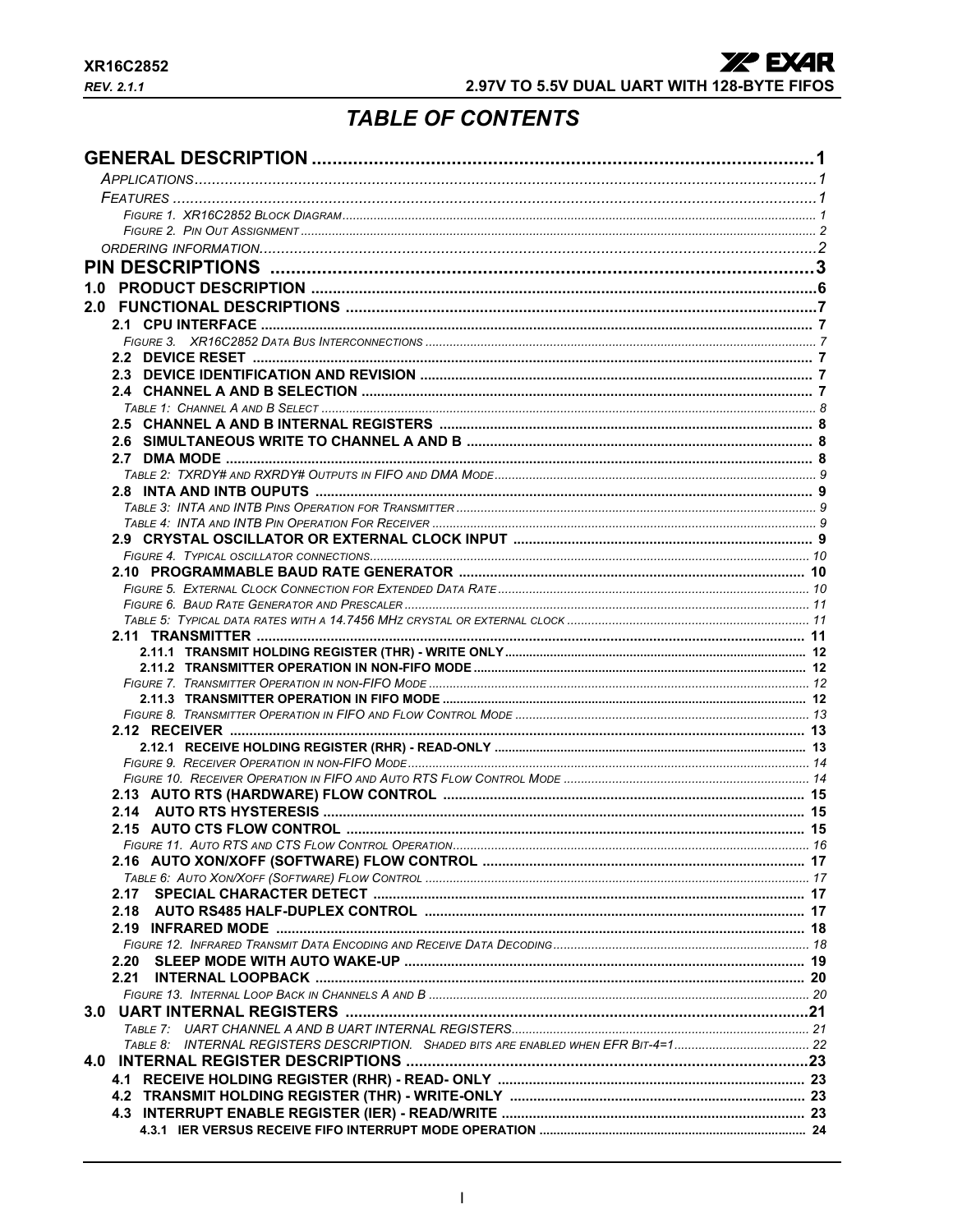# TABLE OF CONTENTS

**GENERAL DESCRIPTION** ..... 1
- *APPLICATIONS* ..... 1
- *FEATURES* ..... 1
  - *FIGURE 1. XR16C2852 BLOCK DIAGRAM* ..... 1
  - *FIGURE 2. PIN OUT ASSIGNMENT* ..... 2
- *ORDERING INFORMATION* ..... 2

**PIN DESCRIPTIONS** ..... 3

**1.0 PRODUCT DESCRIPTION** ..... 6

**2.0 FUNCTIONAL DESCRIPTIONS** ..... 7
- **2.1 CPU INTERFACE** ..... 7
  - *FIGURE 3. XR16C2852 DATA BUS INTERCONNECTIONS* ..... 7
- **2.2 DEVICE RESET** ..... 7
- **2.3 DEVICE IDENTIFICATION AND REVISION** ..... 7
- **2.4 CHANNEL A AND B SELECTION** ..... 7
  - *TABLE 1: CHANNEL A AND B SELECT* ..... 8
- **2.5 CHANNEL A AND B INTERNAL REGISTERS** ..... 8
- **2.6 SIMULTANEOUS WRITE TO CHANNEL A AND B** ..... 8
- **2.7 DMA MODE** ..... 8
  - *TABLE 2: TXRDY# AND RXRDY# OUTPUTS IN FIFO AND DMA MODE* ..... 9
- **2.8 INTA AND INTB OUPUTS** ..... 9
  - *TABLE 3: INTA AND INTB PINS OPERATION FOR TRANSMITTER* ..... 9
  - *TABLE 4: INTA AND INTB PIN OPERATION FOR RECEIVER* ..... 9
- **2.9 CRYSTAL OSCILLATOR OR EXTERNAL CLOCK INPUT** ..... 9
  - *FIGURE 4. TYPICAL OSCILLATOR CONNECTIONS* ..... 10
- **2.10 PROGRAMMABLE BAUD RATE GENERATOR** ..... 10
  - *FIGURE 5. EXTERNAL CLOCK CONNECTION FOR EXTENDED DATA RATE* ..... 10
  - *FIGURE 6. BAUD RATE GENERATOR AND PRESCALER* ..... 11
  - *TABLE 5: TYPICAL DATA RATES WITH A 14.7456 MHZ CRYSTAL OR EXTERNAL CLOCK* ..... 11
- **2.11 TRANSMITTER** ..... 11
  - **2.11.1 TRANSMIT HOLDING REGISTER (THR) - WRITE ONLY** ..... 12
  - **2.11.2 TRANSMITTER OPERATION IN NON-FIFO MODE** ..... 12
  - *FIGURE 7. TRANSMITTER OPERATION IN NON-FIFO MODE* ..... 12
  - **2.11.3 TRANSMITTER OPERATION IN FIFO MODE** ..... 12
  - *FIGURE 8. TRANSMITTER OPERATION IN FIFO AND FLOW CONTROL MODE* ..... 13
- **2.12 RECEIVER** ..... 13
  - **2.12.1 RECEIVE HOLDING REGISTER (RHR) - READ-ONLY** ..... 13
  - *FIGURE 9. RECEIVER OPERATION IN NON-FIFO MODE* ..... 14
  - *FIGURE 10. RECEIVER OPERATION IN FIFO AND AUTO RTS FLOW CONTROL MODE* ..... 14
- **2.13 AUTO RTS (HARDWARE) FLOW CONTROL** ..... 15
- **2.14 AUTO RTS HYSTERESIS** ..... 15
- **2.15 AUTO CTS FLOW CONTROL** ..... 15
  - *FIGURE 11. AUTO RTS AND CTS FLOW CONTROL OPERATION* ..... 16
- **2.16 AUTO XON/XOFF (SOFTWARE) FLOW CONTROL** ..... 17
  - *TABLE 6: AUTO XON/XOFF (SOFTWARE) FLOW CONTROL* ..... 17
- **2.17 SPECIAL CHARACTER DETECT** ..... 17
- **2.18 AUTO RS485 HALF-DUPLEX CONTROL** ..... 17
- **2.19 INFRARED MODE** ..... 18
  - *FIGURE 12. INFRARED TRANSMIT DATA ENCODING AND RECEIVE DATA DECODING* ..... 18
- **2.20 SLEEP MODE WITH AUTO WAKE-UP** ..... 19
- **2.21 INTERNAL LOOPBACK** ..... 20
  - *FIGURE 13. INTERNAL LOOP BACK IN CHANNELS A AND B* ..... 20

**3.0 UART INTERNAL REGISTERS** ..... 21
- *TABLE 7: UART CHANNEL A AND B UART INTERNAL REGISTERS* ..... 21
- *TABLE 8: INTERNAL REGISTERS DESCRIPTION. SHADED BITS ARE ENABLED WHEN EFR BIT-4=1* ..... 22

**4.0 INTERNAL REGISTER DESCRIPTIONS** ..... 23
- **4.1 RECEIVE HOLDING REGISTER (RHR) - READ- ONLY** ..... 23
- **4.2 TRANSMIT HOLDING REGISTER (THR) - WRITE-ONLY** ..... 23
- **4.3 INTERRUPT ENABLE REGISTER (IER) - READ/WRITE** ..... 23
  - **4.3.1 IER VERSUS RECEIVE FIFO INTERRUPT MODE OPERATION** ..... 24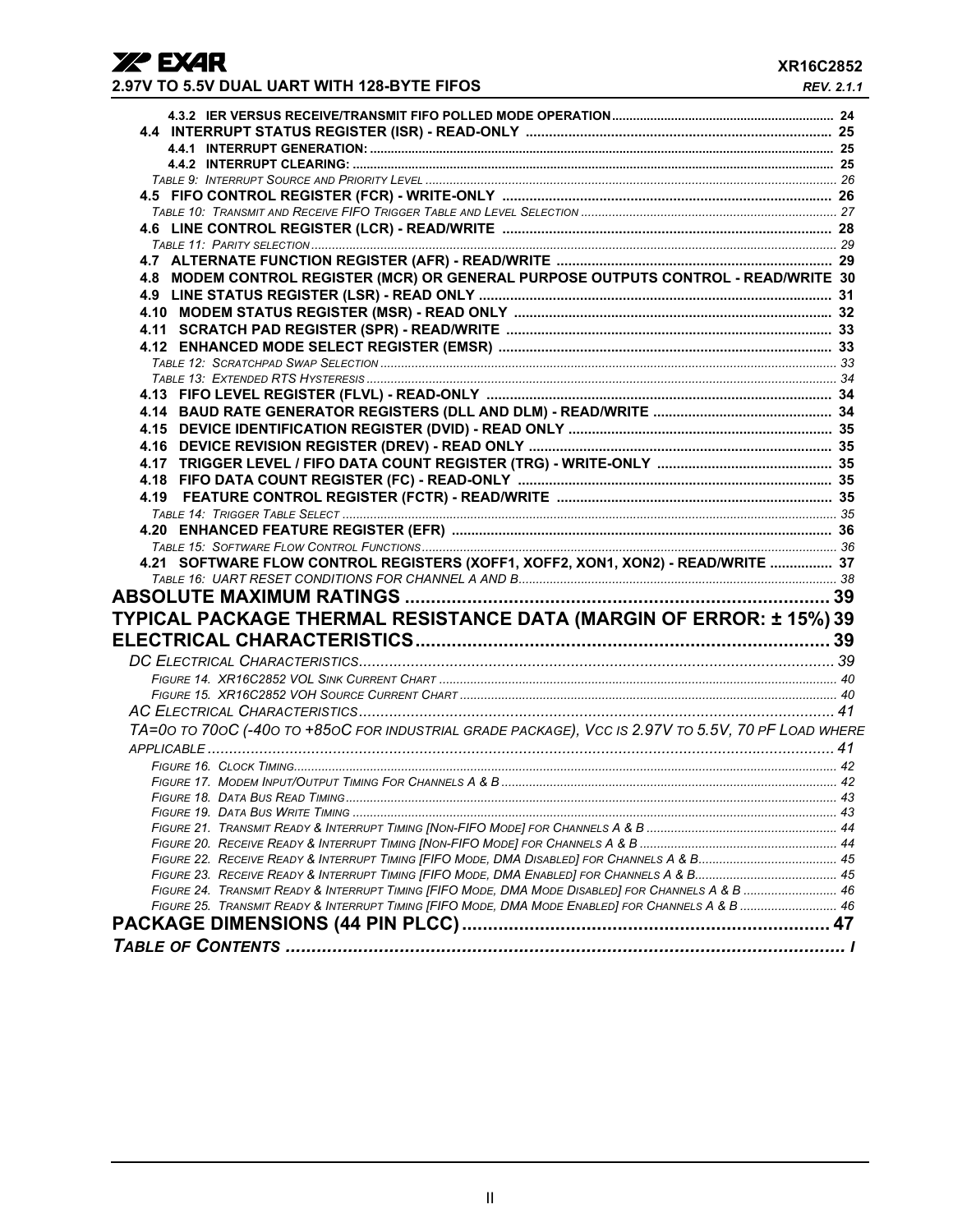4.3.2 IER VERSUS RECEIVE/TRANSMIT FIFO POLLED MODE OPERATION ........ 24
4.4 INTERRUPT STATUS REGISTER (ISR) - READ-ONLY ........ 25
4.4.1 INTERRUPT GENERATION: ........ 25
4.4.2 INTERRUPT CLEARING: ........ 25
*Table 9: Interrupt Source and Priority Level* ........ 26
4.5 FIFO CONTROL REGISTER (FCR) - WRITE-ONLY ........ 26
*Table 10: Transmit and Receive FIFO Trigger Table and Level Selection* ........ 27
4.6 LINE CONTROL REGISTER (LCR) - READ/WRITE ........ 28
*Table 11: Parity selection* ........ 29
4.7 ALTERNATE FUNCTION REGISTER (AFR) - READ/WRITE ........ 29
4.8 MODEM CONTROL REGISTER (MCR) OR GENERAL PURPOSE OUTPUTS CONTROL - READ/WRITE 30
4.9 LINE STATUS REGISTER (LSR) - READ ONLY ........ 31
4.10 MODEM STATUS REGISTER (MSR) - READ ONLY ........ 32
4.11 SCRATCH PAD REGISTER (SPR) - READ/WRITE ........ 33
4.12 ENHANCED MODE SELECT REGISTER (EMSR) ........ 33
*Table 12: Scratchpad Swap Selection* ........ 33
*Table 13: Extended RTS Hysteresis* ........ 34
4.13 FIFO LEVEL REGISTER (FLVL) - READ-ONLY ........ 34
4.14 BAUD RATE GENERATOR REGISTERS (DLL AND DLM) - READ/WRITE ........ 34
4.15 DEVICE IDENTIFICATION REGISTER (DVID) - READ ONLY ........ 35
4.16 DEVICE REVISION REGISTER (DREV) - READ ONLY ........ 35
4.17 TRIGGER LEVEL / FIFO DATA COUNT REGISTER (TRG) - WRITE-ONLY ........ 35
4.18 FIFO DATA COUNT REGISTER (FC) - READ-ONLY ........ 35
4.19 FEATURE CONTROL REGISTER (FCTR) - READ/WRITE ........ 35
*Table 14: Trigger Table Select* ........ 35
4.20 ENHANCED FEATURE REGISTER (EFR) ........ 36
*Table 15: Software Flow Control Functions* ........ 36
4.21 SOFTWARE FLOW CONTROL REGISTERS (XOFF1, XOFF2, XON1, XON2) - READ/WRITE ........ 37
*Table 16: UART Reset Conditions for Channel A and B* ........ 38

## ABSOLUTE MAXIMUM RATINGS ........ 39
## TYPICAL PACKAGE THERMAL RESISTANCE DATA (MARGIN OF ERROR: ± 15%) 39
## ELECTRICAL CHARACTERISTICS ........ 39

*DC Electrical Characteristics* ........ 39
*Figure 14. XR16C2852 VOL Sink Current Chart* ........ 40
*Figure 15. XR16C2852 VOH Source Current Chart* ........ 40
*AC Electrical Characteristics* ........ 41
*TA=0o to 70oC (-40o to +85oC for industrial grade package), Vcc is 2.97V to 5.5V, 70 pF Load where applicable* ........ 41
*Figure 16. Clock Timing* ........ 42
*Figure 17. Modem Input/Output Timing For Channels A & B* ........ 42
*Figure 18. Data Bus Read Timing* ........ 43
*Figure 19. Data Bus Write Timing* ........ 43
*Figure 21. Transmit Ready & Interrupt Timing [Non-FIFO Mode] for Channels A & B* ........ 44
*Figure 20. Receive Ready & Interrupt Timing [Non-FIFO Mode] for Channels A & B* ........ 44
*Figure 22. Receive Ready & Interrupt Timing [FIFO Mode, DMA Disabled] for Channels A & B* ........ 45
*Figure 23. Receive Ready & Interrupt Timing [FIFO Mode, DMA Enabled] for Channels A & B* ........ 45
*Figure 24. Transmit Ready & Interrupt Timing [FIFO Mode, DMA Mode Disabled] for Channels A & B* ........ 46
*Figure 25. Transmit Ready & Interrupt Timing [FIFO Mode, DMA Mode Enabled] for Channels A & B* ........ 46

## PACKAGE DIMENSIONS (44 PIN PLCC) ........ 47
## *TABLE OF CONTENTS* ........ I